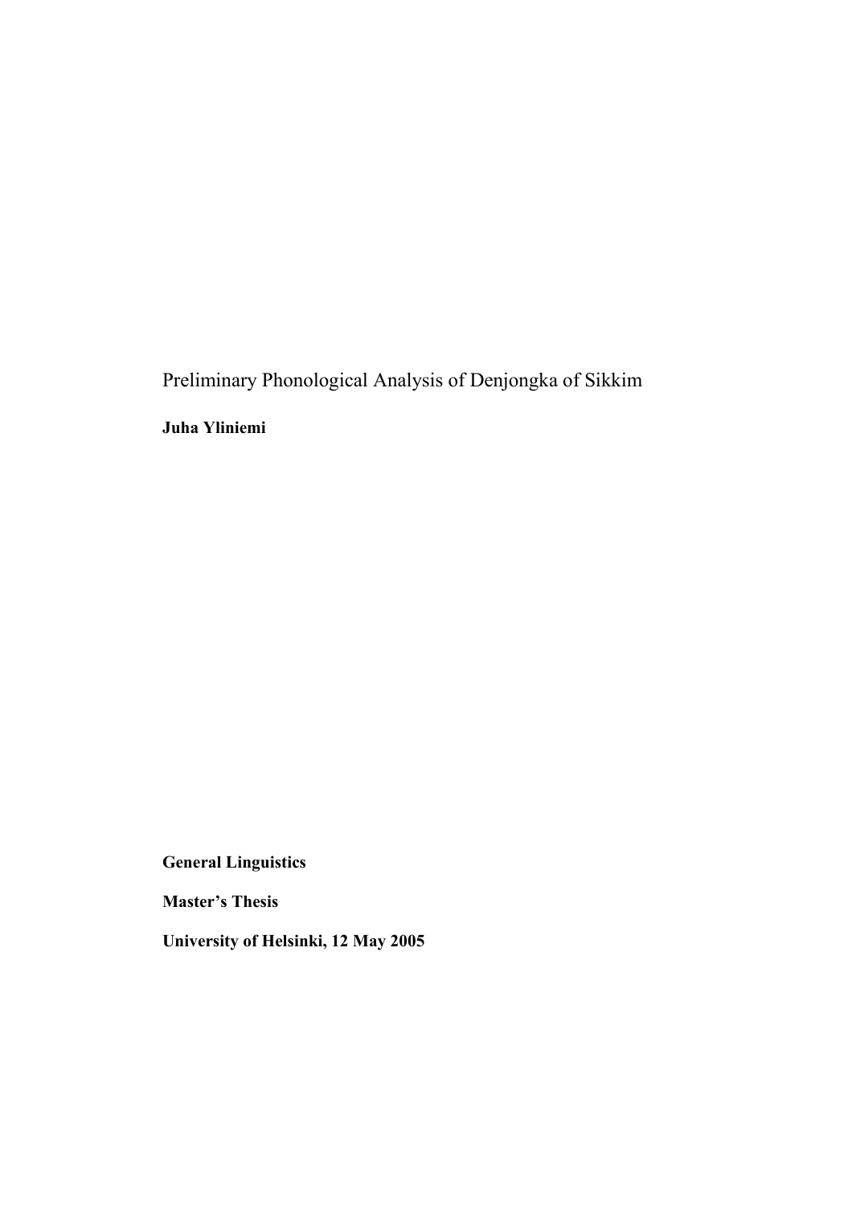# Preliminary Phonological Analysis of Denjongka of Sikkim

**Juha Yliniemi**

**General Linguistics**

**Master's Thesis**

**University of Helsinki, 12 May 2005**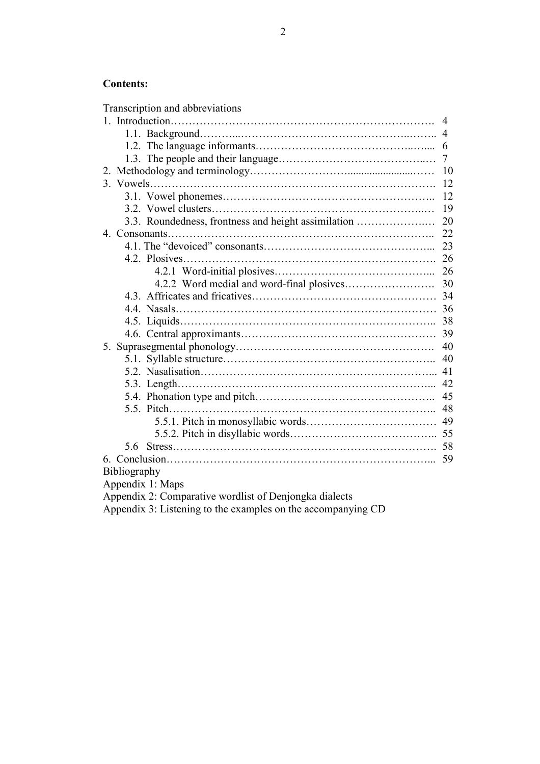**Contents:**

Transcription and abbreviations

1. Introduction……………………………………………………………. 4
    1.1. Background………..……………………………………..…….. 4
    1.2. The language informants…………………………………..…... 6
    1.3. The people and their language…………………………………..… 7
2. Methodology and terminology………………………..........................…… 10
3. Vowels……………………………………………………………………. 12
    3.1. Vowel phonemes……………………………………………….. 12
    3.2. Vowel clusters…………………………………………………..… 19
    3.3. Roundedness, frontness and height assimilation ……………….… 20
4. Consonants……………………………………………………………….. 22
    4.1. The "devoiced" consonants……………………………………... 23
    4.2. Plosives………………………………………………………….. 26
        4.2.1 Word-initial plosives……………………………………... 26
        4.2.2 Word medial and word-final plosives……………………. 30
    4.3. Affricates and fricatives…………………………………………… 34
    4.4. Nasals…………………………………………………………… 36
    4.5. Liquids………………………………………………………….. 38
    4.6. Central approximants……………………………………………… 39
5. Suprasegmental phonology………………………………………………. 40
    5.1. Syllable structure……………………………………………….. 40
    5.2. Nasalisation……………………………………………………... 41
    5.3. Length……………………………………………………………... 42
    5.4. Phonation type and pitch………………………………………….. 45
    5.5. Pitch……………………………………………………………….. 48
        5.5.1. Pitch in monosyllabic words……………………………… 49
        5.5.2. Pitch in disyllabic words………………………………….. 55
    5.6 Stress………………………………………………………………. 58
6. Conclusion……………………………………………………………….... 59

Bibliography

Appendix 1: Maps

Appendix 2: Comparative wordlist of Denjongka dialects

Appendix 3: Listening to the examples on the accompanying CD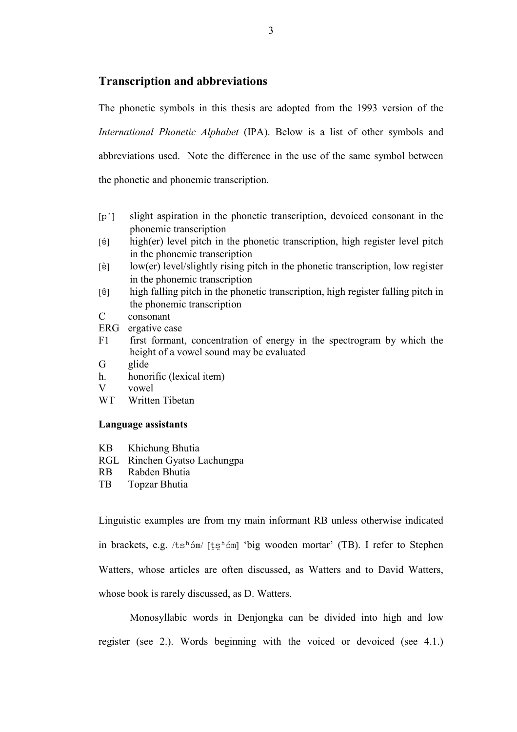## Transcription and abbreviations

The phonetic symbols in this thesis are adopted from the 1993 version of the *International Phonetic Alphabet* (IPA). Below is a list of other symbols and abbreviations used. Note the difference in the use of the same symbol between the phonetic and phonemic transcription.

- [p'] slight aspiration in the phonetic transcription, devoiced consonant in the phonemic transcription
- [é] high(er) level pitch in the phonetic transcription, high register level pitch in the phonemic transcription
- [è] low(er) level/slightly rising pitch in the phonetic transcription, low register in the phonemic transcription
- [ê] high falling pitch in the phonetic transcription, high register falling pitch in the phonemic transcription
- C consonant
- ERG ergative case
- F1 first formant, concentration of energy in the spectrogram by which the height of a vowel sound may be evaluated
- G glide
- h. honorific (lexical item)
- V vowel
- WT Written Tibetan

**Language assistants**

- KB Khichung Bhutia
- RGL Rinchen Gyatso Lachungpa
- RB Rabden Bhutia
- TB Topzar Bhutia

Linguistic examples are from my main informant RB unless otherwise indicated in brackets, e.g. /tsʰóm/ [ʈ̺ʂ̺ʰóm] 'big wooden mortar' (TB). I refer to Stephen Watters, whose articles are often discussed, as Watters and to David Watters, whose book is rarely discussed, as D. Watters.

Monosyllabic words in Denjongka can be divided into high and low register (see 2.). Words beginning with the voiced or devoiced (see 4.1.)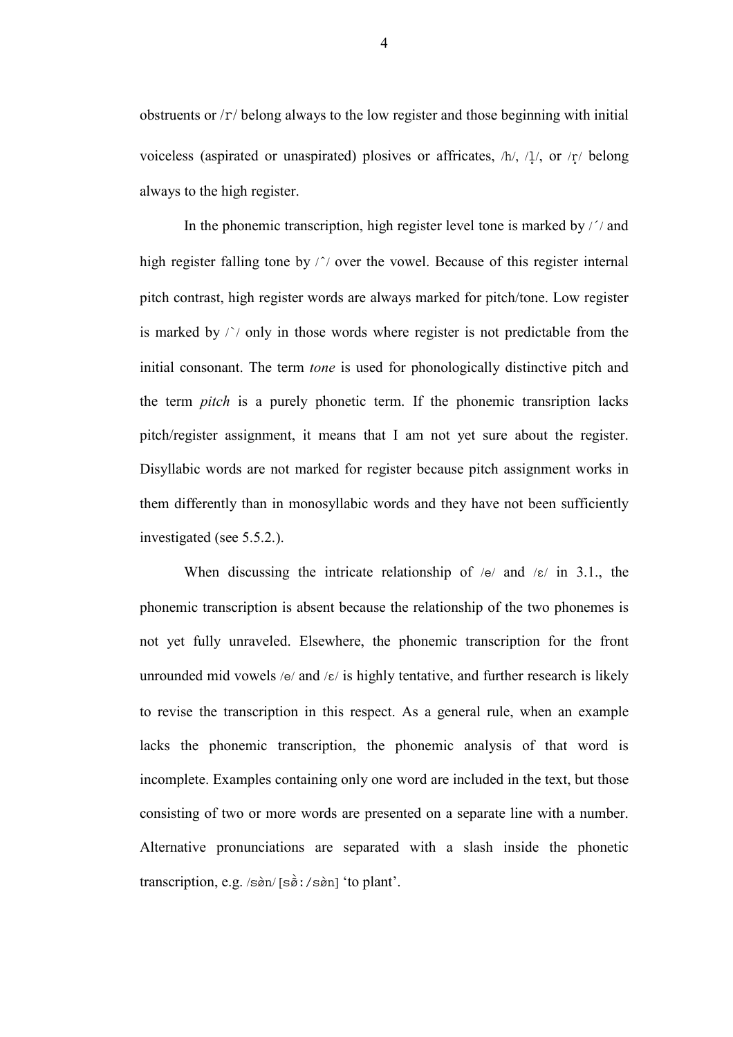obstruents or /r/ belong always to the low register and those beginning with initial voiceless (aspirated or unaspirated) plosives or affricates, /h/, /l̥/, or /r̥/ belong always to the high register.

In the phonemic transcription, high register level tone is marked by /´/ and high register falling tone by /ˆ/ over the vowel. Because of this register internal pitch contrast, high register words are always marked for pitch/tone. Low register is marked by /`/ only in those words where register is not predictable from the initial consonant. The term *tone* is used for phonologically distinctive pitch and the term *pitch* is a purely phonetic term. If the phonemic transription lacks pitch/register assignment, it means that I am not yet sure about the register. Disyllabic words are not marked for register because pitch assignment works in them differently than in monosyllabic words and they have not been sufficiently investigated (see 5.5.2.).

When discussing the intricate relationship of /e/ and /ɛ/ in 3.1., the phonemic transcription is absent because the relationship of the two phonemes is not yet fully unraveled. Elsewhere, the phonemic transcription for the front unrounded mid vowels /e/ and /ɛ/ is highly tentative, and further research is likely to revise the transcription in this respect. As a general rule, when an example lacks the phonemic transcription, the phonemic analysis of that word is incomplete. Examples containing only one word are included in the text, but those consisting of two or more words are presented on a separate line with a number. Alternative pronunciations are separated with a slash inside the phonetic transcription, e.g. /sə̀n/ [sə̃̀ː/sə̀n] ‘to plant’.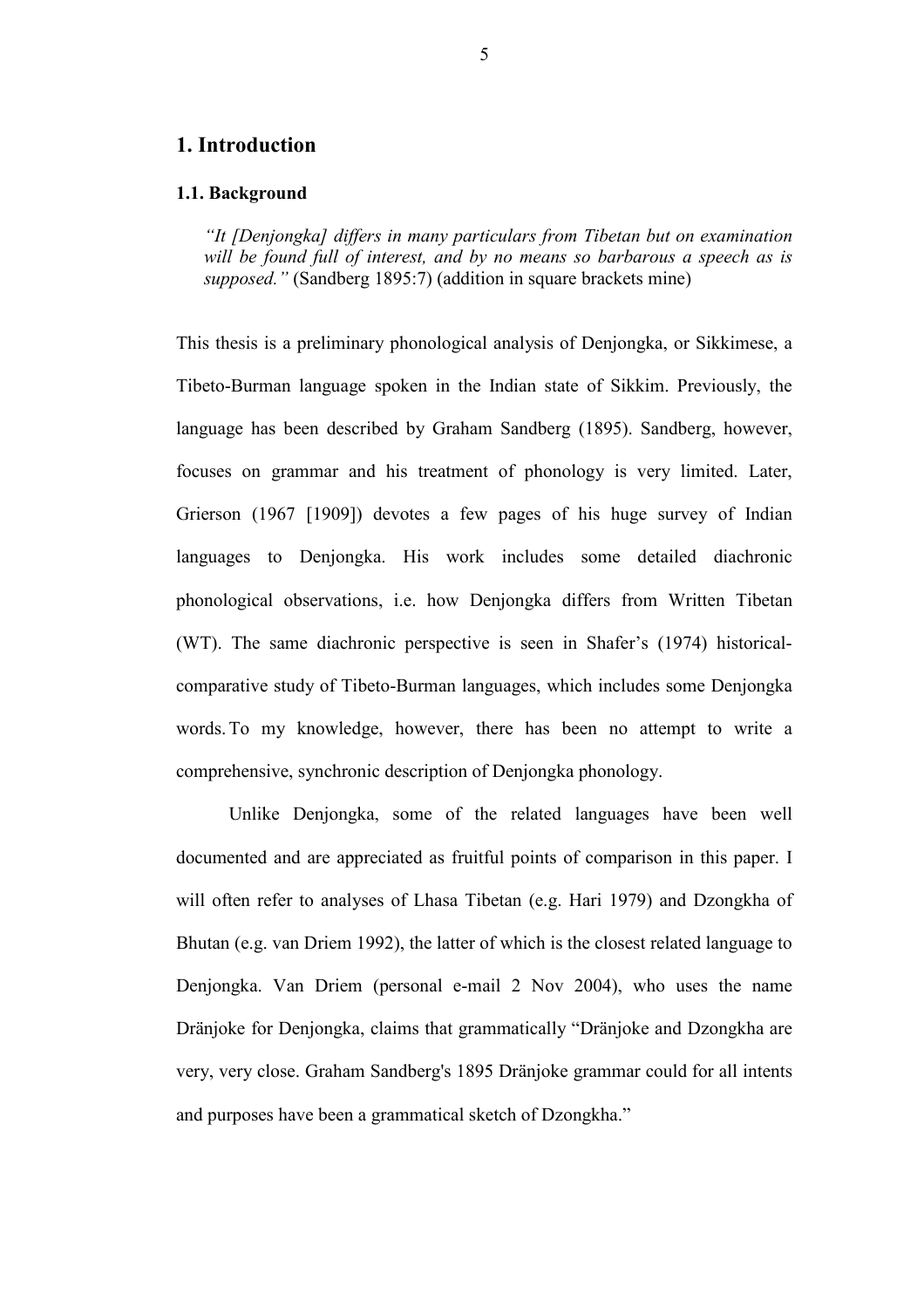# 1. Introduction

## 1.1. Background

> *"It [Denjongka] differs in many particulars from Tibetan but on examination will be found full of interest, and by no means so barbarous a speech as is supposed."* (Sandberg 1895:7) (addition in square brackets mine)

This thesis is a preliminary phonological analysis of Denjongka, or Sikkimese, a Tibeto-Burman language spoken in the Indian state of Sikkim. Previously, the language has been described by Graham Sandberg (1895). Sandberg, however, focuses on grammar and his treatment of phonology is very limited. Later, Grierson (1967 [1909]) devotes a few pages of his huge survey of Indian languages to Denjongka. His work includes some detailed diachronic phonological observations, i.e. how Denjongka differs from Written Tibetan (WT). The same diachronic perspective is seen in Shafer's (1974) historical-comparative study of Tibeto-Burman languages, which includes some Denjongka words. To my knowledge, however, there has been no attempt to write a comprehensive, synchronic description of Denjongka phonology.

Unlike Denjongka, some of the related languages have been well documented and are appreciated as fruitful points of comparison in this paper. I will often refer to analyses of Lhasa Tibetan (e.g. Hari 1979) and Dzongkha of Bhutan (e.g. van Driem 1992), the latter of which is the closest related language to Denjongka. Van Driem (personal e-mail 2 Nov 2004), who uses the name Dränjoke for Denjongka, claims that grammatically "Dränjoke and Dzongkha are very, very close. Graham Sandberg's 1895 Dränjoke grammar could for all intents and purposes have been a grammatical sketch of Dzongkha."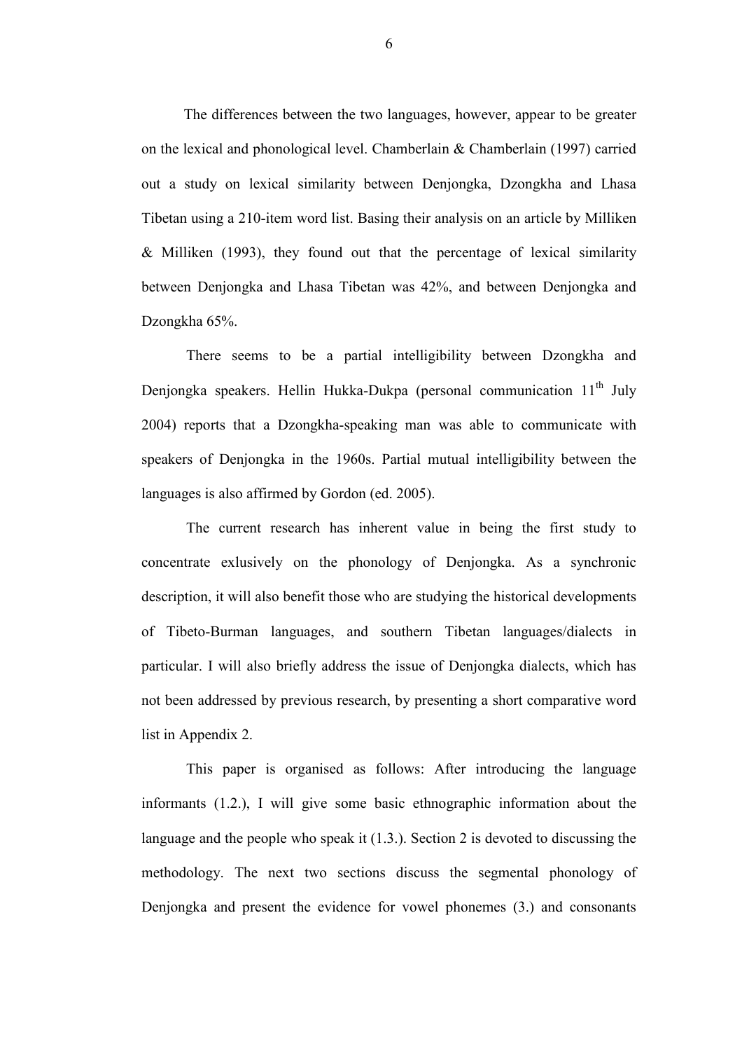The differences between the two languages, however, appear to be greater on the lexical and phonological level. Chamberlain & Chamberlain (1997) carried out a study on lexical similarity between Denjongka, Dzongkha and Lhasa Tibetan using a 210-item word list. Basing their analysis on an article by Milliken & Milliken (1993), they found out that the percentage of lexical similarity between Denjongka and Lhasa Tibetan was 42%, and between Denjongka and Dzongkha 65%.

There seems to be a partial intelligibility between Dzongkha and Denjongka speakers. Hellin Hukka-Dukpa (personal communication 11th July 2004) reports that a Dzongkha-speaking man was able to communicate with speakers of Denjongka in the 1960s. Partial mutual intelligibility between the languages is also affirmed by Gordon (ed. 2005).

The current research has inherent value in being the first study to concentrate exlusively on the phonology of Denjongka. As a synchronic description, it will also benefit those who are studying the historical developments of Tibeto-Burman languages, and southern Tibetan languages/dialects in particular. I will also briefly address the issue of Denjongka dialects, which has not been addressed by previous research, by presenting a short comparative word list in Appendix 2.

This paper is organised as follows: After introducing the language informants (1.2.), I will give some basic ethnographic information about the language and the people who speak it (1.3.). Section 2 is devoted to discussing the methodology. The next two sections discuss the segmental phonology of Denjongka and present the evidence for vowel phonemes (3.) and consonants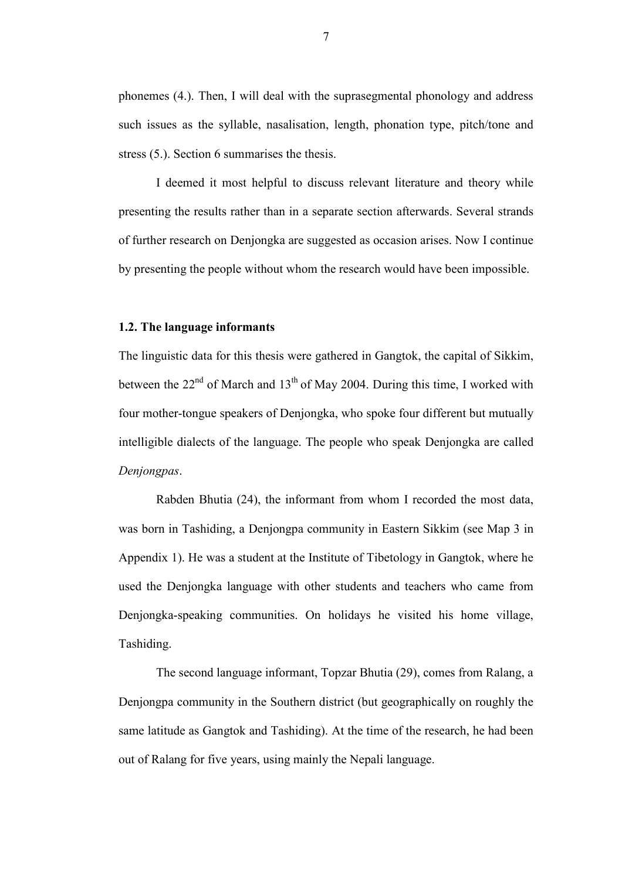phonemes (4.). Then, I will deal with the suprasegmental phonology and address such issues as the syllable, nasalisation, length, phonation type, pitch/tone and stress (5.). Section 6 summarises the thesis.

I deemed it most helpful to discuss relevant literature and theory while presenting the results rather than in a separate section afterwards. Several strands of further research on Denjongka are suggested as occasion arises. Now I continue by presenting the people without whom the research would have been impossible.

### 1.2. The language informants

The linguistic data for this thesis were gathered in Gangtok, the capital of Sikkim, between the 22nd of March and 13th of May 2004. During this time, I worked with four mother-tongue speakers of Denjongka, who spoke four different but mutually intelligible dialects of the language. The people who speak Denjongka are called *Denjongpas*.

Rabden Bhutia (24), the informant from whom I recorded the most data, was born in Tashiding, a Denjongpa community in Eastern Sikkim (see Map 3 in Appendix 1). He was a student at the Institute of Tibetology in Gangtok, where he used the Denjongka language with other students and teachers who came from Denjongka-speaking communities. On holidays he visited his home village, Tashiding.

The second language informant, Topzar Bhutia (29), comes from Ralang, a Denjongpa community in the Southern district (but geographically on roughly the same latitude as Gangtok and Tashiding). At the time of the research, he had been out of Ralang for five years, using mainly the Nepali language.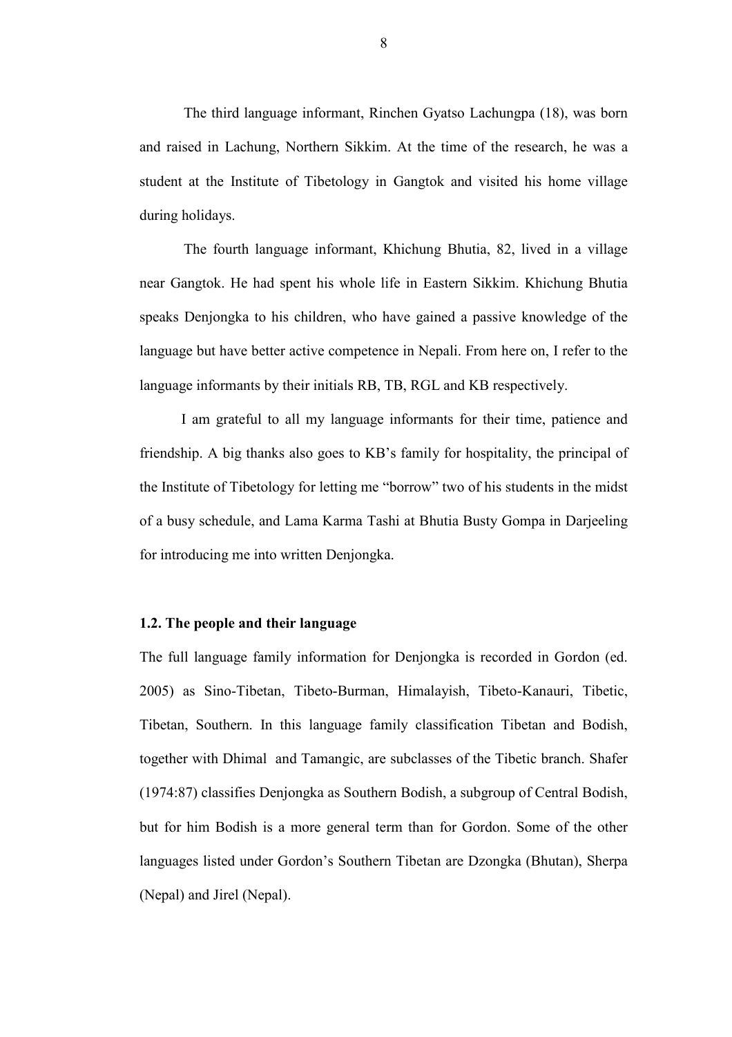The third language informant, Rinchen Gyatso Lachungpa (18), was born and raised in Lachung, Northern Sikkim. At the time of the research, he was a student at the Institute of Tibetology in Gangtok and visited his home village during holidays.

The fourth language informant, Khichung Bhutia, 82, lived in a village near Gangtok. He had spent his whole life in Eastern Sikkim. Khichung Bhutia speaks Denjongka to his children, who have gained a passive knowledge of the language but have better active competence in Nepali. From here on, I refer to the language informants by their initials RB, TB, RGL and KB respectively.

I am grateful to all my language informants for their time, patience and friendship. A big thanks also goes to KB's family for hospitality, the principal of the Institute of Tibetology for letting me "borrow" two of his students in the midst of a busy schedule, and Lama Karma Tashi at Bhutia Busty Gompa in Darjeeling for introducing me into written Denjongka.

### 1.2. The people and their language

The full language family information for Denjongka is recorded in Gordon (ed. 2005) as Sino-Tibetan, Tibeto-Burman, Himalayish, Tibeto-Kanauri, Tibetic, Tibetan, Southern. In this language family classification Tibetan and Bodish, together with Dhimal and Tamangic, are subclasses of the Tibetic branch. Shafer (1974:87) classifies Denjongka as Southern Bodish, a subgroup of Central Bodish, but for him Bodish is a more general term than for Gordon. Some of the other languages listed under Gordon's Southern Tibetan are Dzongka (Bhutan), Sherpa (Nepal) and Jirel (Nepal).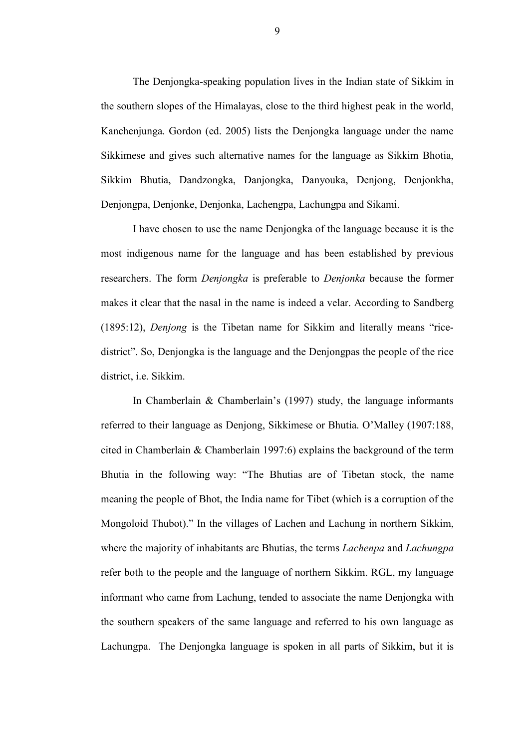The Denjongka-speaking population lives in the Indian state of Sikkim in the southern slopes of the Himalayas, close to the third highest peak in the world, Kanchenjunga. Gordon (ed. 2005) lists the Denjongka language under the name Sikkimese and gives such alternative names for the language as Sikkim Bhotia, Sikkim Bhutia, Dandzongka, Danjongka, Danyouka, Denjong, Denjonkha, Denjongpa, Denjonke, Denjonka, Lachengpa, Lachungpa and Sikami.

I have chosen to use the name Denjongka of the language because it is the most indigenous name for the language and has been established by previous researchers. The form *Denjongka* is preferable to *Denjonka* because the former makes it clear that the nasal in the name is indeed a velar. According to Sandberg (1895:12), *Denjong* is the Tibetan name for Sikkim and literally means "rice-district". So, Denjongka is the language and the Denjongpas the people of the rice district, i.e. Sikkim.

In Chamberlain & Chamberlain's (1997) study, the language informants referred to their language as Denjong, Sikkimese or Bhutia. O'Malley (1907:188, cited in Chamberlain & Chamberlain 1997:6) explains the background of the term Bhutia in the following way: "The Bhutias are of Tibetan stock, the name meaning the people of Bhot, the India name for Tibet (which is a corruption of the Mongoloid Thubot)." In the villages of Lachen and Lachung in northern Sikkim, where the majority of inhabitants are Bhutias, the terms *Lachenpa* and *Lachungpa* refer both to the people and the language of northern Sikkim. RGL, my language informant who came from Lachung, tended to associate the name Denjongka with the southern speakers of the same language and referred to his own language as Lachungpa. The Denjongka language is spoken in all parts of Sikkim, but it is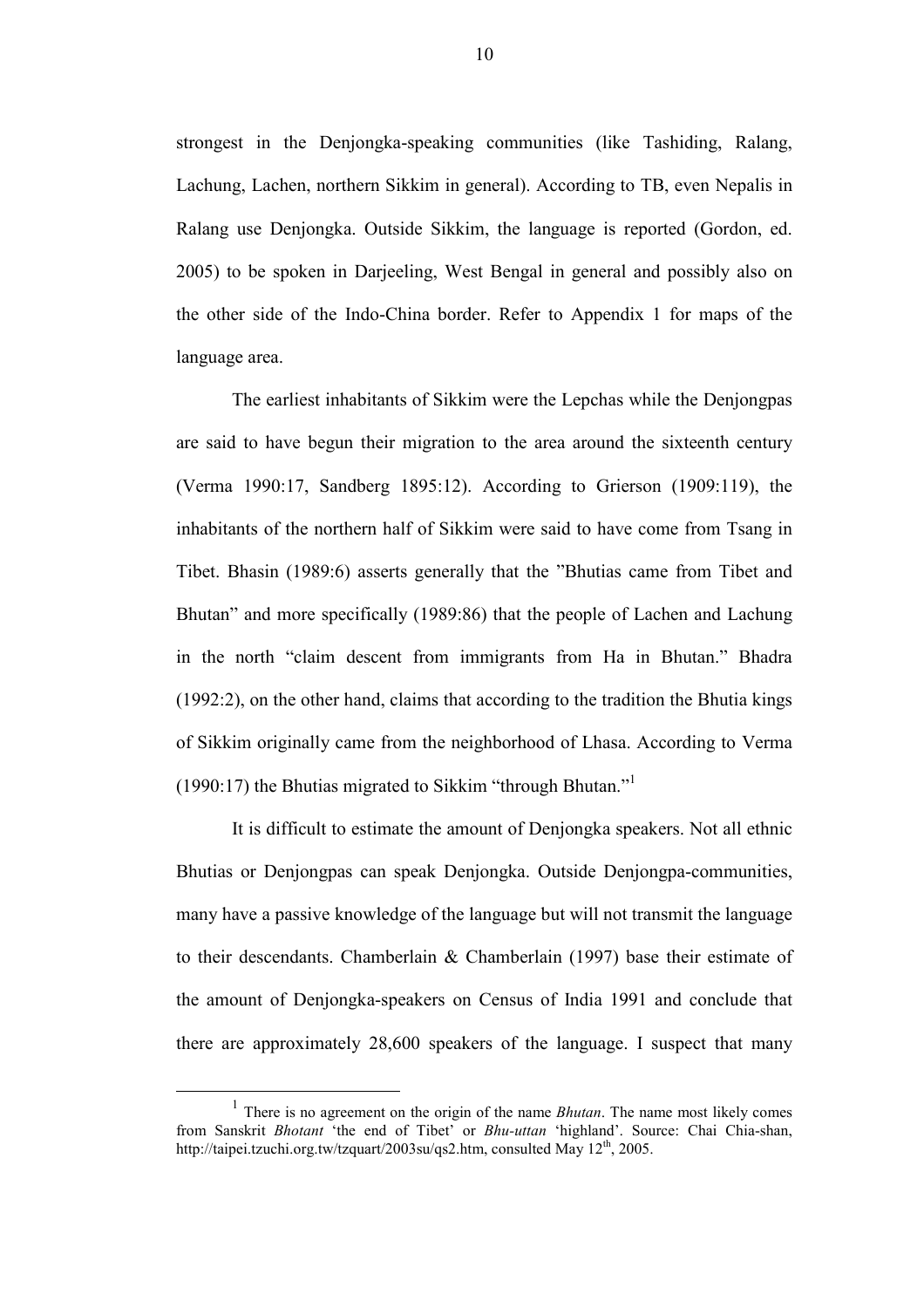strongest in the Denjongka-speaking communities (like Tashiding, Ralang, Lachung, Lachen, northern Sikkim in general). According to TB, even Nepalis in Ralang use Denjongka. Outside Sikkim, the language is reported (Gordon, ed. 2005) to be spoken in Darjeeling, West Bengal in general and possibly also on the other side of the Indo-China border. Refer to Appendix 1 for maps of the language area.

The earliest inhabitants of Sikkim were the Lepchas while the Denjongpas are said to have begun their migration to the area around the sixteenth century (Verma 1990:17, Sandberg 1895:12). According to Grierson (1909:119), the inhabitants of the northern half of Sikkim were said to have come from Tsang in Tibet. Bhasin (1989:6) asserts generally that the "Bhutias came from Tibet and Bhutan" and more specifically (1989:86) that the people of Lachen and Lachung in the north "claim descent from immigrants from Ha in Bhutan." Bhadra (1992:2), on the other hand, claims that according to the tradition the Bhutia kings of Sikkim originally came from the neighborhood of Lhasa. According to Verma (1990:17) the Bhutias migrated to Sikkim "through Bhutan."[1]

It is difficult to estimate the amount of Denjongka speakers. Not all ethnic Bhutias or Denjongpas can speak Denjongka. Outside Denjongpa-communities, many have a passive knowledge of the language but will not transmit the language to their descendants. Chamberlain & Chamberlain (1997) base their estimate of the amount of Denjongka-speakers on Census of India 1991 and conclude that there are approximately 28,600 speakers of the language. I suspect that many

---

[1] There is no agreement on the origin of the name *Bhutan*. The name most likely comes from Sanskrit *Bhotant* 'the end of Tibet' or *Bhu-uttan* 'highland'. Source: Chai Chia-shan, http://taipei.tzuchi.org.tw/tzquart/2003su/qs2.htm, consulted May 12th, 2005.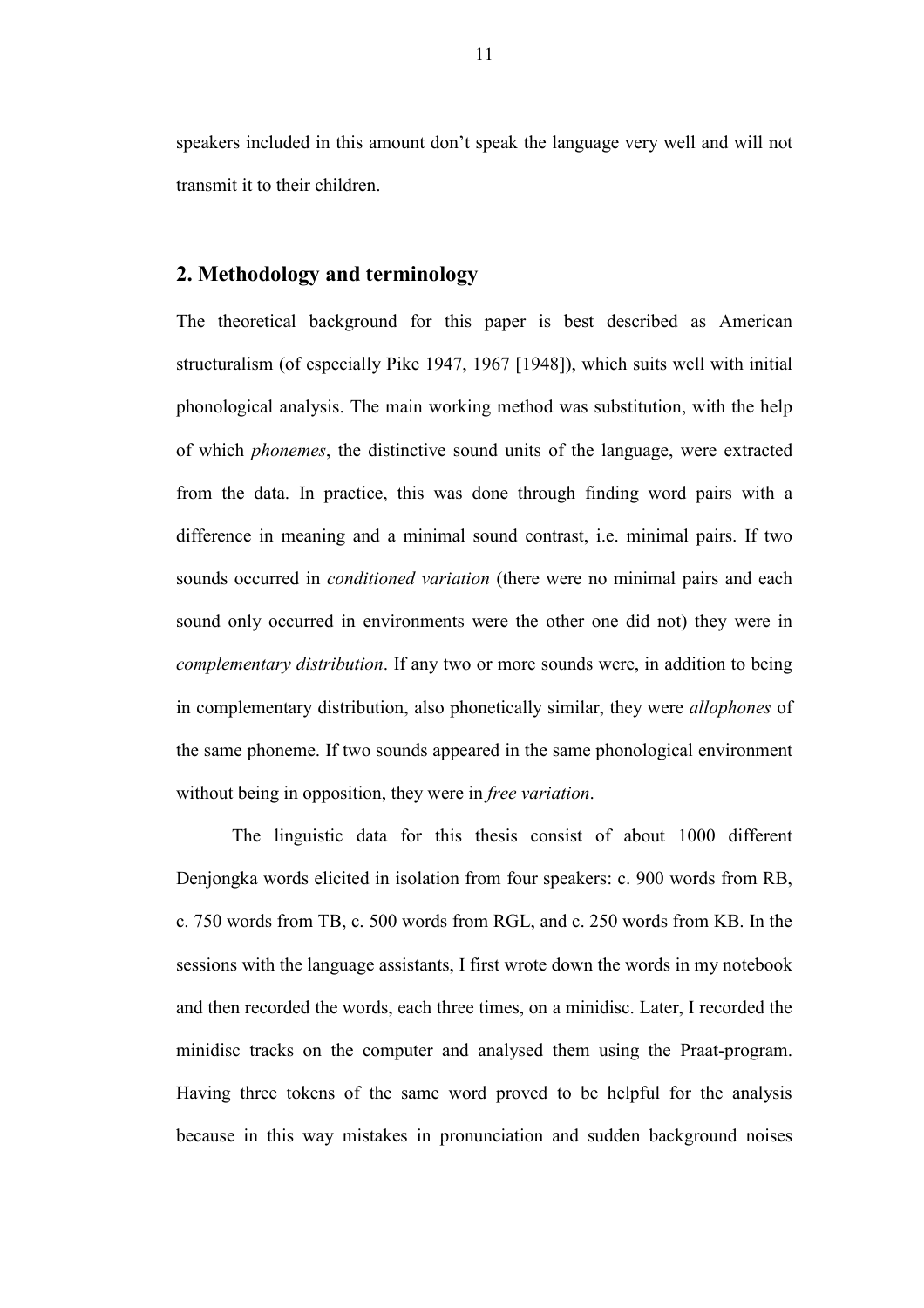speakers included in this amount don't speak the language very well and will not transmit it to their children.

## 2. Methodology and terminology

The theoretical background for this paper is best described as American structuralism (of especially Pike 1947, 1967 [1948]), which suits well with initial phonological analysis. The main working method was substitution, with the help of which *phonemes*, the distinctive sound units of the language, were extracted from the data. In practice, this was done through finding word pairs with a difference in meaning and a minimal sound contrast, i.e. minimal pairs. If two sounds occurred in *conditioned variation* (there were no minimal pairs and each sound only occurred in environments were the other one did not) they were in *complementary distribution*. If any two or more sounds were, in addition to being in complementary distribution, also phonetically similar, they were *allophones* of the same phoneme. If two sounds appeared in the same phonological environment without being in opposition, they were in *free variation*.

The linguistic data for this thesis consist of about 1000 different Denjongka words elicited in isolation from four speakers: c. 900 words from RB, c. 750 words from TB, c. 500 words from RGL, and c. 250 words from KB. In the sessions with the language assistants, I first wrote down the words in my notebook and then recorded the words, each three times, on a minidisc. Later, I recorded the minidisc tracks on the computer and analysed them using the Praat-program. Having three tokens of the same word proved to be helpful for the analysis because in this way mistakes in pronunciation and sudden background noises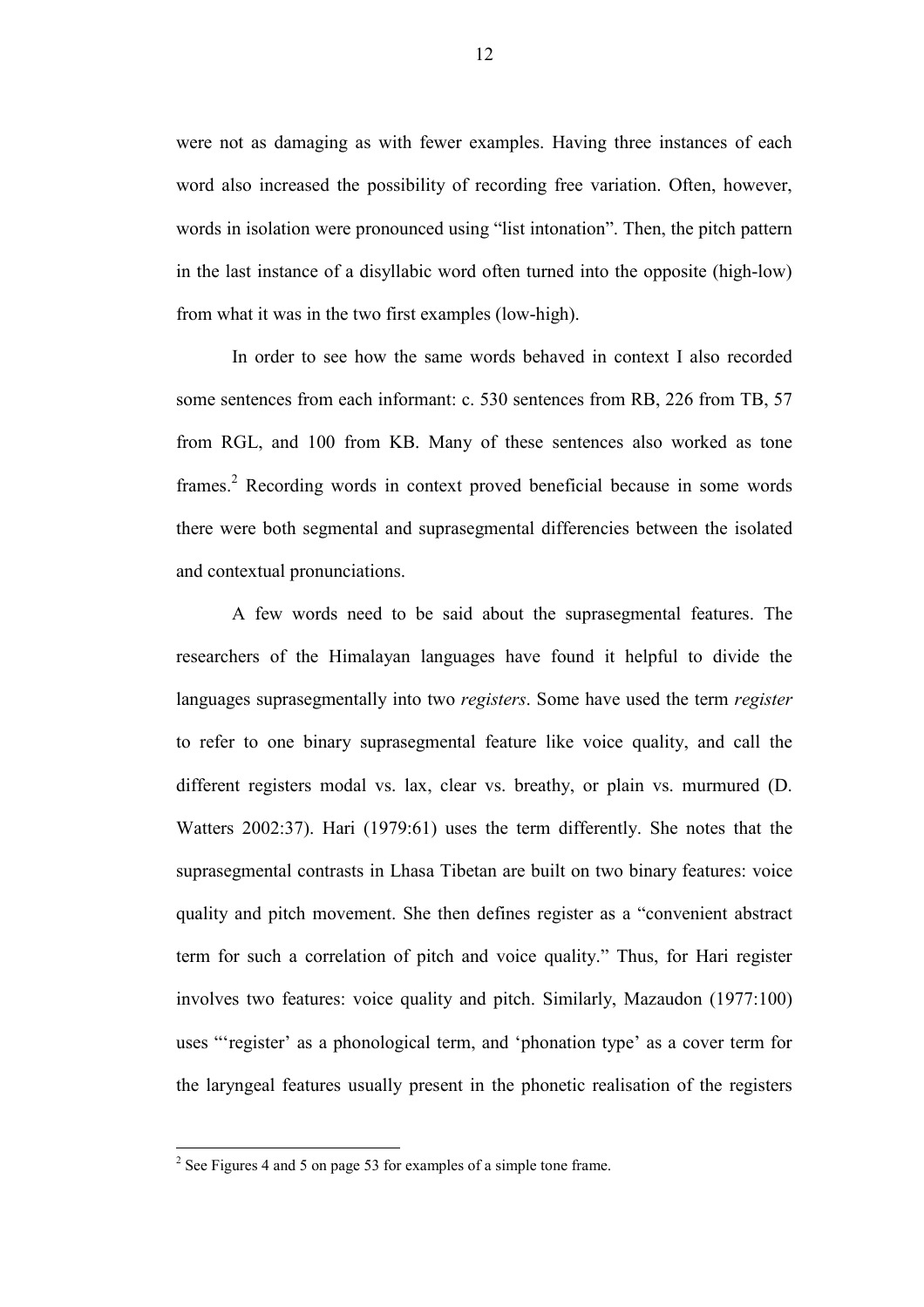were not as damaging as with fewer examples. Having three instances of each word also increased the possibility of recording free variation. Often, however, words in isolation were pronounced using "list intonation". Then, the pitch pattern in the last instance of a disyllabic word often turned into the opposite (high-low) from what it was in the two first examples (low-high).

In order to see how the same words behaved in context I also recorded some sentences from each informant: c. 530 sentences from RB, 226 from TB, 57 from RGL, and 100 from KB. Many of these sentences also worked as tone frames.[2] Recording words in context proved beneficial because in some words there were both segmental and suprasegmental differencies between the isolated and contextual pronunciations.

A few words need to be said about the suprasegmental features. The researchers of the Himalayan languages have found it helpful to divide the languages suprasegmentally into two *registers*. Some have used the term *register* to refer to one binary suprasegmental feature like voice quality, and call the different registers modal vs. lax, clear vs. breathy, or plain vs. murmured (D. Watters 2002:37). Hari (1979:61) uses the term differently. She notes that the suprasegmental contrasts in Lhasa Tibetan are built on two binary features: voice quality and pitch movement. She then defines register as a "convenient abstract term for such a correlation of pitch and voice quality." Thus, for Hari register involves two features: voice quality and pitch. Similarly, Mazaudon (1977:100) uses "'register' as a phonological term, and 'phonation type' as a cover term for the laryngeal features usually present in the phonetic realisation of the registers

[2] See Figures 4 and 5 on page 53 for examples of a simple tone frame.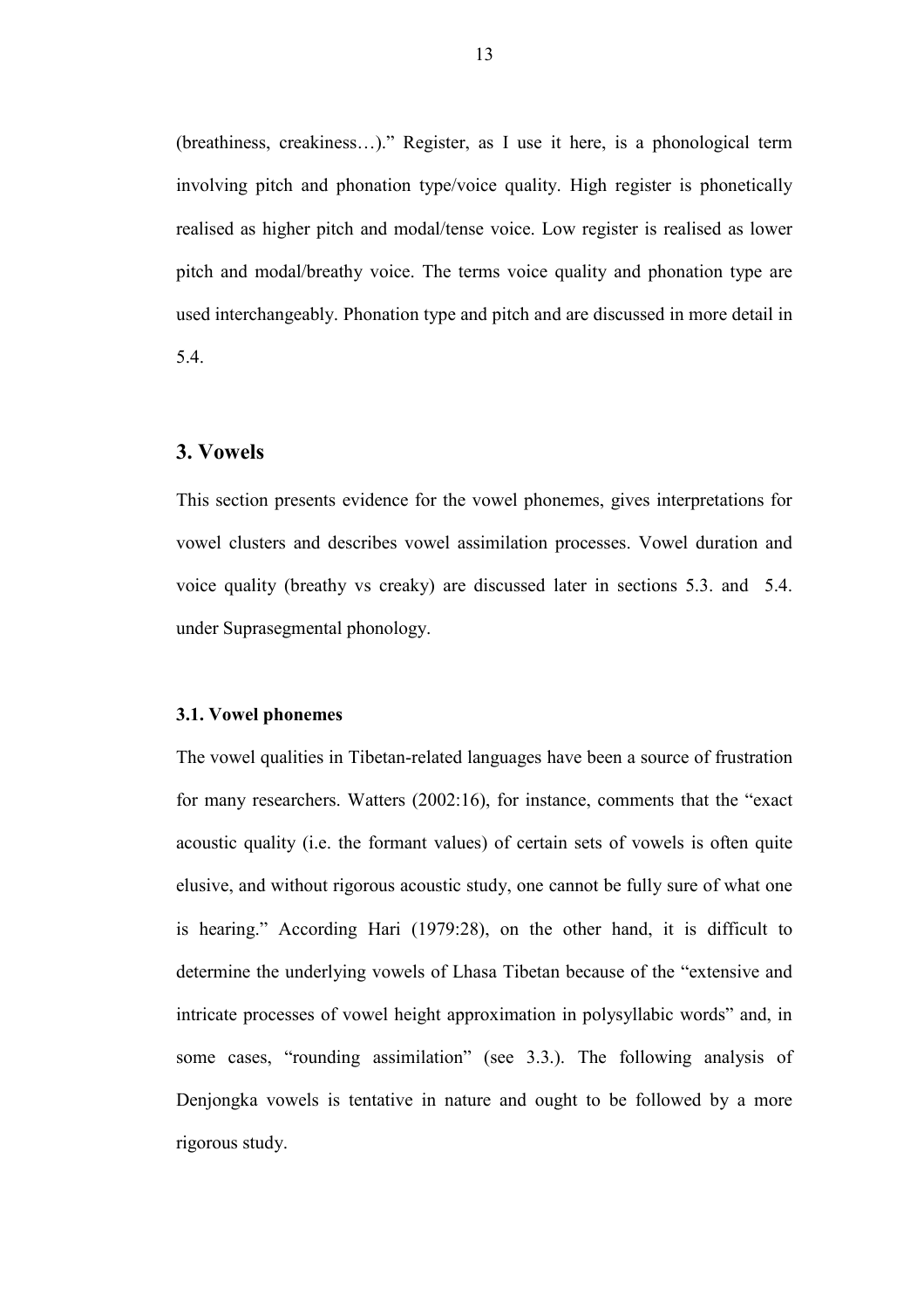(breathiness, creakiness…)." Register, as I use it here, is a phonological term involving pitch and phonation type/voice quality. High register is phonetically realised as higher pitch and modal/tense voice. Low register is realised as lower pitch and modal/breathy voice. The terms voice quality and phonation type are used interchangeably. Phonation type and pitch and are discussed in more detail in 5.4.

## 3. Vowels

This section presents evidence for the vowel phonemes, gives interpretations for vowel clusters and describes vowel assimilation processes. Vowel duration and voice quality (breathy vs creaky) are discussed later in sections 5.3. and 5.4. under Suprasegmental phonology.

### 3.1. Vowel phonemes

The vowel qualities in Tibetan-related languages have been a source of frustration for many researchers. Watters (2002:16), for instance, comments that the "exact acoustic quality (i.e. the formant values) of certain sets of vowels is often quite elusive, and without rigorous acoustic study, one cannot be fully sure of what one is hearing." According Hari (1979:28), on the other hand, it is difficult to determine the underlying vowels of Lhasa Tibetan because of the "extensive and intricate processes of vowel height approximation in polysyllabic words" and, in some cases, "rounding assimilation" (see 3.3.). The following analysis of Denjongka vowels is tentative in nature and ought to be followed by a more rigorous study.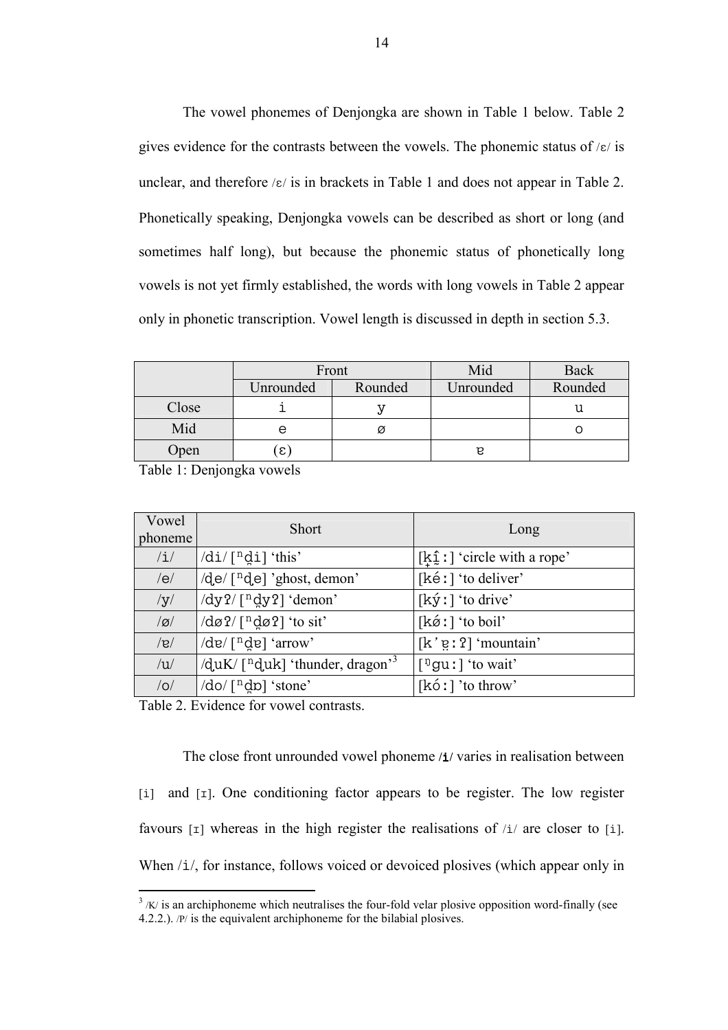The vowel phonemes of Denjongka are shown in Table 1 below. Table 2 gives evidence for the contrasts between the vowels. The phonemic status of /ɛ/ is unclear, and therefore /ɛ/ is in brackets in Table 1 and does not appear in Table 2. Phonetically speaking, Denjongka vowels can be described as short or long (and sometimes half long), but because the phonemic status of phonetically long vowels is not yet firmly established, the words with long vowels in Table 2 appear only in phonetic transcription. Vowel length is discussed in depth in section 5.3.

| | Front | | Mid | Back |
|---|---|---|---|---|
| | Unrounded | Rounded | Unrounded | Rounded |
| Close | i | y | | u |
| Mid | e | ø | | o |
| Open | (ɛ) | | ɐ | |

Table 1: Denjongka vowels

| Vowel phoneme | Short | Long |
|---|---|---|
| /i/ | /di/ [ⁿd̥i] 'this' | [k̟ḭ̂ː] 'circle with a rope' |
| /e/ | /d̥e/ [ⁿd̥e] 'ghost, demon' | [kéː] 'to deliver' |
| /y/ | /dyʔ/ [ⁿd̥yʔ] 'demon' | [ký́ː] 'to drive' |
| /ø/ | /døʔ/ [ⁿd̥øʔ] 'to sit' | [kǿː] 'to boil' |
| /ɐ/ | /dɐ/ [ⁿd̥ɐ] 'arrow' | [kʼɐ̤ːʔ] 'mountain' |
| /u/ | /d̥uK/ [ⁿd̥uk] 'thunder, dragon'[3] | [ᵑguː] 'to wait' |
| /o/ | /do/ [ⁿd̥ɒ] 'stone' | [kóː] 'to throw' |

Table 2. Evidence for vowel contrasts.

The close front unrounded vowel phoneme **/i/** varies in realisation between [i] and [ɪ]. One conditioning factor appears to be register. The low register favours [ɪ] whereas in the high register the realisations of /i/ are closer to [i]. When /i/, for instance, follows voiced or devoiced plosives (which appear only in

[3] /K/ is an archiphoneme which neutralises the four-fold velar plosive opposition word-finally (see 4.2.2.). /P/ is the equivalent archiphoneme for the bilabial plosives.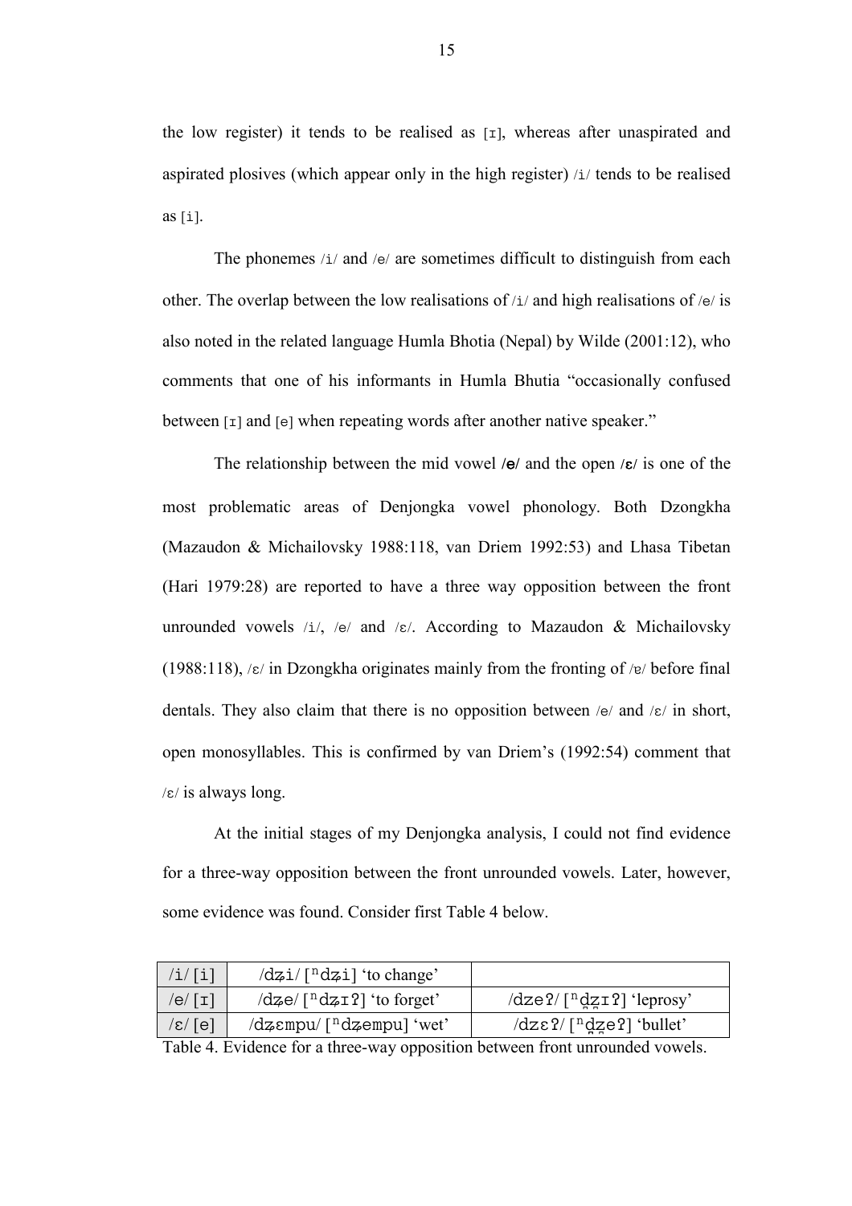the low register) it tends to be realised as [ɪ], whereas after unaspirated and aspirated plosives (which appear only in the high register) /i/ tends to be realised as [i].

The phonemes /i/ and /e/ are sometimes difficult to distinguish from each other. The overlap between the low realisations of /i/ and high realisations of /e/ is also noted in the related language Humla Bhotia (Nepal) by Wilde (2001:12), who comments that one of his informants in Humla Bhutia "occasionally confused between [ɪ] and [e] when repeating words after another native speaker."

The relationship between the mid vowel /e/ and the open /ɛ/ is one of the most problematic areas of Denjongka vowel phonology. Both Dzongkha (Mazaudon & Michailovsky 1988:118, van Driem 1992:53) and Lhasa Tibetan (Hari 1979:28) are reported to have a three way opposition between the front unrounded vowels /i/, /e/ and /ɛ/. According to Mazaudon & Michailovsky (1988:118), /ɛ/ in Dzongkha originates mainly from the fronting of /ɐ/ before final dentals. They also claim that there is no opposition between /e/ and /ɛ/ in short, open monosyllables. This is confirmed by van Driem's (1992:54) comment that /ɛ/ is always long.

At the initial stages of my Denjongka analysis, I could not find evidence for a three-way opposition between the front unrounded vowels. Later, however, some evidence was found. Consider first Table 4 below.

| | | |
|---|---|---|
| /i/ [i] | /dʑi/ [ⁿdʑi] 'to change' | |
| /e/ [ɪ] | /dʑe/ [ⁿdʑɪʔ] 'to forget' | /dzeʔ/ [ⁿd̪z̪ɪʔ] 'leprosy' |
| /ɛ/ [e] | /dʑɛmpu/ [ⁿdʑempu] 'wet' | /dzɛʔ/ [ⁿd̪z̪eʔ] 'bullet' |

Table 4. Evidence for a three-way opposition between front unrounded vowels.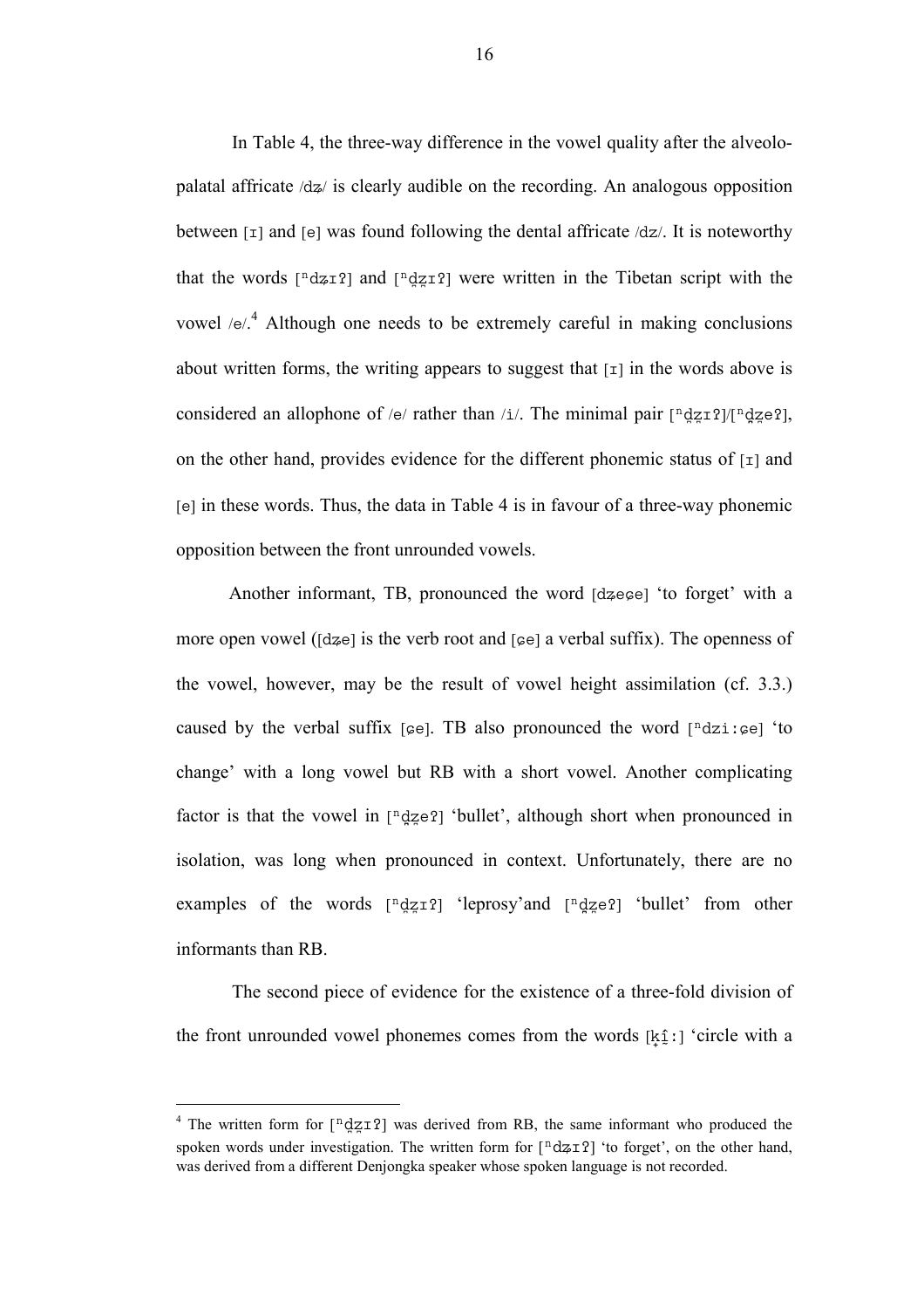In Table 4, the three-way difference in the vowel quality after the alveolo-palatal affricate /dʑ/ is clearly audible on the recording. An analogous opposition between [ɪ] and [e] was found following the dental affricate /dz/. It is noteworthy that the words [ⁿdʑɪʔ] and [ⁿd̪z̪ɪʔ] were written in the Tibetan script with the vowel /e/.[4] Although one needs to be extremely careful in making conclusions about written forms, the writing appears to suggest that [ɪ] in the words above is considered an allophone of /e/ rather than /i/. The minimal pair [ⁿd̪z̪ɪʔ]/[ⁿd̪z̪eʔ], on the other hand, provides evidence for the different phonemic status of [ɪ] and [e] in these words. Thus, the data in Table 4 is in favour of a three-way phonemic opposition between the front unrounded vowels.

Another informant, TB, pronounced the word [dʑeɕe] 'to forget' with a more open vowel ([dʑe] is the verb root and [ɕe] a verbal suffix). The openness of the vowel, however, may be the result of vowel height assimilation (cf. 3.3.) caused by the verbal suffix [ɕe]. TB also pronounced the word [ⁿdzi:ɕe] 'to change' with a long vowel but RB with a short vowel. Another complicating factor is that the vowel in [ⁿd̪z̪eʔ] 'bullet', although short when pronounced in isolation, was long when pronounced in context. Unfortunately, there are no examples of the words [ⁿd̪z̪ɪʔ] 'leprosy'and [ⁿd̪z̪eʔ] 'bullet' from other informants than RB.

The second piece of evidence for the existence of a three-fold division of the front unrounded vowel phonemes comes from the words [k̟ḭ̂:] 'circle with a

---

[4] The written form for [ⁿd̪z̪ɪʔ] was derived from RB, the same informant who produced the spoken words under investigation. The written form for [ⁿdʑɪʔ] 'to forget', on the other hand, was derived from a different Denjongka speaker whose spoken language is not recorded.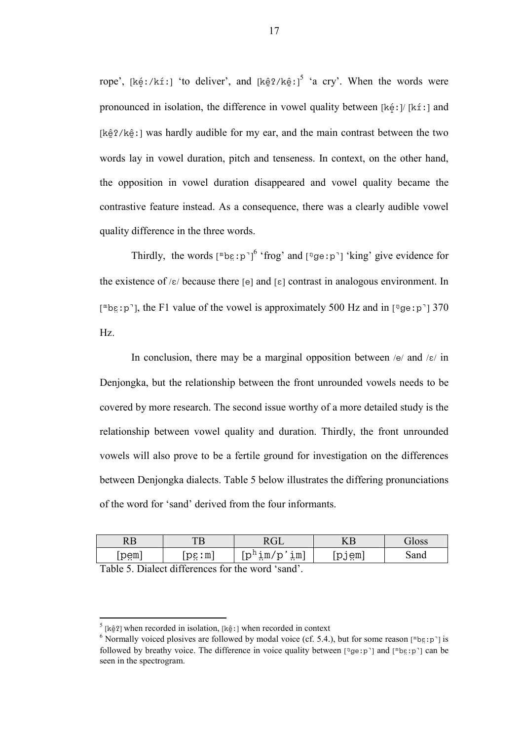rope', [kḛ́ː/kíː] 'to deliver', and [kḛ̂ʔ/kḛ̂ː][5] 'a cry'. When the words were pronounced in isolation, the difference in vowel quality between [kḛ́ː]/ [kíː] and [kḛ̂ʔ/kḛ̂ː] was hardly audible for my ear, and the main contrast between the two words lay in vowel duration, pitch and tenseness. In context, on the other hand, the opposition in vowel duration disappeared and vowel quality became the contrastive feature instead. As a consequence, there was a clearly audible vowel quality difference in the three words.

Thirdly, the words [ᵐbɛ̤ːp˺][6] 'frog' and [ᵑgeːp˺] 'king' give evidence for the existence of /ɛ/ because there [e] and [ɛ] contrast in analogous environment. In [ᵐbɛ̤ːp˺], the F1 value of the vowel is approximately 500 Hz and in [ᵑgeːp˺] 370 Hz.

In conclusion, there may be a marginal opposition between /e/ and /ɛ/ in Denjongka, but the relationship between the front unrounded vowels needs to be covered by more research. The second issue worthy of a more detailed study is the relationship between vowel quality and duration. Thirdly, the front unrounded vowels will also prove to be a fertile ground for investigation on the differences between Denjongka dialects. Table 5 below illustrates the differing pronunciations of the word for 'sand' derived from the four informants.

| RB | TB | RGL | KB | Gloss |
|---|---|---|---|---|
| [pe̤m] | [pɛ̤ːm] | [pʰi̤m/p'i̤m] | [pje̤m] | Sand |

Table 5. Dialect differences for the word 'sand'.

[5] [kḛ̂ʔ] when recorded in isolation, [kḛ̂ː] when recorded in context

[6] Normally voiced plosives are followed by modal voice (cf. 5.4.), but for some reason [ᵐbɛ̤ːp˺] is followed by breathy voice. The difference in voice quality between [ᵑgeːp˺] and [ᵐbɛ̤ːp˺] can be seen in the spectrogram.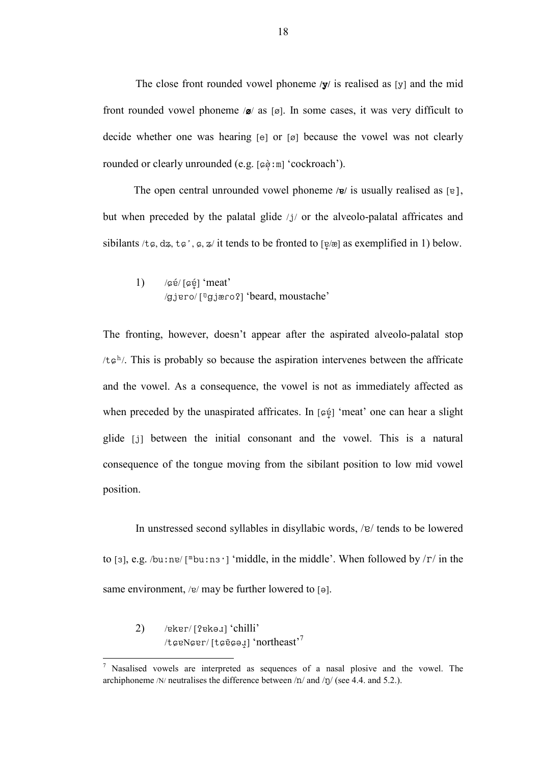The close front rounded vowel phoneme **/y/** is realised as [y] and the mid front rounded vowel phoneme /**ø**/ as [ø]. In some cases, it was very difficult to decide whether one was hearing [e] or [ø] because the vowel was not clearly rounded or clearly unrounded (e.g. [ɕø̹̀:m] 'cockroach').

The open central unrounded vowel phoneme /**ɐ**/ is usually realised as [ɐ], but when preceded by the palatal glide /j/ or the alveolo-palatal affricates and sibilants /tɕ, dʑ, tɕʼ, ɕ, ʑ/ it tends to be fronted to [ɐ̟/æ] as exemplified in 1) below.

1) /ɕɐ́/ [ɕɐ̟́] 'meat'
   /gjɐro/ [ᵑgjæroʔ] 'beard, moustache'

The fronting, however, doesn't appear after the aspirated alveolo-palatal stop /tɕʰ/. This is probably so because the aspiration intervenes between the affricate and the vowel. As a consequence, the vowel is not as immediately affected as when preceded by the unaspirated affricates. In [ɕɐ̟́] 'meat' one can hear a slight glide [j] between the initial consonant and the vowel. This is a natural consequence of the tongue moving from the sibilant position to low mid vowel position.

In unstressed second syllables in disyllabic words, /ɐ/ tends to be lowered to [ɜ], e.g. /bu:nɐ/ [ᵐbu:nɜˑ] 'middle, in the middle'. When followed by /r/ in the same environment, /ɐ/ may be further lowered to [ə].

2) /ɐkɐr/ [ʔɐkəɹ] 'chilli'
   /tɕɐNɕɐr/ [tɕɐ̃ɕəɹ̥] 'northeast'[7]

---

[7] Nasalised vowels are interpreted as sequences of a nasal plosive and the vowel. The archiphoneme /N/ neutralises the difference between /n/ and /ŋ/ (see 4.4. and 5.2.).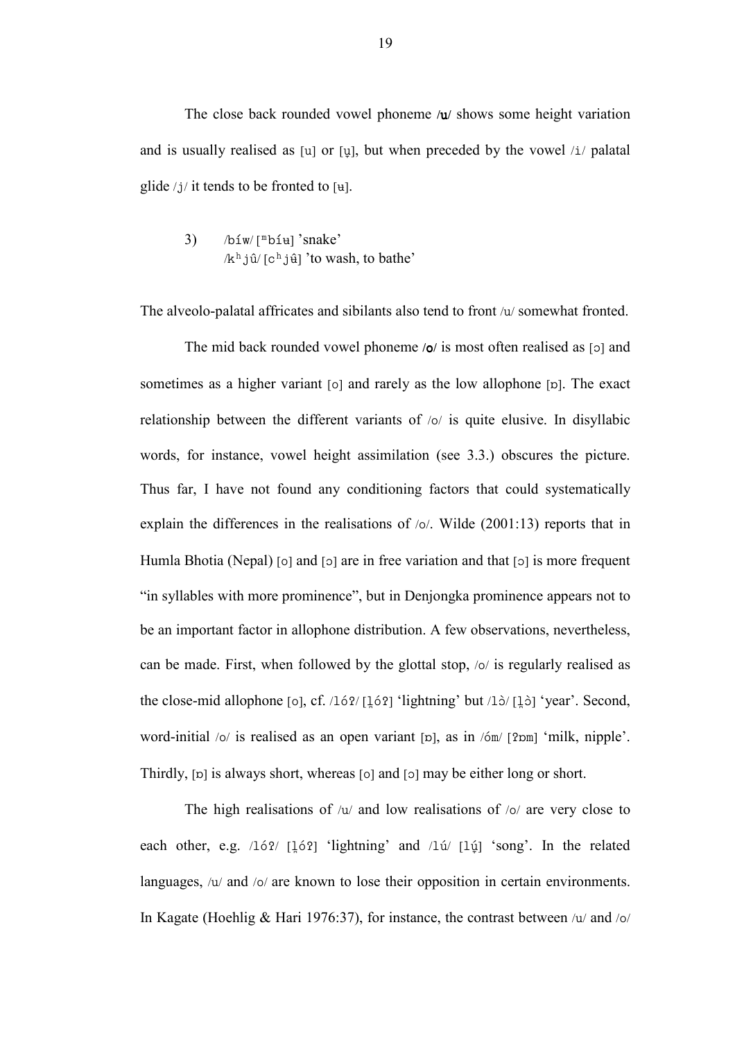The close back rounded vowel phoneme **/u/** shows some height variation and is usually realised as [u] or [u̞], but when preceded by the vowel /i/ palatal glide /j/ it tends to be fronted to [ʉ].

3) /bíw/ [ᵐbíʉ] 'snake'
/kʰjû/ [cʰjʉ̂] 'to wash, to bathe'

The alveolo-palatal affricates and sibilants also tend to front /u/ somewhat fronted.

The mid back rounded vowel phoneme **/o/** is most often realised as [ɔ] and sometimes as a higher variant [o] and rarely as the low allophone [ɒ]. The exact relationship between the different variants of /o/ is quite elusive. In disyllabic words, for instance, vowel height assimilation (see 3.3.) obscures the picture. Thus far, I have not found any conditioning factors that could systematically explain the differences in the realisations of /o/. Wilde (2001:13) reports that in Humla Bhotia (Nepal) [o] and [ɔ] are in free variation and that [ɔ] is more frequent "in syllables with more prominence", but in Denjongka prominence appears not to be an important factor in allophone distribution. A few observations, nevertheless, can be made. First, when followed by the glottal stop, /o/ is regularly realised as the close-mid allophone [o], cf. /lóʔ/ [l̠óʔ] 'lightning' but /lɔ̀/ [l̠ɔ̀] 'year'. Second, word-initial /o/ is realised as an open variant [ɒ], as in /óm/ [ʔɒm] 'milk, nipple'. Thirdly, [ɒ] is always short, whereas [o] and [ɔ] may be either long or short.

The high realisations of /u/ and low realisations of /o/ are very close to each other, e.g. /lóʔ/ [l̠óʔ] 'lightning' and /lú/ [lú̞] 'song'. In the related languages, /u/ and /o/ are known to lose their opposition in certain environments. In Kagate (Hoehlig & Hari 1976:37), for instance, the contrast between /u/ and /o/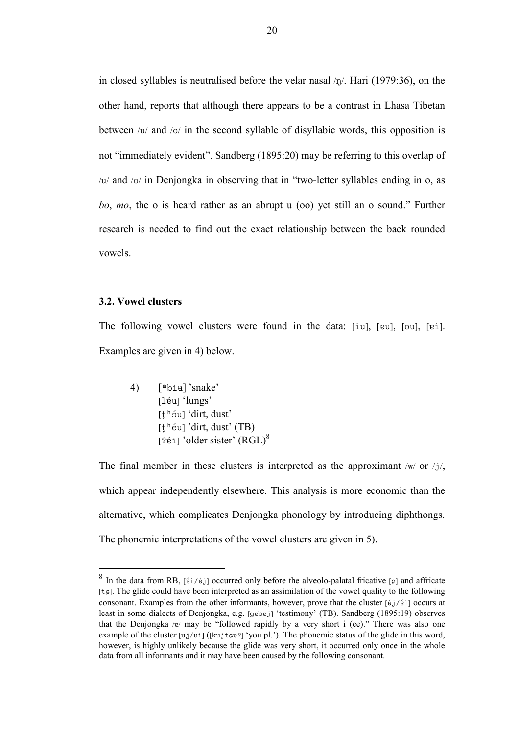in closed syllables is neutralised before the velar nasal /ŋ/. Hari (1979:36), on the other hand, reports that although there appears to be a contrast in Lhasa Tibetan between /u/ and /o/ in the second syllable of disyllabic words, this opposition is not "immediately evident". Sandberg (1895:20) may be referring to this overlap of /u/ and /o/ in Denjongka in observing that in "two-letter syllables ending in o, as *bo*, *mo*, the o is heard rather as an abrupt u (oo) yet still an o sound." Further research is needed to find out the exact relationship between the back rounded vowels.

### 3.2. Vowel clusters

The following vowel clusters were found in the data: [iu], [ɐu], [ou], [ɐi]. Examples are given in 4) below.

4) [ᵐbiʉ] 'snake'
   [lɐ́u] 'lungs'
   [t̪ʰóu] 'dirt, dust'
   [t̪ʰɐ́u] 'dirt, dust' (TB)
   [ʔɐ́i] 'older sister' (RGL)[8]

The final member in these clusters is interpreted as the approximant /w/ or /j/, which appear independently elsewhere. This analysis is more economic than the alternative, which complicates Denjongka phonology by introducing diphthongs. The phonemic interpretations of the vowel clusters are given in 5).

---

[8] In the data from RB, [ɐ́i/ɐ́j] occurred only before the alveolo-palatal fricative [ɕ] and affricate [tɕ]. The glide could have been interpreted as an assimilation of the vowel quality to the following consonant. Examples from the other informants, however, prove that the cluster [ɐ́j/ɐ́i] occurs at least in some dialects of Denjongka, e.g. [ɡɐbɐj] 'testimony' (TB). Sandberg (1895:19) observes that the Denjongka /ɐ/ may be "followed rapidly by a very short i (ee)." There was also one example of the cluster [uj/ui] ([kujtɕɐʔ] 'you pl.'). The phonemic status of the glide in this word, however, is highly unlikely because the glide was very short, it occurred only once in the whole data from all informants and it may have been caused by the following consonant.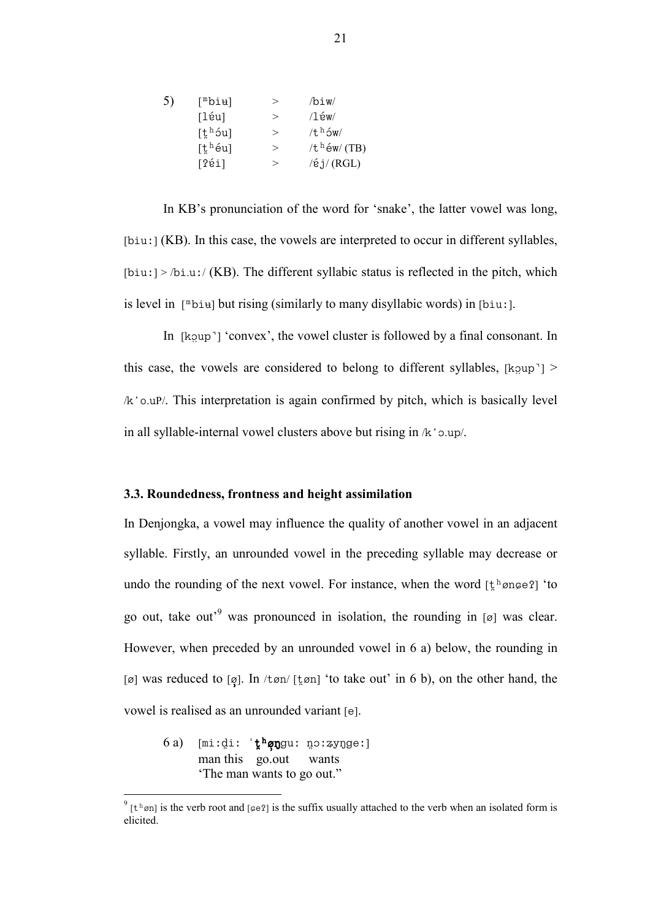5) [ᵐbiʉ] > /biw/
[léu] > /léw/
[t̪ʰóu] > /tʰów/
[t̪ʰéu] > /tʰéw/ (TB)
[ʔéi] > /éj/ (RGL)

In KB's pronunciation of the word for 'snake', the latter vowel was long, [biuː] (KB). In this case, the vowels are interpreted to occur in different syllables, [biuː] > /bi.uː/ (KB). The different syllabic status is reflected in the pitch, which is level in [ᵐbiʉ] but rising (similarly to many disyllabic words) in [biuː].

In [kọup˺] 'convex', the vowel cluster is followed by a final consonant. In this case, the vowels are considered to belong to different syllables, [kọup˺] > /k'o.uP/. This interpretation is again confirmed by pitch, which is basically level in all syllable-internal vowel clusters above but rising in /k'ɔ.up/.

### 3.3. Roundedness, frontness and height assimilation

In Denjongka, a vowel may influence the quality of another vowel in an adjacent syllable. Firstly, an unrounded vowel in the preceding syllable may decrease or undo the rounding of the next vowel. For instance, when the word [t̪ʰønɕeʔ] 'to go out, take out'[9] was pronounced in isolation, the rounding in [ø] was clear. However, when preceded by an unrounded vowel in 6 a) below, the rounding in [ø] was reduced to [ø̜]. In /tøn/ [t̪øn] 'to take out' in 6 b), on the other hand, the vowel is realised as an unrounded variant [e].

6 a) [miːd̪iː ˈ**t̪ʰø̜ŋ**guː n̪ɔːʑyŋgeː]
man this go.out wants
'The man wants to go out."

[9] [tʰøn] is the verb root and [ɕeʔ] is the suffix usually attached to the verb when an isolated form is elicited.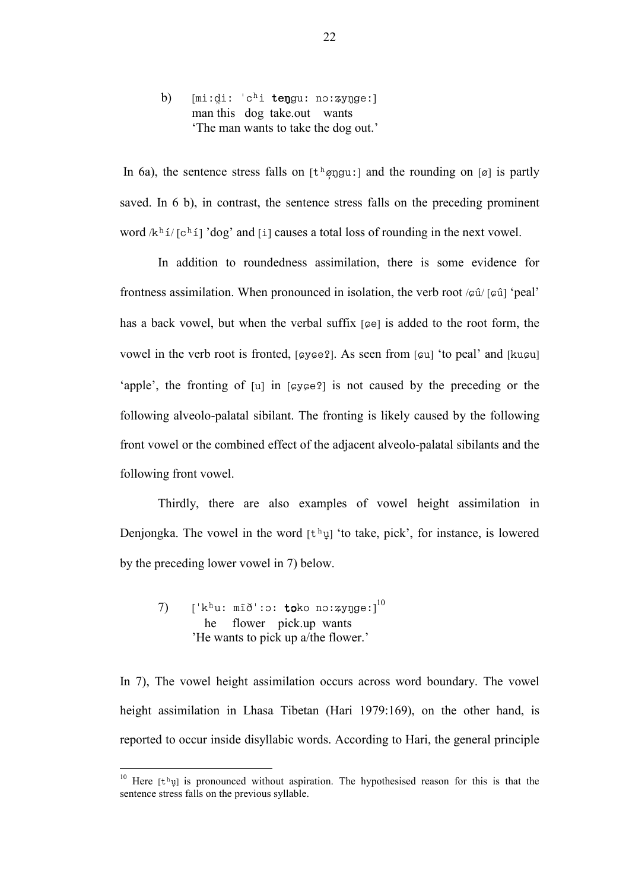b) [mi:d̪i: ˈcʰi **teŋ**gu: nɔ:ʑyŋge:]
man this dog take.out wants
'The man wants to take the dog out.'

In 6a), the sentence stress falls on [tʰø̞ŋgu:] and the rounding on [ø] is partly saved. In 6 b), in contrast, the sentence stress falls on the preceding prominent word /kʰí/ [cʰí] 'dog' and [i] causes a total loss of rounding in the next vowel.

In addition to roundedness assimilation, there is some evidence for frontness assimilation. When pronounced in isolation, the verb root /ɕû/ [ɕû] 'peal' has a back vowel, but when the verbal suffix [ɕe] is added to the root form, the vowel in the verb root is fronted, [ɕyɕeʔ]. As seen from [ɕu] 'to peal' and [kuɕu] 'apple', the fronting of [u] in [ɕyɕeʔ] is not caused by the preceding or the following alveolo-palatal sibilant. The fronting is likely caused by the following front vowel or the combined effect of the adjacent alveolo-palatal sibilants and the following front vowel.

Thirdly, there are also examples of vowel height assimilation in Denjongka. The vowel in the word [tʰu̞] 'to take, pick', for instance, is lowered by the preceding lower vowel in 7) below.

7) [ˈkʰu: mĩðˈ:ɔ: **tɔ**ko nɔ:ʑyŋge:][10]
he flower pick.up wants
'He wants to pick up a/the flower.'

In 7), The vowel height assimilation occurs across word boundary. The vowel height assimilation in Lhasa Tibetan (Hari 1979:169), on the other hand, is reported to occur inside disyllabic words. According to Hari, the general principle

---

[10] Here [tʰu̞] is pronounced without aspiration. The hypothesised reason for this is that the sentence stress falls on the previous syllable.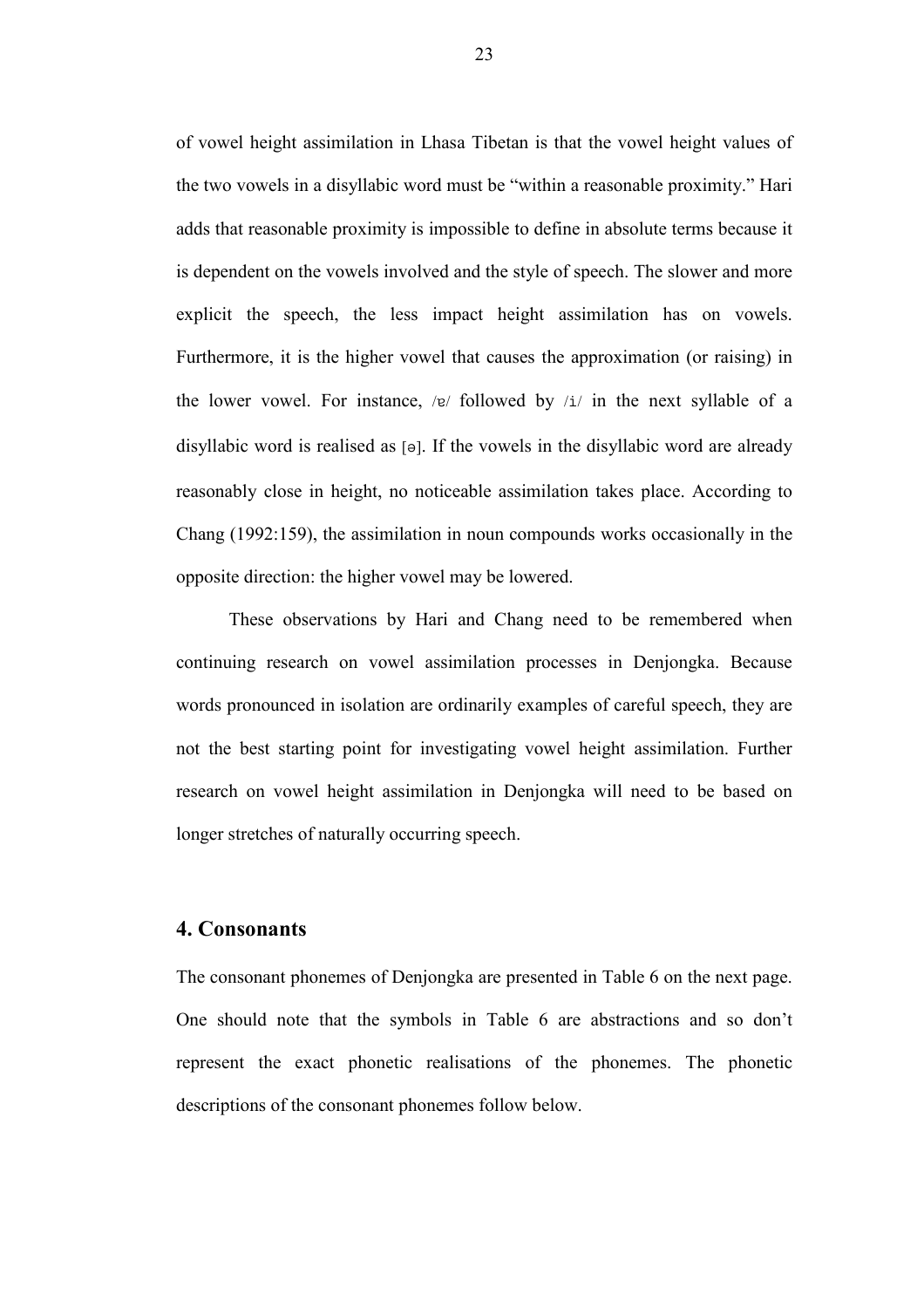of vowel height assimilation in Lhasa Tibetan is that the vowel height values of the two vowels in a disyllabic word must be "within a reasonable proximity." Hari adds that reasonable proximity is impossible to define in absolute terms because it is dependent on the vowels involved and the style of speech. The slower and more explicit the speech, the less impact height assimilation has on vowels. Furthermore, it is the higher vowel that causes the approximation (or raising) in the lower vowel. For instance, /ɐ/ followed by /i/ in the next syllable of a disyllabic word is realised as [ə]. If the vowels in the disyllabic word are already reasonably close in height, no noticeable assimilation takes place. According to Chang (1992:159), the assimilation in noun compounds works occasionally in the opposite direction: the higher vowel may be lowered.

These observations by Hari and Chang need to be remembered when continuing research on vowel assimilation processes in Denjongka. Because words pronounced in isolation are ordinarily examples of careful speech, they are not the best starting point for investigating vowel height assimilation. Further research on vowel height assimilation in Denjongka will need to be based on longer stretches of naturally occurring speech.

## 4. Consonants

The consonant phonemes of Denjongka are presented in Table 6 on the next page. One should note that the symbols in Table 6 are abstractions and so don't represent the exact phonetic realisations of the phonemes. The phonetic descriptions of the consonant phonemes follow below.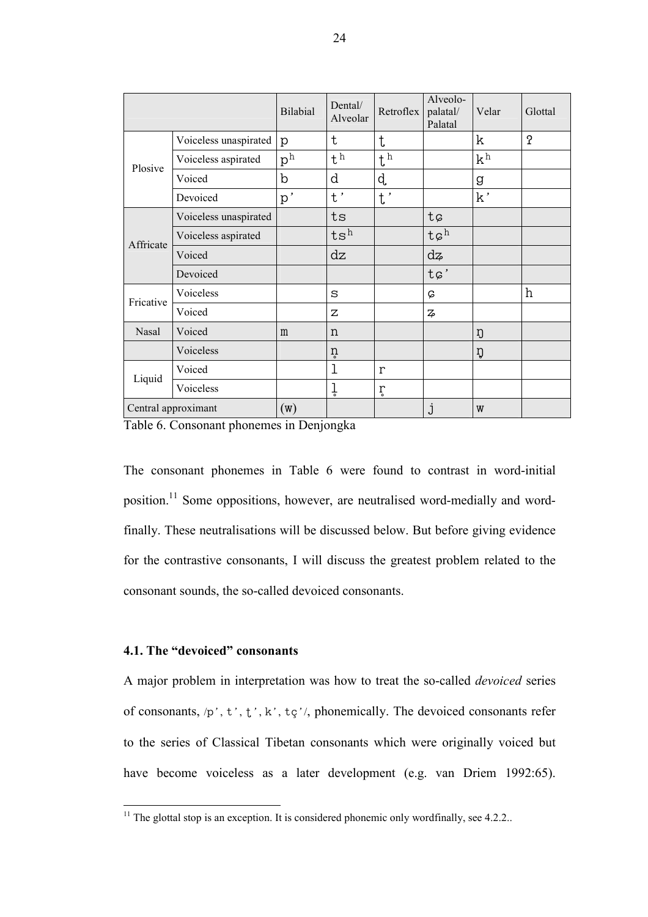| | | Bilabial | Dental/ Alveolar | Retroflex | Alveolo-palatal/ Palatal | Velar | Glottal |
|---|---|---|---|---|---|---|---|
| Plosive | Voiceless unaspirated | p | t | ʈ | | k | ʔ |
| | Voiceless aspirated | pʰ | tʰ | ʈʰ | | kʰ | |
| | Voiced | b | d | ɖ | | g | |
| | Devoiced | p' | t' | ʈ' | | k' | |
| Affricate | Voiceless unaspirated | | ts | | tɕ | | |
| | Voiceless aspirated | | tsʰ | | tɕʰ | | |
| | Voiced | | dz | | dʑ | | |
| | Devoiced | | | | tɕ' | | |
| Fricative | Voiceless | | s | | ɕ | | h |
| | Voiced | | z | | ʑ | | |
| Nasal | Voiced | m | n | | | ŋ | |
| | Voiceless | | n̥ | | | ŋ̊ | |
| Liquid | Voiced | | l | r | | | |
| | Voiceless | | l̥ | r̥ | | | |
| Central approximant | | (w) | | | j | w | |

Table 6. Consonant phonemes in Denjongka

The consonant phonemes in Table 6 were found to contrast in word-initial position.[11] Some oppositions, however, are neutralised word-medially and word-finally. These neutralisations will be discussed below. But before giving evidence for the contrastive consonants, I will discuss the greatest problem related to the consonant sounds, the so-called devoiced consonants.

### 4.1. The "devoiced" consonants

A major problem in interpretation was how to treat the so-called *devoiced* series of consonants, /p', t', ʈ', k', tç'/, phonemically. The devoiced consonants refer to the series of Classical Tibetan consonants which were originally voiced but have become voiceless as a later development (e.g. van Driem 1992:65).

[11] The glottal stop is an exception. It is considered phonemic only wordfinally, see 4.2.2..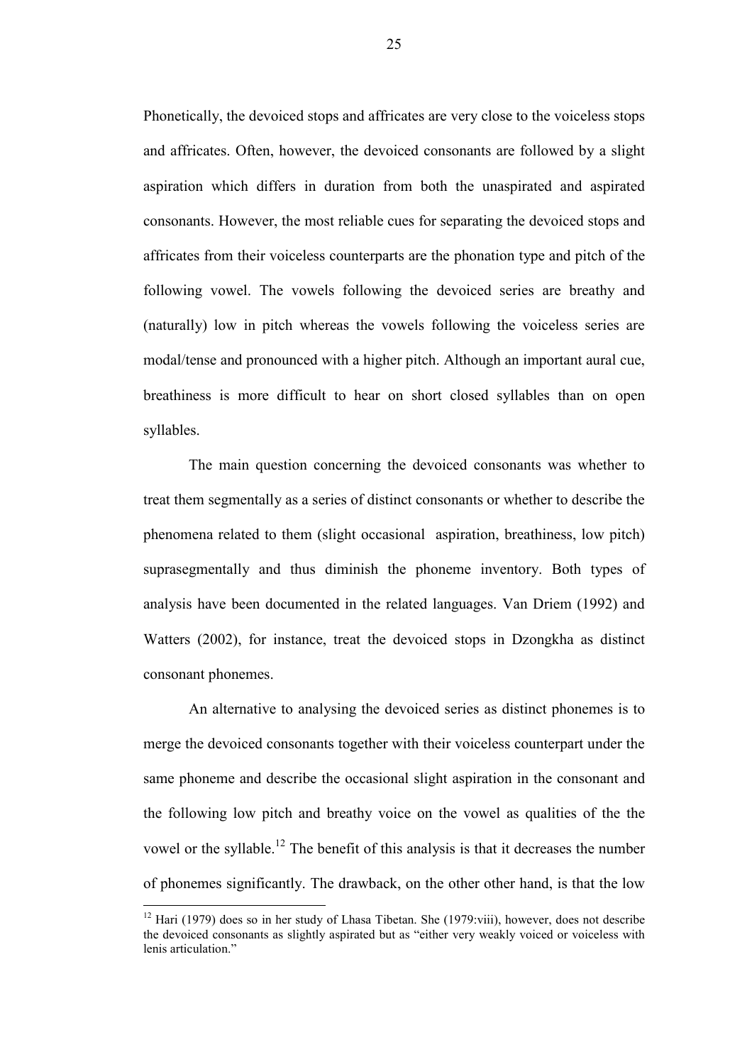Phonetically, the devoiced stops and affricates are very close to the voiceless stops and affricates. Often, however, the devoiced consonants are followed by a slight aspiration which differs in duration from both the unaspirated and aspirated consonants. However, the most reliable cues for separating the devoiced stops and affricates from their voiceless counterparts are the phonation type and pitch of the following vowel. The vowels following the devoiced series are breathy and (naturally) low in pitch whereas the vowels following the voiceless series are modal/tense and pronounced with a higher pitch. Although an important aural cue, breathiness is more difficult to hear on short closed syllables than on open syllables.

The main question concerning the devoiced consonants was whether to treat them segmentally as a series of distinct consonants or whether to describe the phenomena related to them (slight occasional aspiration, breathiness, low pitch) suprasegmentally and thus diminish the phoneme inventory. Both types of analysis have been documented in the related languages. Van Driem (1992) and Watters (2002), for instance, treat the devoiced stops in Dzongkha as distinct consonant phonemes.

An alternative to analysing the devoiced series as distinct phonemes is to merge the devoiced consonants together with their voiceless counterpart under the same phoneme and describe the occasional slight aspiration in the consonant and the following low pitch and breathy voice on the vowel as qualities of the the vowel or the syllable.[12] The benefit of this analysis is that it decreases the number of phonemes significantly. The drawback, on the other other hand, is that the low

---

[12] Hari (1979) does so in her study of Lhasa Tibetan. She (1979:viii), however, does not describe the devoiced consonants as slightly aspirated but as "either very weakly voiced or voiceless with lenis articulation."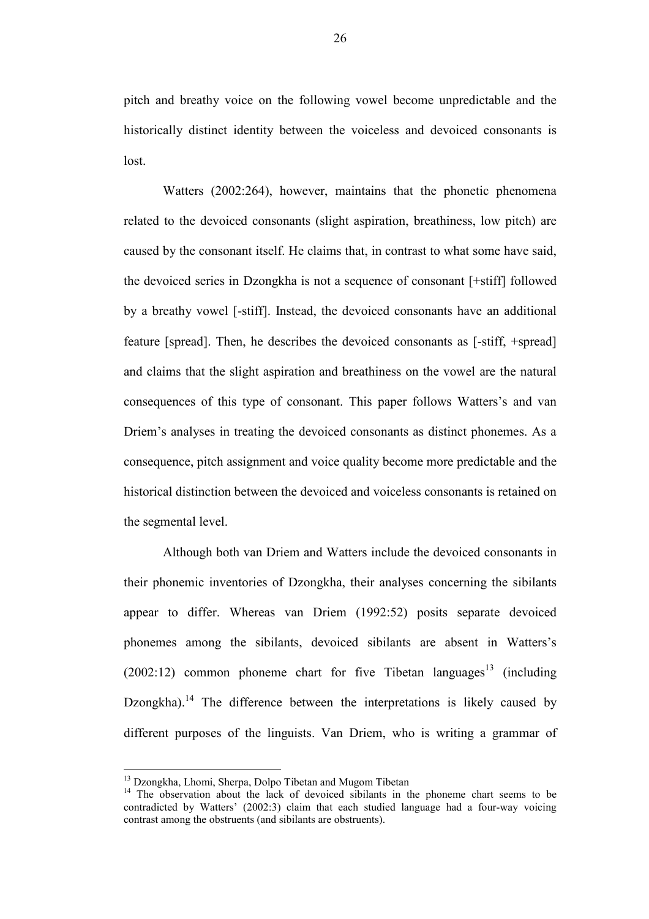pitch and breathy voice on the following vowel become unpredictable and the historically distinct identity between the voiceless and devoiced consonants is lost.

Watters (2002:264), however, maintains that the phonetic phenomena related to the devoiced consonants (slight aspiration, breathiness, low pitch) are caused by the consonant itself. He claims that, in contrast to what some have said, the devoiced series in Dzongkha is not a sequence of consonant [+stiff] followed by a breathy vowel [-stiff]. Instead, the devoiced consonants have an additional feature [spread]. Then, he describes the devoiced consonants as [-stiff, +spread] and claims that the slight aspiration and breathiness on the vowel are the natural consequences of this type of consonant. This paper follows Watters's and van Driem's analyses in treating the devoiced consonants as distinct phonemes. As a consequence, pitch assignment and voice quality become more predictable and the historical distinction between the devoiced and voiceless consonants is retained on the segmental level.

Although both van Driem and Watters include the devoiced consonants in their phonemic inventories of Dzongkha, their analyses concerning the sibilants appear to differ. Whereas van Driem (1992:52) posits separate devoiced phonemes among the sibilants, devoiced sibilants are absent in Watters's (2002:12) common phoneme chart for five Tibetan languages[13] (including Dzongkha).[14] The difference between the interpretations is likely caused by different purposes of the linguists. Van Driem, who is writing a grammar of

---

[13] Dzongkha, Lhomi, Sherpa, Dolpo Tibetan and Mugom Tibetan

[14] The observation about the lack of devoiced sibilants in the phoneme chart seems to be contradicted by Watters' (2002:3) claim that each studied language had a four-way voicing contrast among the obstruents (and sibilants are obstruents).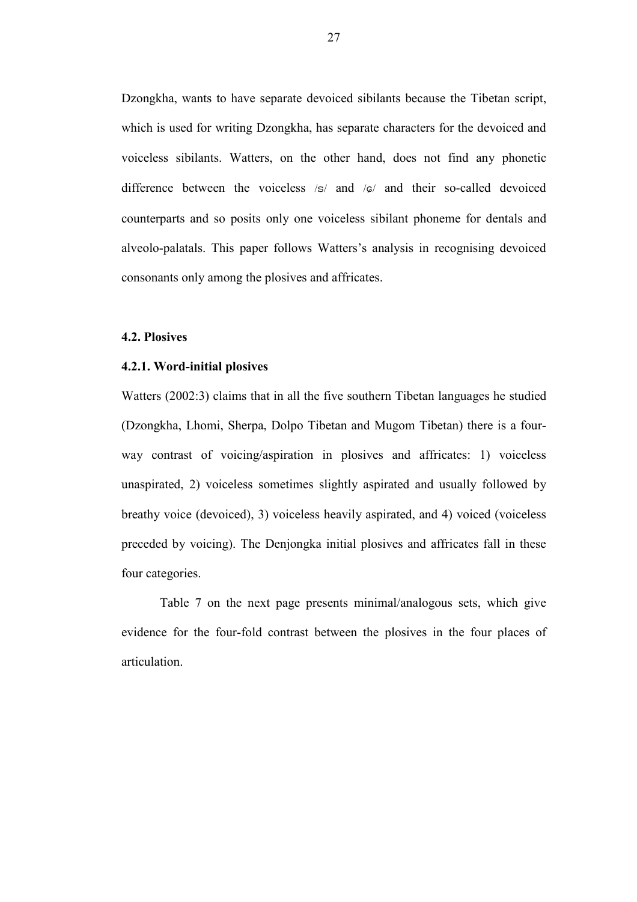Dzongkha, wants to have separate devoiced sibilants because the Tibetan script, which is used for writing Dzongkha, has separate characters for the devoiced and voiceless sibilants. Watters, on the other hand, does not find any phonetic difference between the voiceless /s/ and /ɕ/ and their so-called devoiced counterparts and so posits only one voiceless sibilant phoneme for dentals and alveolo-palatals. This paper follows Watters's analysis in recognising devoiced consonants only among the plosives and affricates.

### 4.2. Plosives

#### 4.2.1. Word-initial plosives

Watters (2002:3) claims that in all the five southern Tibetan languages he studied (Dzongkha, Lhomi, Sherpa, Dolpo Tibetan and Mugom Tibetan) there is a four-way contrast of voicing/aspiration in plosives and affricates: 1) voiceless unaspirated, 2) voiceless sometimes slightly aspirated and usually followed by breathy voice (devoiced), 3) voiceless heavily aspirated, and 4) voiced (voiceless preceded by voicing). The Denjongka initial plosives and affricates fall in these four categories.

Table 7 on the next page presents minimal/analogous sets, which give evidence for the four-fold contrast between the plosives in the four places of articulation.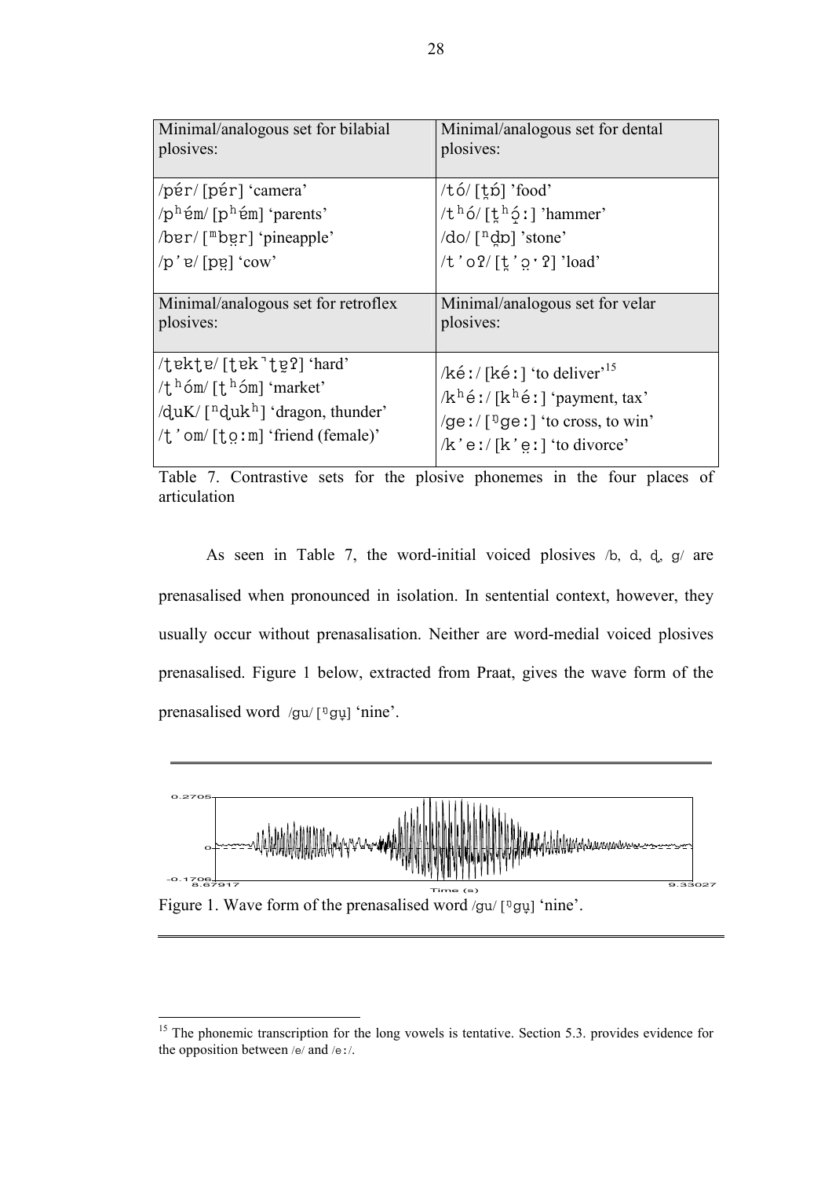| Minimal/analogous set for bilabial plosives: | Minimal/analogous set for dental plosives: |
|---|---|
| /pə́r/ [pə́r] 'camera'<br>/pʰə́m/ [pʰə́m] 'parents'<br>/bɐr/ [ᵐbɐ̰r] 'pineapple'<br>/p'ɐ/ [pɐ̰] 'cow' | /tó/ [t̪ɒ́] 'food'<br>/tʰó/ [t̪ʰɒ̰́ː] 'hammer'<br>/do/ [ⁿd̪ɒ] 'stone'<br>/t'oʔ/ [t̪'ɒ̰ˑʔ] 'load' |
| **Minimal/analogous set for retroflex plosives:** | **Minimal/analogous set for velar plosives:** |
| /ʈɐkʈɐ/ [ʈɐk̚ʈɐ̰ʔ] 'hard'<br>/ʈʰóm/ [ʈʰóm] 'market'<br>/ɖuK/ [ⁿɖukʰ] 'dragon, thunder'<br>/ʈ'om/ [ʈo̰ːm] 'friend (female)' | /kéː/ [kéː] 'to deliver'[15]<br>/kʰéː/ [kʰéː] 'payment, tax'<br>/geː/ [ᵑgeː] 'to cross, to win'<br>/k'eː/ [k'ḛː] 'to divorce' |

Table 7. Contrastive sets for the plosive phonemes in the four places of articulation

As seen in Table 7, the word-initial voiced plosives /b, d, ɖ, g/ are prenasalised when pronounced in isolation. In sentential context, however, they usually occur without prenasalisation. Neither are word-medial voiced plosives prenasalised. Figure 1 below, extracted from Praat, gives the wave form of the prenasalised word /gu/ [ᵑgṵ] 'nine'.

Figure 1. Wave form of the prenasalised word /gu/ [ᵑgṵ] 'nine'.

[15] The phonemic transcription for the long vowels is tentative. Section 5.3. provides evidence for the opposition between /e/ and /eː/.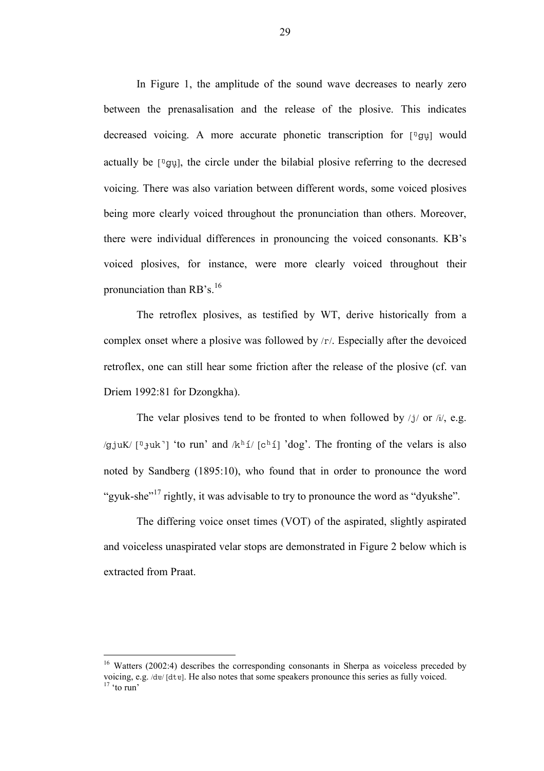In Figure 1, the amplitude of the sound wave decreases to nearly zero between the prenasalisation and the release of the plosive. This indicates decreased voicing. A more accurate phonetic transcription for [ᵑgu̥] would actually be [ᵑg̥u̥], the circle under the bilabial plosive referring to the decresed voicing. There was also variation between different words, some voiced plosives being more clearly voiced throughout the pronunciation than others. Moreover, there were individual differences in pronouncing the voiced consonants. KB's voiced plosives, for instance, were more clearly voiced throughout their pronunciation than RB's.[16]

The retroflex plosives, as testified by WT, derive historically from a complex onset where a plosive was followed by /r/. Especially after the devoiced retroflex, one can still hear some friction after the release of the plosive (cf. van Driem 1992:81 for Dzongkha).

The velar plosives tend to be fronted to when followed by /j/ or /i/, e.g. /gjuK/ [ᵑɟuk˺] 'to run' and /kʰí/ [cʰí] 'dog'. The fronting of the velars is also noted by Sandberg (1895:10), who found that in order to pronounce the word "gyuk-she"[17] rightly, it was advisable to try to pronounce the word as "dyukshe".

The differing voice onset times (VOT) of the aspirated, slightly aspirated and voiceless unaspirated velar stops are demonstrated in Figure 2 below which is extracted from Praat.

---

[16] Watters (2002:4) describes the corresponding consonants in Sherpa as voiceless preceded by voicing, e.g. /dɐ/ [dtɐ]. He also notes that some speakers pronounce this series as fully voiced.

[17] 'to run'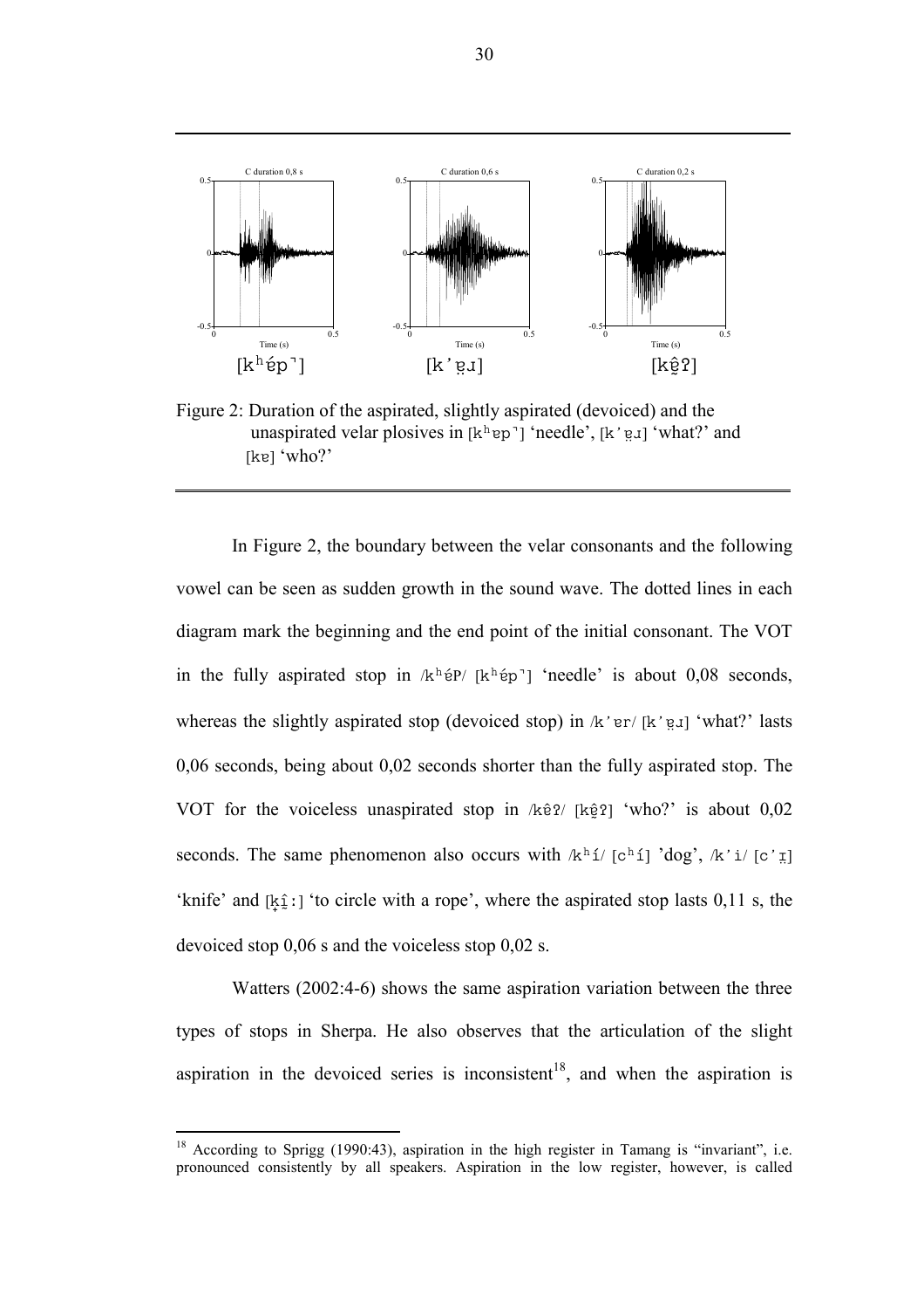Figure 2: Duration of the aspirated, slightly aspirated (devoiced) and the unaspirated velar plosives in [kʰɐp˺] 'needle', [k'ɐ̤ɹ] 'what?' and [kɐ] 'who?'

In Figure 2, the boundary between the velar consonants and the following vowel can be seen as sudden growth in the sound wave. The dotted lines in each diagram mark the beginning and the end point of the initial consonant. The VOT in the fully aspirated stop in /kʰéP/ [kʰép˺] 'needle' is about 0,08 seconds, whereas the slightly aspirated stop (devoiced stop) in /k'ɐr/ [k'ɐ̤ɹ] 'what?' lasts 0,06 seconds, being about 0,02 seconds shorter than the fully aspirated stop. The VOT for the voiceless unaspirated stop in /kêʔ/ [kḛ̂ʔ] 'who?' is about 0,02 seconds. The same phenomenon also occurs with /kʰí/ [cʰí] 'dog', /k'i/ [c'ɪ̤] 'knife' and [k̟ḭ̂ː] 'to circle with a rope', where the aspirated stop lasts 0,11 s, the devoiced stop 0,06 s and the voiceless stop 0,02 s.

Watters (2002:4-6) shows the same aspiration variation between the three types of stops in Sherpa. He also observes that the articulation of the slight aspiration in the devoiced series is inconsistent[18], and when the aspiration is

[18] According to Sprigg (1990:43), aspiration in the high register in Tamang is "invariant", i.e. pronounced consistently by all speakers. Aspiration in the low register, however, is called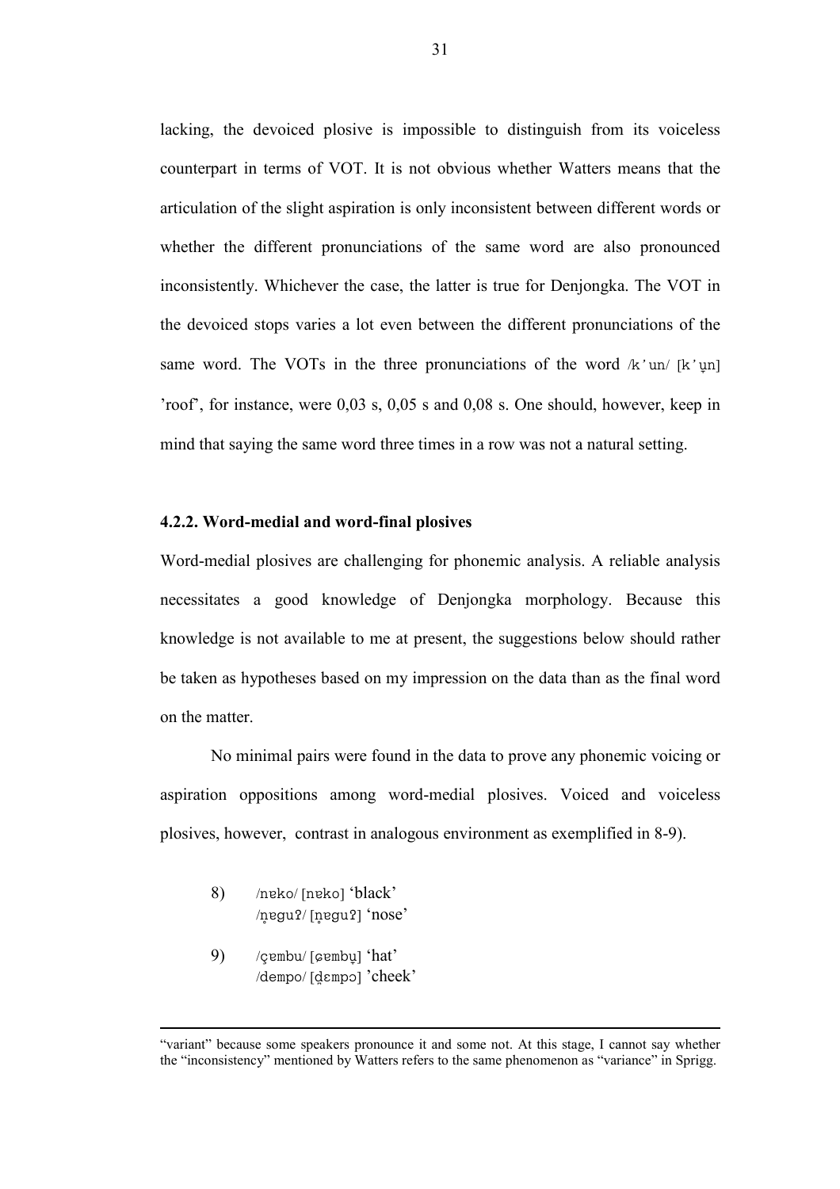lacking, the devoiced plosive is impossible to distinguish from its voiceless counterpart in terms of VOT. It is not obvious whether Watters means that the articulation of the slight aspiration is only inconsistent between different words or whether the different pronunciations of the same word are also pronounced inconsistently. Whichever the case, the latter is true for Denjongka. The VOT in the devoiced stops varies a lot even between the different pronunciations of the same word. The VOTs in the three pronunciations of the word /k'un/ [k'u̥n] 'roof', for instance, were 0,03 s, 0,05 s and 0,08 s. One should, however, keep in mind that saying the same word three times in a row was not a natural setting.

### 4.2.2. Word-medial and word-final plosives

Word-medial plosives are challenging for phonemic analysis. A reliable analysis necessitates a good knowledge of Denjongka morphology. Because this knowledge is not available to me at present, the suggestions below should rather be taken as hypotheses based on my impression on the data than as the final word on the matter.

No minimal pairs were found in the data to prove any phonemic voicing or aspiration oppositions among word-medial plosives. Voiced and voiceless plosives, however, contrast in analogous environment as exemplified in 8-9).

8) /nɐko/ [nɐko] 'black'
   /n̥ɐguʔ/ [n̥ɐguʔ] 'nose'

9) /çembu/ [ɕɐmbu̥] 'hat'
   /dempo/ [d̥ɛmpɔ] 'cheek'

---

"variant" because some speakers pronounce it and some not. At this stage, I cannot say whether the "inconsistency" mentioned by Watters refers to the same phenomenon as "variance" in Sprigg.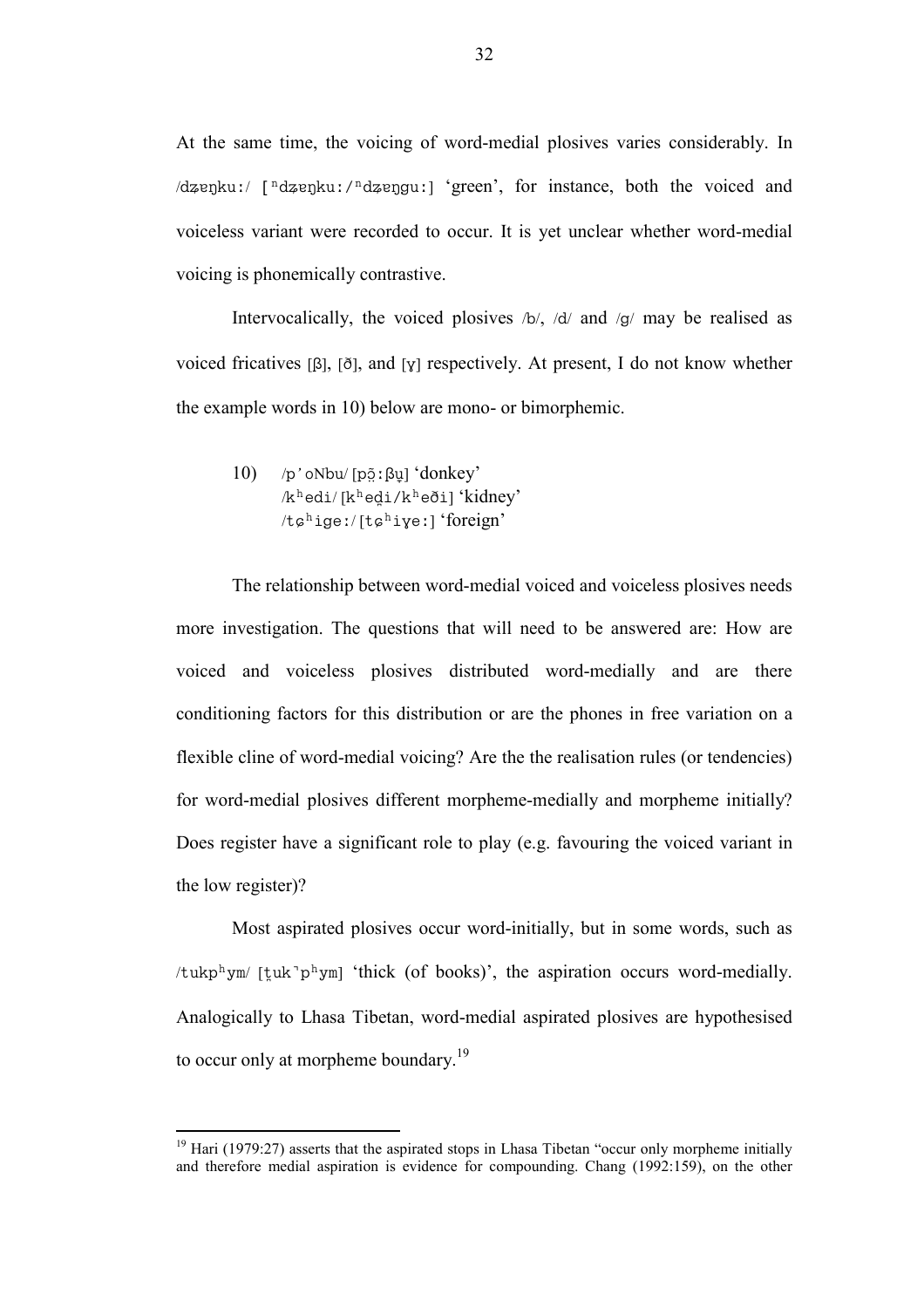At the same time, the voicing of word-medial plosives varies considerably. In /dʑɐŋku:/ [ⁿdʑɐŋku:/ⁿdʑɐŋgu:] 'green', for instance, both the voiced and voiceless variant were recorded to occur. It is yet unclear whether word-medial voicing is phonemically contrastive.

Intervocalically, the voiced plosives /b/, /d/ and /g/ may be realised as voiced fricatives [β], [ð], and [ɣ] respectively. At present, I do not know whether the example words in 10) below are mono- or bimorphemic.

10) /p'oNbu/ [pɔ̰̃:βu̯] 'donkey'
/kʰedi/ [kʰeḏi/kʰeði] 'kidney'
/tɕʰige:/ [tɕʰiɣe:] 'foreign'

The relationship between word-medial voiced and voiceless plosives needs more investigation. The questions that will need to be answered are: How are voiced and voiceless plosives distributed word-medially and are there conditioning factors for this distribution or are the phones in free variation on a flexible cline of word-medial voicing? Are the the realisation rules (or tendencies) for word-medial plosives different morpheme-medially and morpheme initially? Does register have a significant role to play (e.g. favouring the voiced variant in the low register)?

Most aspirated plosives occur word-initially, but in some words, such as /tukpʰym/ [t̪uk˺pʰym] 'thick (of books)', the aspiration occurs word-medially. Analogically to Lhasa Tibetan, word-medial aspirated plosives are hypothesised to occur only at morpheme boundary.[19]

---

[19] Hari (1979:27) asserts that the aspirated stops in Lhasa Tibetan "occur only morpheme initially and therefore medial aspiration is evidence for compounding. Chang (1992:159), on the other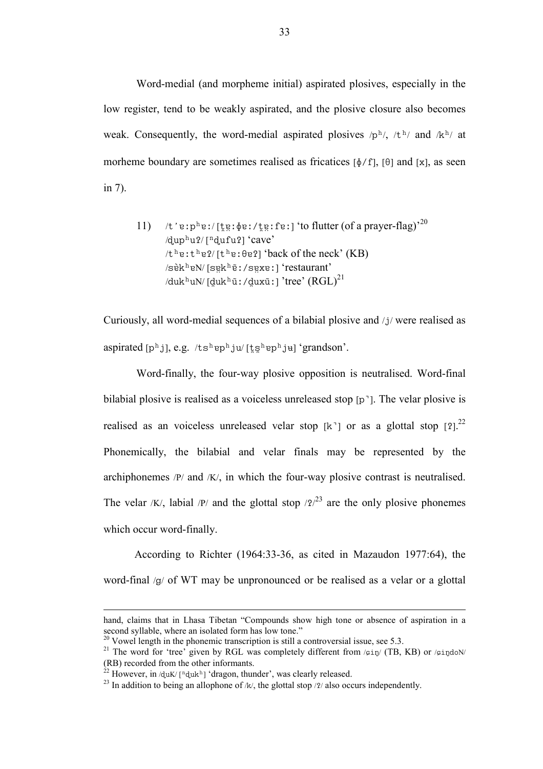Word-medial (and morpheme initial) aspirated plosives, especially in the low register, tend to be weakly aspirated, and the plosive closure also becomes weak. Consequently, the word-medial aspirated plosives /pʰ/, /tʰ/ and /kʰ/ at morheme boundary are sometimes realised as fricatices [ɸ/f], [θ] and [x], as seen in 7).

11) /tʼɐːpʰɐː/ [t̪ɐ̤ːɸɐː/t̪ɐ̤ːfɐː] 'to flutter (of a prayer-flag)'[20]
/ɖupʰuʔ/ [ⁿɖufuʔ] 'cave'
/tʰɐːtʰɐʔ/ [tʰɐːθɐʔ] 'back of the neck' (KB)
/sèkʰɐN/ [sɐ̤kʰɐ̃ː/sɐ̤xɐː] 'restaurant'
/dukʰuN/ [d̤ukʰũː/d̤uxũː] 'tree' (RGL)[21]

Curiously, all word-medial sequences of a bilabial plosive and /j/ were realised as aspirated [pʰj], e.g. /tsʰɐpʰju/ [t̪s̪ʰɐpʰjʉ] 'grandson'.

Word-finally, the four-way plosive opposition is neutralised. Word-final bilabial plosive is realised as a voiceless unreleased stop [p̚]. The velar plosive is realised as an voiceless unreleased velar stop [k̚] or as a glottal stop [ʔ].[22] Phonemically, the bilabial and velar finals may be represented by the archiphonemes /P/ and /K/, in which the four-way plosive contrast is neutralised. The velar /K/, labial /P/ and the glottal stop /ʔ/[23] are the only plosive phonemes which occur word-finally.

According to Richter (1964:33-36, as cited in Mazaudon 1977:64), the word-final /g/ of WT may be unpronounced or be realised as a velar or a glottal

---

hand, claims that in Lhasa Tibetan "Compounds show high tone or absence of aspiration in a second syllable, where an isolated form has low tone."

[20] Vowel length in the phonemic transcription is still a controversial issue, see 5.3.

[21] The word for 'tree' given by RGL was completely different from /ɕiŋ/ (TB, KB) or /ɕiŋdoN/ (RB) recorded from the other informants.

[22] However, in /ɖuK/ [ⁿɖukʰ] 'dragon, thunder', was clearly released.

[23] In addition to being an allophone of /k/, the glottal stop /ʔ/ also occurs independently.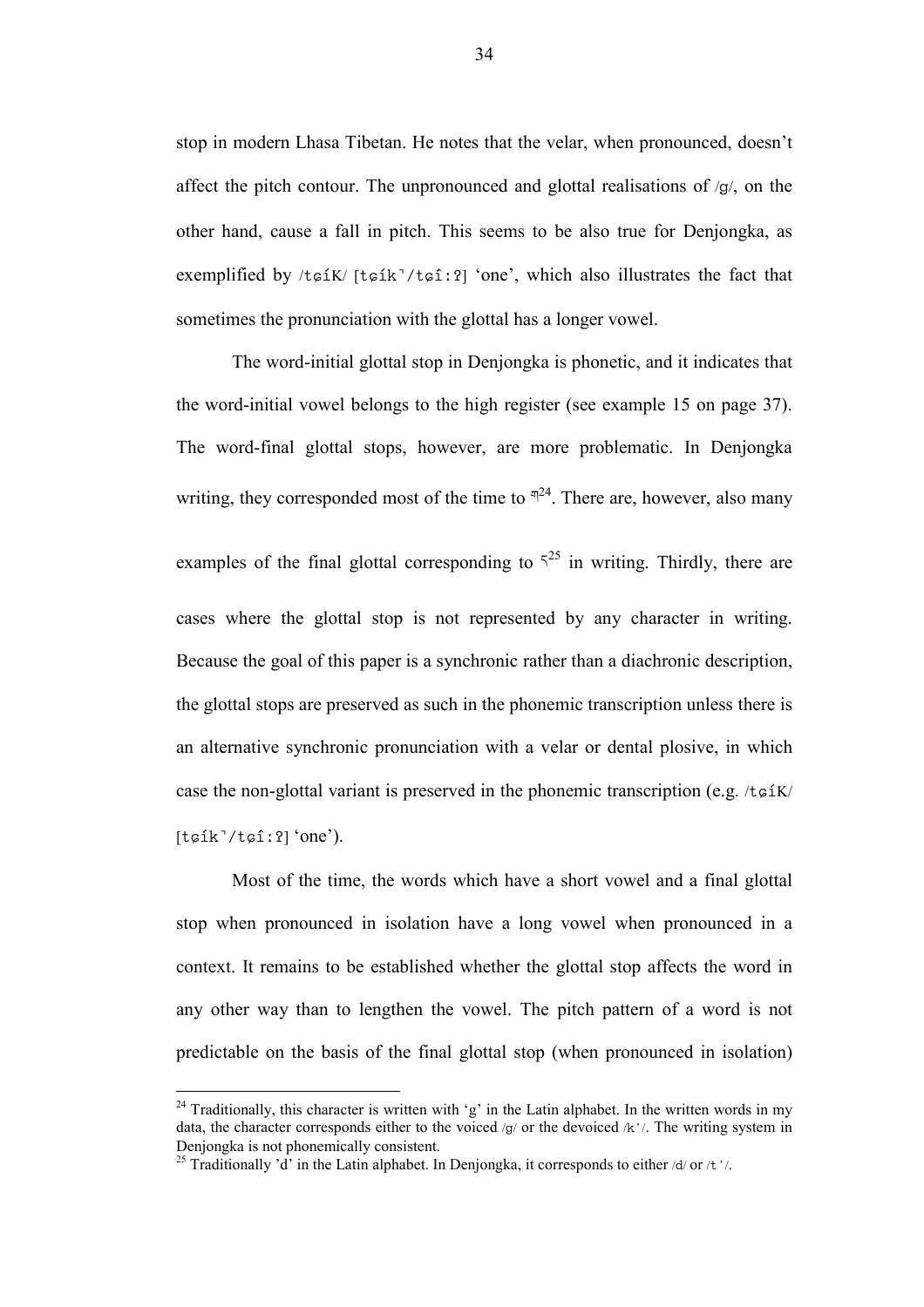stop in modern Lhasa Tibetan. He notes that the velar, when pronounced, doesn't affect the pitch contour. The unpronounced and glottal realisations of /g/, on the other hand, cause a fall in pitch. This seems to be also true for Denjongka, as exemplified by /tɕíK/ [tɕík˺/tɕî:ʔ] 'one', which also illustrates the fact that sometimes the pronunciation with the glottal has a longer vowel.

The word-initial glottal stop in Denjongka is phonetic, and it indicates that the word-initial vowel belongs to the high register (see example 15 on page 37). The word-final glottal stops, however, are more problematic. In Denjongka writing, they corresponded most of the time to ག[24]. There are, however, also many examples of the final glottal corresponding to ད[25] in writing. Thirdly, there are cases where the glottal stop is not represented by any character in writing. Because the goal of this paper is a synchronic rather than a diachronic description, the glottal stops are preserved as such in the phonemic transcription unless there is an alternative synchronic pronunciation with a velar or dental plosive, in which case the non-glottal variant is preserved in the phonemic transcription (e.g. /tɕíK/ [tɕík˺/tɕî:ʔ] 'one').

Most of the time, the words which have a short vowel and a final glottal stop when pronounced in isolation have a long vowel when pronounced in a context. It remains to be established whether the glottal stop affects the word in any other way than to lengthen the vowel. The pitch pattern of a word is not predictable on the basis of the final glottal stop (when pronounced in isolation)

---

[24] Traditionally, this character is written with 'g' in the Latin alphabet. In the written words in my data, the character corresponds either to the voiced /g/ or the devoiced /k'/. The writing system in Denjongka is not phonemically consistent.

[25] Traditionally 'd' in the Latin alphabet. In Denjongka, it corresponds to either /d/ or /t'/.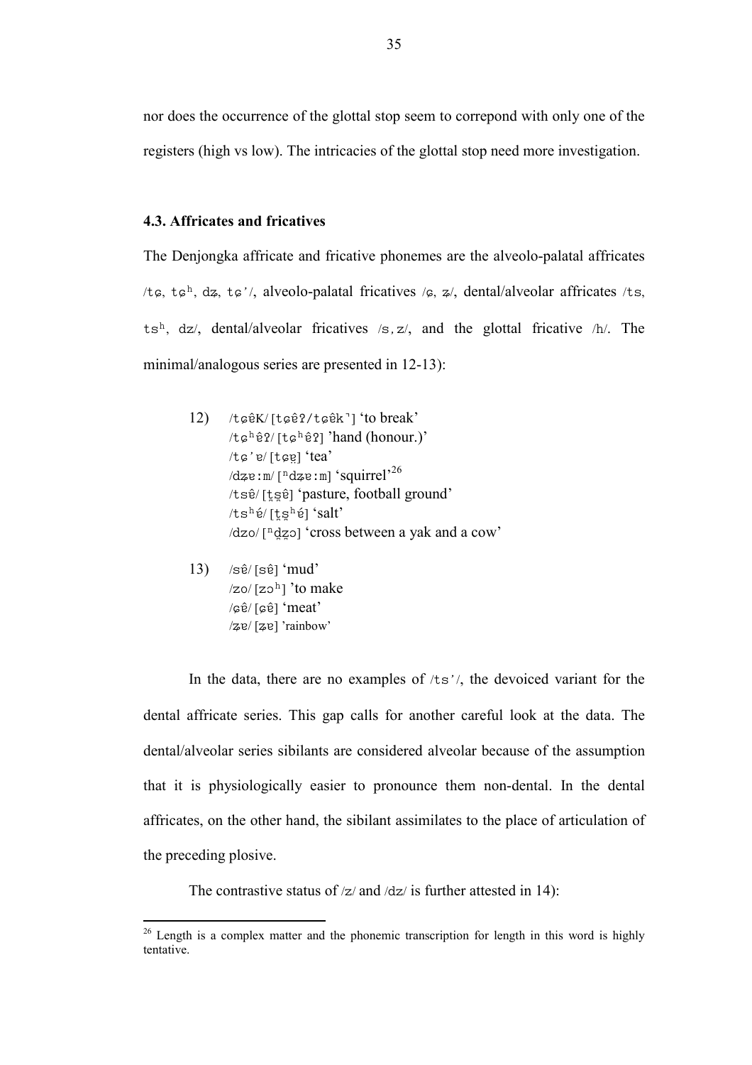nor does the occurrence of the glottal stop seem to correpond with only one of the registers (high vs low). The intricacies of the glottal stop need more investigation.

### 4.3. Affricates and fricatives

The Denjongka affricate and fricative phonemes are the alveolo-palatal affricates /tɕ, tɕʰ, dʑ, tɕʼ/, alveolo-palatal fricatives /ɕ, ʑ/, dental/alveolar affricates /ts, tsʰ, dz/, dental/alveolar fricatives /s, z/, and the glottal fricative /h/. The minimal/analogous series are presented in 12-13):

12) /tɕêK/ [tɕêʔ/tɕêk̚] ‘to break’
/tɕʰêʔ/ [tɕʰêʔ] ’hand (honour.)’
/tɕʼɐ/ [tɕɐ̰] ‘tea’
/dʑɐ:m/ [ⁿdʑɐ:m] ‘squirrel’[26]
/tsê/ [t̪s̪ê] ‘pasture, football ground’
/tsʰé/ [t̪s̪ʰé] ‘salt’
/dzo/ [ⁿd̪z̪ɔ] ‘cross between a yak and a cow’

13) /sê/ [sê] ‘mud’
/zo/ [zɔʰ] ’to make
/ɕê/ [ɕê] ‘meat’
/ʑɐ/ [ʑɐ] ’rainbow’

In the data, there are no examples of /tsʼ/, the devoiced variant for the dental affricate series. This gap calls for another careful look at the data. The dental/alveolar series sibilants are considered alveolar because of the assumption that it is physiologically easier to pronounce them non-dental. In the dental affricates, on the other hand, the sibilant assimilates to the place of articulation of the preceding plosive.

The contrastive status of /z/ and /dz/ is further attested in 14):

[26] Length is a complex matter and the phonemic transcription for length in this word is highly tentative.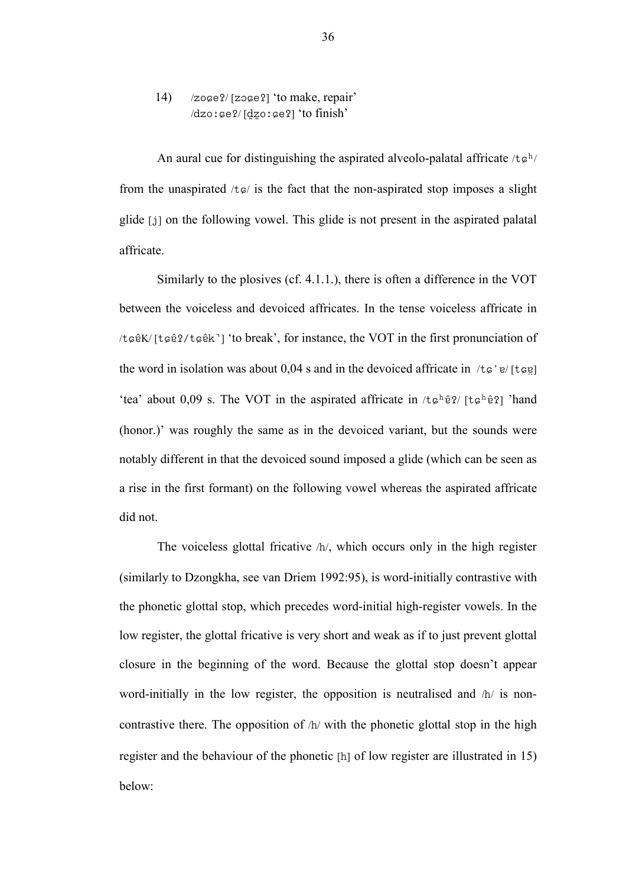14) /zoɕeʔ/ [zɔɕeʔ] 'to make, repair'
/dzoːɕeʔ/ [d̥z̥oːɕeʔ] 'to finish'

An aural cue for distinguishing the aspirated alveolo-palatal affricate /tɕʰ/ from the unaspirated /tɕ/ is the fact that the non-aspirated stop imposes a slight glide [j] on the following vowel. This glide is not present in the aspirated palatal affricate.

Similarly to the plosives (cf. 4.1.1.), there is often a difference in the VOT between the voiceless and devoiced affricates. In the tense voiceless affricate in /tɕêK/ [tɕêʔ/tɕêk̚] 'to break', for instance, the VOT in the first pronunciation of the word in isolation was about 0,04 s and in the devoiced affricate in /tɕ'ɐ/ [tɕɐ̤] 'tea' about 0,09 s. The VOT in the aspirated affricate in /tɕʰêʔ/ [tɕʰêʔ] 'hand (honor.)' was roughly the same as in the devoiced variant, but the sounds were notably different in that the devoiced sound imposed a glide (which can be seen as a rise in the first formant) on the following vowel whereas the aspirated affricate did not.

The voiceless glottal fricative /h/, which occurs only in the high register (similarly to Dzongkha, see van Driem 1992:95), is word-initially contrastive with the phonetic glottal stop, which precedes word-initial high-register vowels. In the low register, the glottal fricative is very short and weak as if to just prevent glottal closure in the beginning of the word. Because the glottal stop doesn't appear word-initially in the low register, the opposition is neutralised and /h/ is non-contrastive there. The opposition of /h/ with the phonetic glottal stop in the high register and the behaviour of the phonetic [h] of low register are illustrated in 15) below: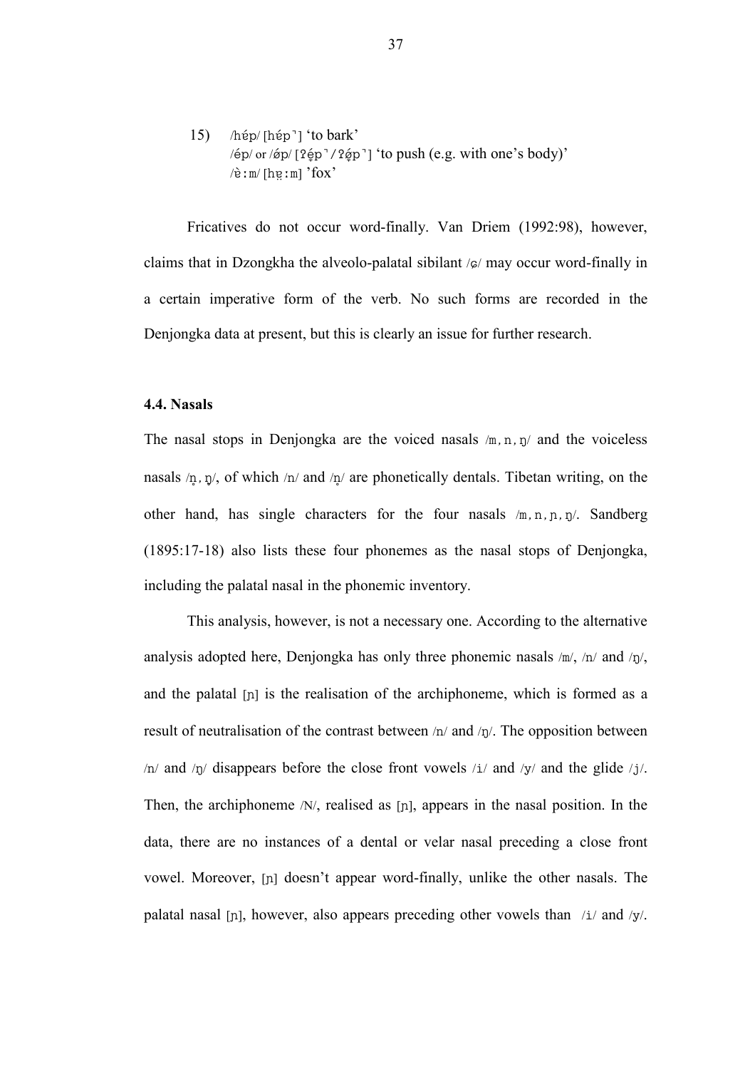15) /hép/ [hép˺] 'to bark'
/ép/ or /ǿp/ [ʔép˺/ʔǿp˺] 'to push (e.g. with one's body)'
/è:m/ [hẹ:m] 'fox'

Fricatives do not occur word-finally. Van Driem (1992:98), however, claims that in Dzongkha the alveolo-palatal sibilant /ɕ/ may occur word-finally in a certain imperative form of the verb. No such forms are recorded in the Denjongka data at present, but this is clearly an issue for further research.

### 4.4. Nasals

The nasal stops in Denjongka are the voiced nasals /m, n, ŋ/ and the voiceless nasals /n̥, ŋ̊/, of which /n/ and /n̥/ are phonetically dentals. Tibetan writing, on the other hand, has single characters for the four nasals /m, n, ɲ, ŋ/. Sandberg (1895:17-18) also lists these four phonemes as the nasal stops of Denjongka, including the palatal nasal in the phonemic inventory.

This analysis, however, is not a necessary one. According to the alternative analysis adopted here, Denjongka has only three phonemic nasals /m/, /n/ and /ŋ/, and the palatal [ɲ] is the realisation of the archiphoneme, which is formed as a result of neutralisation of the contrast between /n/ and /ŋ/. The opposition between /n/ and /ŋ/ disappears before the close front vowels /i/ and /y/ and the glide /j/. Then, the archiphoneme /N/, realised as [ɲ], appears in the nasal position. In the data, there are no instances of a dental or velar nasal preceding a close front vowel. Moreover, [ɲ] doesn't appear word-finally, unlike the other nasals. The palatal nasal [ɲ], however, also appears preceding other vowels than /i/ and /y/.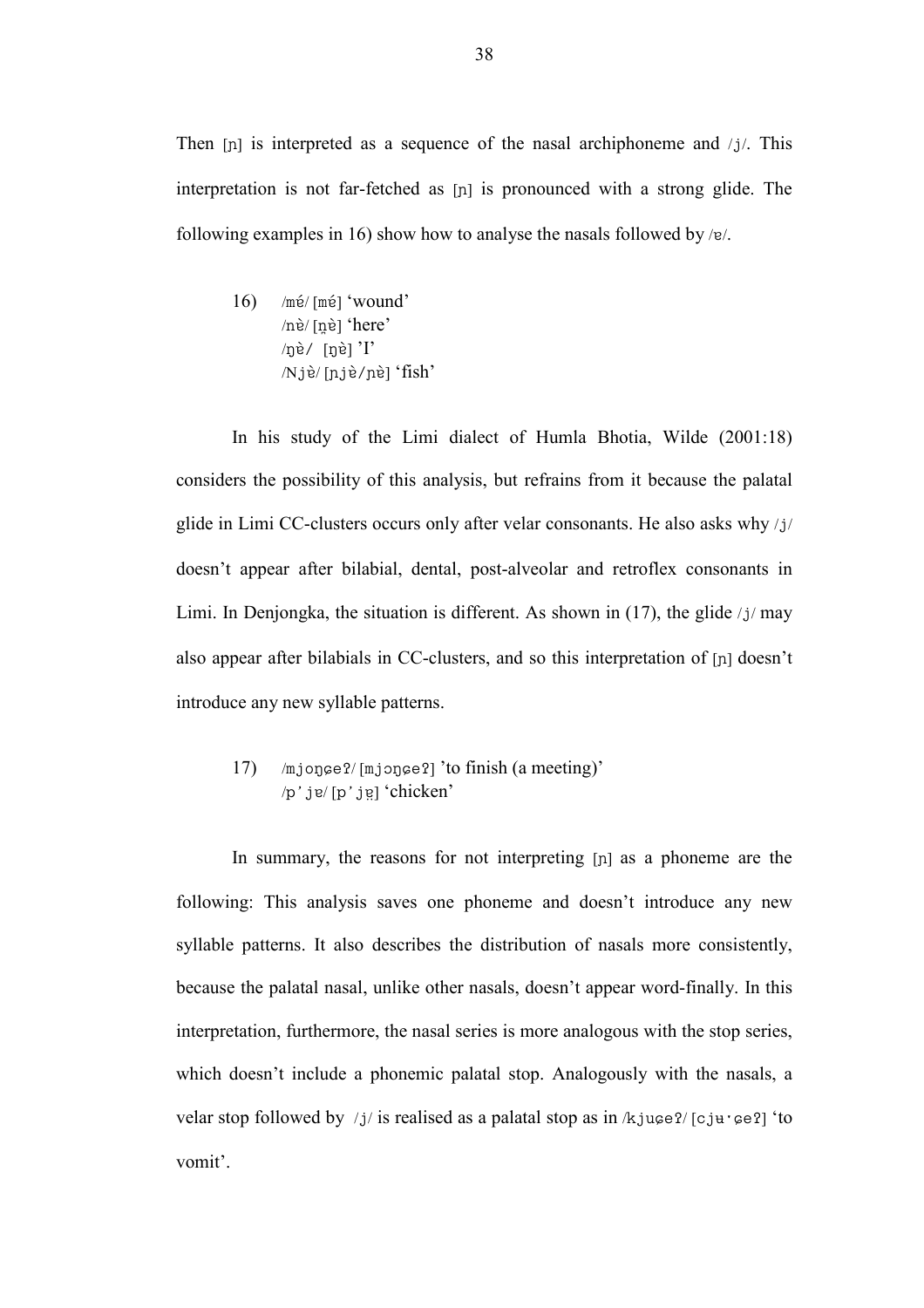Then [ɲ] is interpreted as a sequence of the nasal archiphoneme and /j/. This interpretation is not far-fetched as [ɲ] is pronounced with a strong glide. The following examples in 16) show how to analyse the nasals followed by /ɐ/.

16) /mɐ́/ [mɐ́] 'wound'
/nɐ̀/ [n̪ɐ̀] 'here'
/ŋɐ̀/ [ŋɐ̀] 'I'
/Njɐ̀/ [ɲjɐ̀/ɲɐ̀] 'fish'

In his study of the Limi dialect of Humla Bhotia, Wilde (2001:18) considers the possibility of this analysis, but refrains from it because the palatal glide in Limi CC-clusters occurs only after velar consonants. He also asks why /j/ doesn't appear after bilabial, dental, post-alveolar and retroflex consonants in Limi. In Denjongka, the situation is different. As shown in (17), the glide /j/ may also appear after bilabials in CC-clusters, and so this interpretation of [ɲ] doesn't introduce any new syllable patterns.

17) /mjoŋɕeʔ/ [mjɔŋɕeʔ] 'to finish (a meeting)'
/p'jɐ/ [p'jɐ̞] 'chicken'

In summary, the reasons for not interpreting [ɲ] as a phoneme are the following: This analysis saves one phoneme and doesn't introduce any new syllable patterns. It also describes the distribution of nasals more consistently, because the palatal nasal, unlike other nasals, doesn't appear word-finally. In this interpretation, furthermore, the nasal series is more analogous with the stop series, which doesn't include a phonemic palatal stop. Analogously with the nasals, a velar stop followed by /j/ is realised as a palatal stop as in /kjuɕeʔ/ [cjʉˑɕeʔ] 'to vomit'.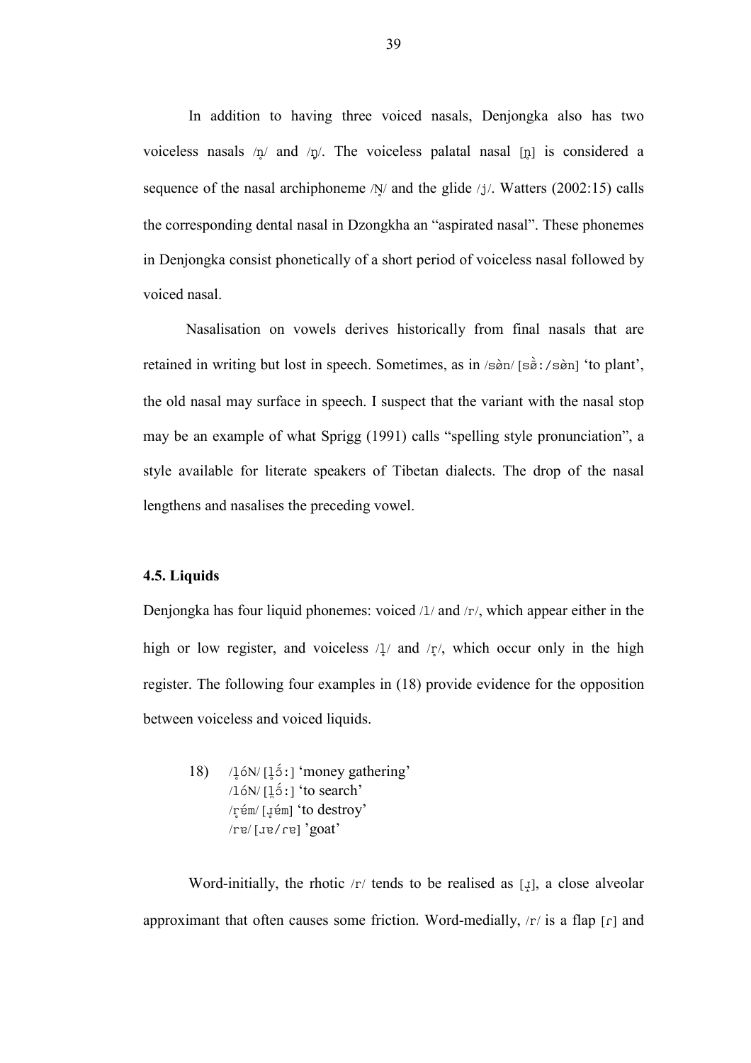In addition to having three voiced nasals, Denjongka also has two voiceless nasals /n̥/ and /ŋ̥/. The voiceless palatal nasal [ɲ̥] is considered a sequence of the nasal archiphoneme /N̥/ and the glide /j/. Watters (2002:15) calls the corresponding dental nasal in Dzongkha an "aspirated nasal". These phonemes in Denjongka consist phonetically of a short period of voiceless nasal followed by voiced nasal.

Nasalisation on vowels derives historically from final nasals that are retained in writing but lost in speech. Sometimes, as in /sə̀n/ [sə̃̀:/sə̀n] 'to plant', the old nasal may surface in speech. I suspect that the variant with the nasal stop may be an example of what Sprigg (1991) calls "spelling style pronunciation", a style available for literate speakers of Tibetan dialects. The drop of the nasal lengthens and nasalises the preceding vowel.

#### 4.5. Liquids

Denjongka has four liquid phonemes: voiced /l/ and /r/, which appear either in the high or low register, and voiceless /l̥/ and /r̥/, which occur only in the high register. The following four examples in (18) provide evidence for the opposition between voiceless and voiced liquids.

18) /l̥óN/ [l̥ɔ̃́:] 'money gathering'
/lóN/ [l̥ɔ̃́:] 'to search'
/r̥ém/ [ɹ̥ém] 'to destroy'
/rɐ/ [ɹɐ/ɾɐ] 'goat'

Word-initially, the rhotic /r/ tends to be realised as [ɹ̝], a close alveolar approximant that often causes some friction. Word-medially, /r/ is a flap [ɾ] and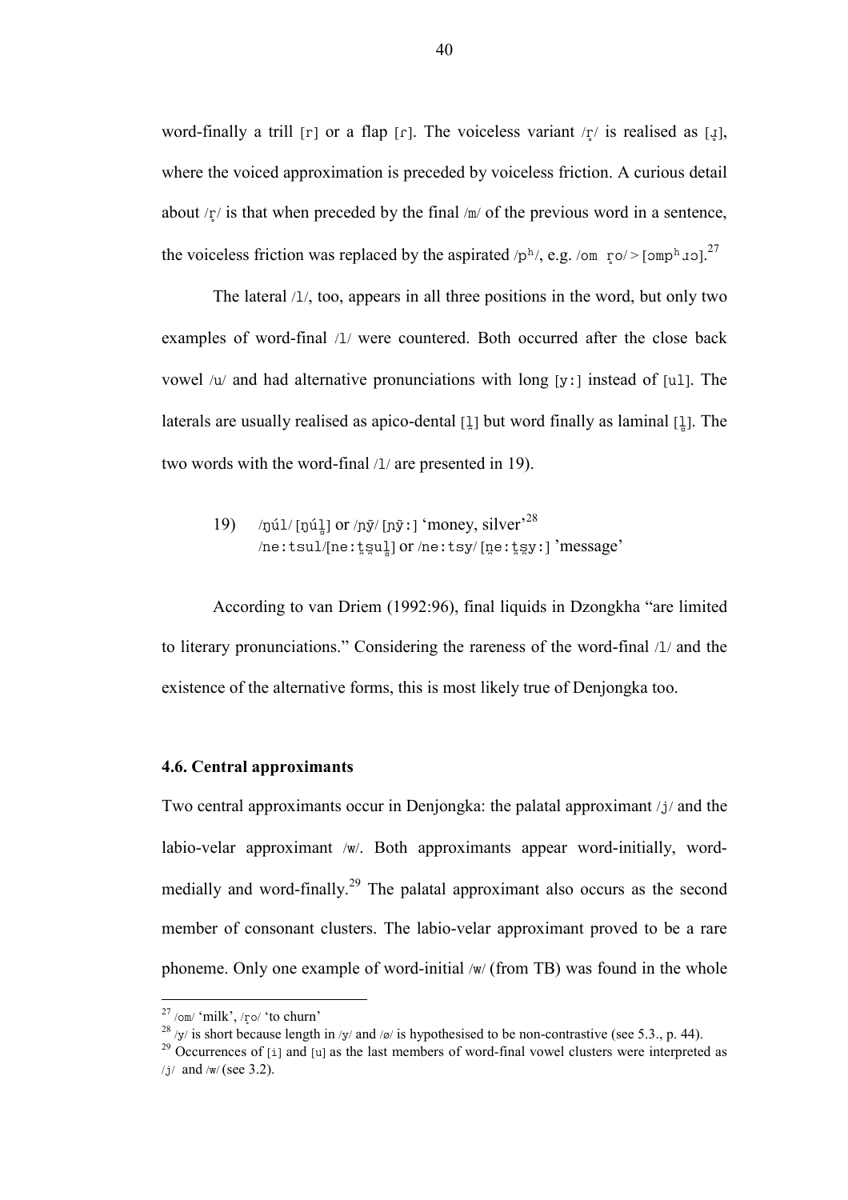word-finally a trill [r] or a flap [ɾ]. The voiceless variant /r̥/ is realised as [ɹ̥], where the voiced approximation is preceded by voiceless friction. A curious detail about /r̥/ is that when preceded by the final /m/ of the previous word in a sentence, the voiceless friction was replaced by the aspirated /pʰ/, e.g. /om r̥o/ > [ɔmpʰɹɔ].[27]

The lateral /l/, too, appears in all three positions in the word, but only two examples of word-final /l/ were countered. Both occurred after the close back vowel /u/ and had alternative pronunciations with long [yː] instead of [ul]. The laterals are usually realised as apico-dental [l̪] but word finally as laminal [l̻]. The two words with the word-final /l/ are presented in 19).

19) /ŋúl/ [ŋúl̻] or /ŋỹ/ [ŋỹː] 'money, silver'[28]
/neːtsul/[neːt̪s̪ul̻] or /neːtsy/ [n̪eːt̪s̪yː] 'message'

According to van Driem (1992:96), final liquids in Dzongkha "are limited to literary pronunciations." Considering the rareness of the word-final /l/ and the existence of the alternative forms, this is most likely true of Denjongka too.

### 4.6. Central approximants

Two central approximants occur in Denjongka: the palatal approximant /j/ and the labio-velar approximant /w/. Both approximants appear word-initially, word-medially and word-finally.[29] The palatal approximant also occurs as the second member of consonant clusters. The labio-velar approximant proved to be a rare phoneme. Only one example of word-initial /w/ (from TB) was found in the whole

---

[27] /om/ 'milk', /r̥o/ 'to churn'

[28] /y/ is short because length in /y/ and /ø/ is hypothesised to be non-contrastive (see 5.3., p. 44).

[29] Occurrences of [i] and [u] as the last members of word-final vowel clusters were interpreted as /j/ and /w/ (see 3.2).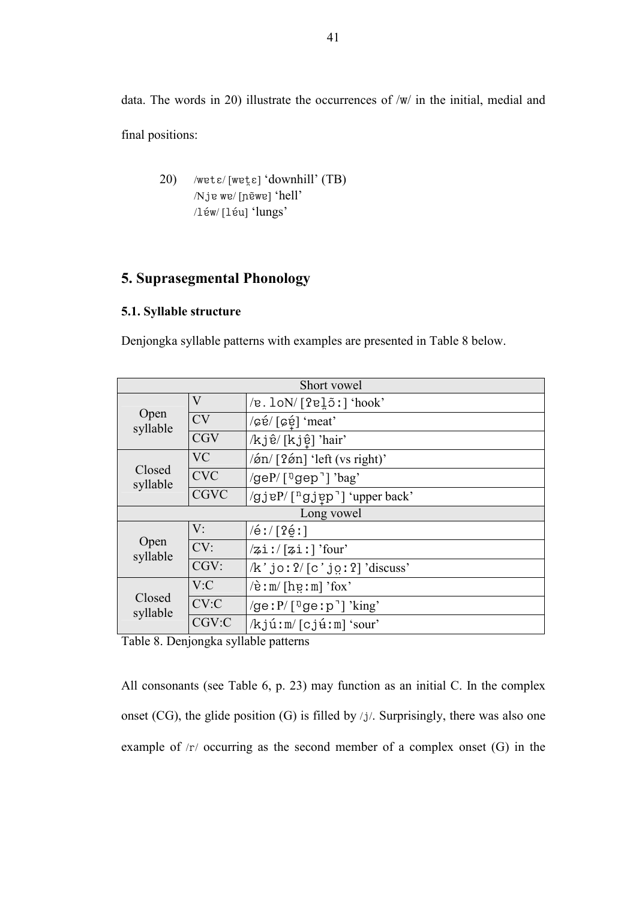data. The words in 20) illustrate the occurrences of /w/ in the initial, medial and final positions:

20) /wɐtɛ/ [wɐt̪ɛ] 'downhill' (TB)
/Njɐ wɐ/ [ɲɐ̃wɐ] 'hell'
/lɐ́w/ [lɐ́u] 'lungs'

## 5. Suprasegmental Phonology

### 5.1. Syllable structure

Denjongka syllable patterns with examples are presented in Table 8 below.

| Short vowel | | |
|---|---|---|
| Open syllable | V | /ɐ.loN/ [ʔɐl̠õ:] 'hook' |
| | CV | /ɕé/ [ɕé̟] 'meat' |
| | CGV | /kjê/ [kjê̟] 'hair' |
| Closed syllable | VC | /ɵ́n/ [ʔɵ́n] 'left (vs right)' |
| | CVC | /geP/ [ᵑgep˺] 'bag' |
| | CGVC | /gjɐP/ [ⁿgjɐ̟p˺] 'upper back' |
| Long vowel | | |
| Open syllable | V: | /é:/ [ʔé̟:] |
| | CV: | /ʑi:/ [ʑi:] 'four' |
| | CGV: | /k'jo:ʔ/ [c'jo̤:ʔ] 'discuss' |
| Closed syllable | V:C | /ɐ̀:m/ [hɐ̤:m] 'fox' |
| | CV:C | /ge:P/ [ᵑge:p˺] 'king' |
| | CGV:C | /kjú:m/ [cjʉ́:m] 'sour' |

Table 8. Denjongka syllable patterns

All consonants (see Table 6, p. 23) may function as an initial C. In the complex onset (CG), the glide position (G) is filled by /j/. Surprisingly, there was also one example of /r/ occurring as the second member of a complex onset (G) in the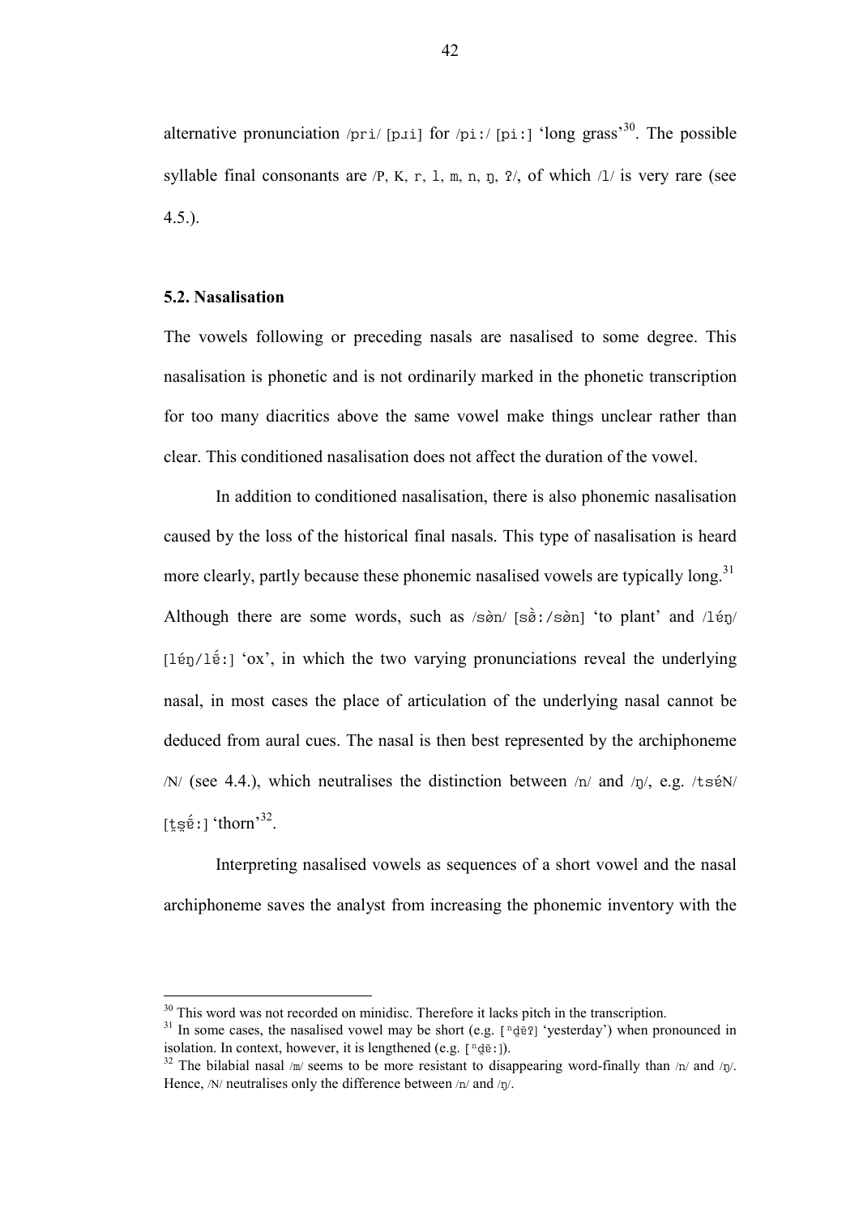alternative pronunciation /pri/ [pɹi] for /piː/ [piː] 'long grass'[30]. The possible syllable final consonants are /P, K, r, l, m, n, ŋ, ʔ/, of which /l/ is very rare (see 4.5.).

## 5.2. Nasalisation

The vowels following or preceding nasals are nasalised to some degree. This nasalisation is phonetic and is not ordinarily marked in the phonetic transcription for too many diacritics above the same vowel make things unclear rather than clear. This conditioned nasalisation does not affect the duration of the vowel.

In addition to conditioned nasalisation, there is also phonemic nasalisation caused by the loss of the historical final nasals. This type of nasalisation is heard more clearly, partly because these phonemic nasalised vowels are typically long.[31] Although there are some words, such as /sə̀n/ [sə̃̀ː/sə̀n] 'to plant' and /léŋ/ [léŋ/lẽ́ː] 'ox', in which the two varying pronunciations reveal the underlying nasal, in most cases the place of articulation of the underlying nasal cannot be deduced from aural cues. The nasal is then best represented by the archiphoneme /N/ (see 4.4.), which neutralises the distinction between /n/ and /ŋ/, e.g. /tséN/ [t̪s̪ẽ́ː] 'thorn'[32].

Interpreting nasalised vowels as sequences of a short vowel and the nasal archiphoneme saves the analyst from increasing the phonemic inventory with the

---

[30] This word was not recorded on minidisc. Therefore it lacks pitch in the transcription.

[31] In some cases, the nasalised vowel may be short (e.g. [ⁿd̪ẽʔ] 'yesterday') when pronounced in isolation. In context, however, it is lengthened (e.g. [ⁿd̪ẽː]).

[32] The bilabial nasal /m/ seems to be more resistant to disappearing word-finally than /n/ and /ŋ/. Hence, /N/ neutralises only the difference between /n/ and /ŋ/.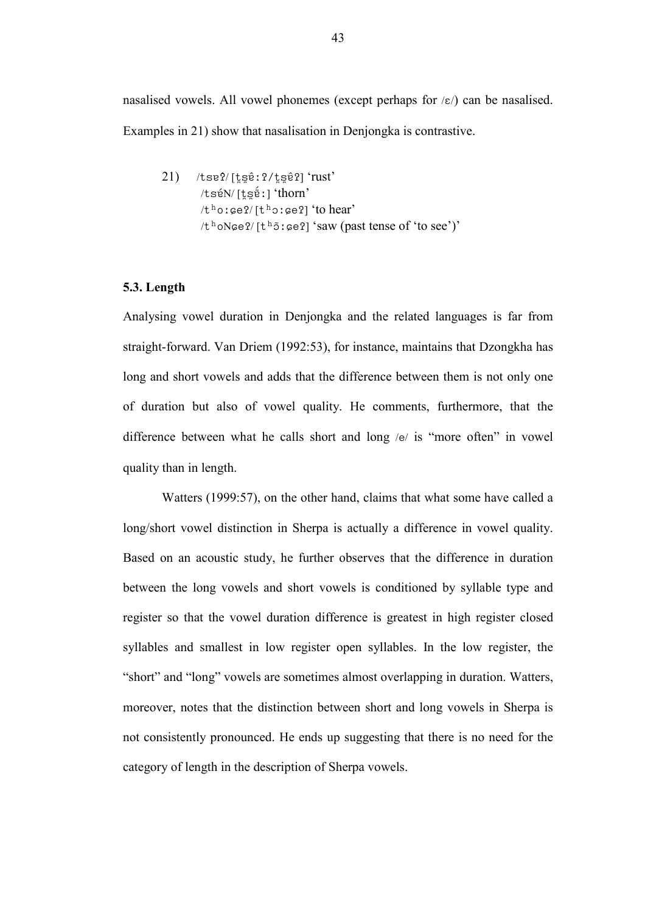nasalised vowels. All vowel phonemes (except perhaps for /ɛ/) can be nasalised. Examples in 21) show that nasalisation in Denjongka is contrastive.

21) /tsɐʔ/ [ʈ͓ʂ͓ê:ʔ/ʈ͓ʂ͓êʔ] 'rust'
/tsɛ́N/ [ʈ͓ʂ͓ɛ̃́:] 'thorn'
/tʰo:ɕeʔ/ [tʰɔ:ɕeʔ] 'to hear'
/tʰoNɕeʔ/ [tʰɔ̃:ɕeʔ] 'saw (past tense of 'to see')'

### 5.3. Length

Analysing vowel duration in Denjongka and the related languages is far from straight-forward. Van Driem (1992:53), for instance, maintains that Dzongkha has long and short vowels and adds that the difference between them is not only one of duration but also of vowel quality. He comments, furthermore, that the difference between what he calls short and long /e/ is "more often" in vowel quality than in length.

Watters (1999:57), on the other hand, claims that what some have called a long/short vowel distinction in Sherpa is actually a difference in vowel quality. Based on an acoustic study, he further observes that the difference in duration between the long vowels and short vowels is conditioned by syllable type and register so that the vowel duration difference is greatest in high register closed syllables and smallest in low register open syllables. In the low register, the "short" and "long" vowels are sometimes almost overlapping in duration. Watters, moreover, notes that the distinction between short and long vowels in Sherpa is not consistently pronounced. He ends up suggesting that there is no need for the category of length in the description of Sherpa vowels.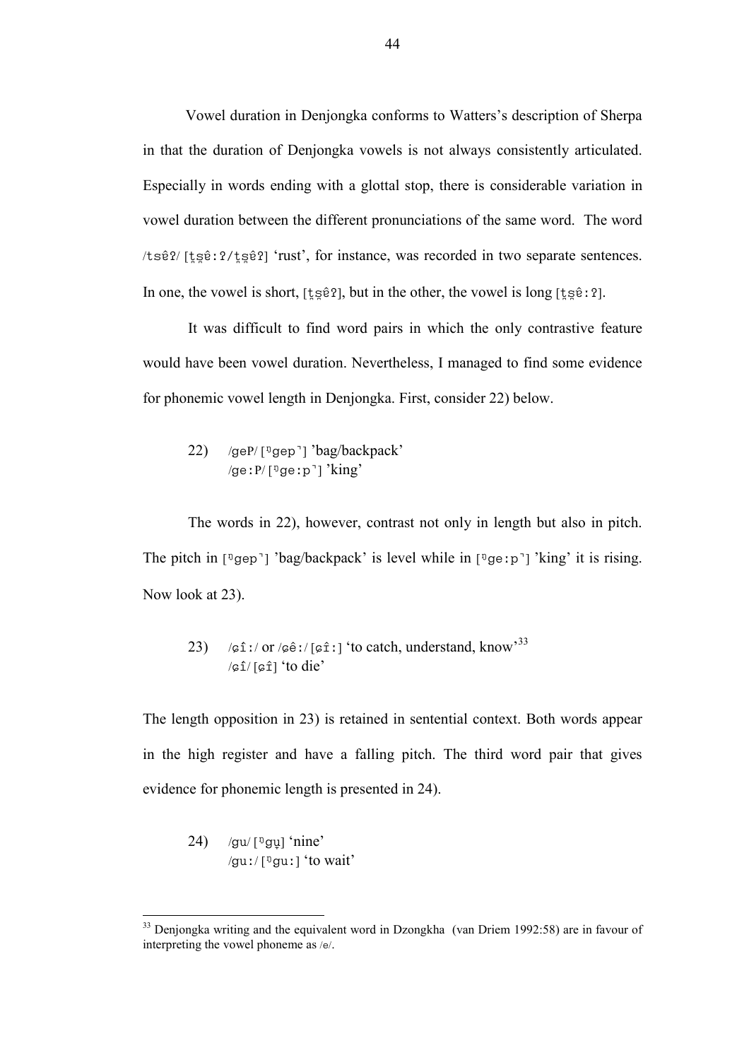Vowel duration in Denjongka conforms to Watters's description of Sherpa in that the duration of Denjongka vowels is not always consistently articulated. Especially in words ending with a glottal stop, there is considerable variation in vowel duration between the different pronunciations of the same word. The word /tsêʔ/ [ʈʂêːʔ/ʈʂêʔ] 'rust', for instance, was recorded in two separate sentences. In one, the vowel is short, [ʈʂêʔ], but in the other, the vowel is long [ʈʂêːʔ].

It was difficult to find word pairs in which the only contrastive feature would have been vowel duration. Nevertheless, I managed to find some evidence for phonemic vowel length in Denjongka. First, consider 22) below.

22) /geP/ [ᵑgep˺] 'bag/backpack'
/geːP/ [ᵑgeːp˺] 'king'

The words in 22), however, contrast not only in length but also in pitch. The pitch in [ᵑgep˺] 'bag/backpack' is level while in [ᵑgeːp˺] 'king' it is rising. Now look at 23).

23) /ɕîː/ or /ɕêː/ [ɕîː] 'to catch, understand, know'[33]
/ɕî/ [ɕî] 'to die'

The length opposition in 23) is retained in sentential context. Both words appear in the high register and have a falling pitch. The third word pair that gives evidence for phonemic length is presented in 24).

24) /gu/ [ᵑgu̜] 'nine'
/guː/ [ᵑguː] 'to wait'

[33] Denjongka writing and the equivalent word in Dzongkha (van Driem 1992:58) are in favour of interpreting the vowel phoneme as /e/.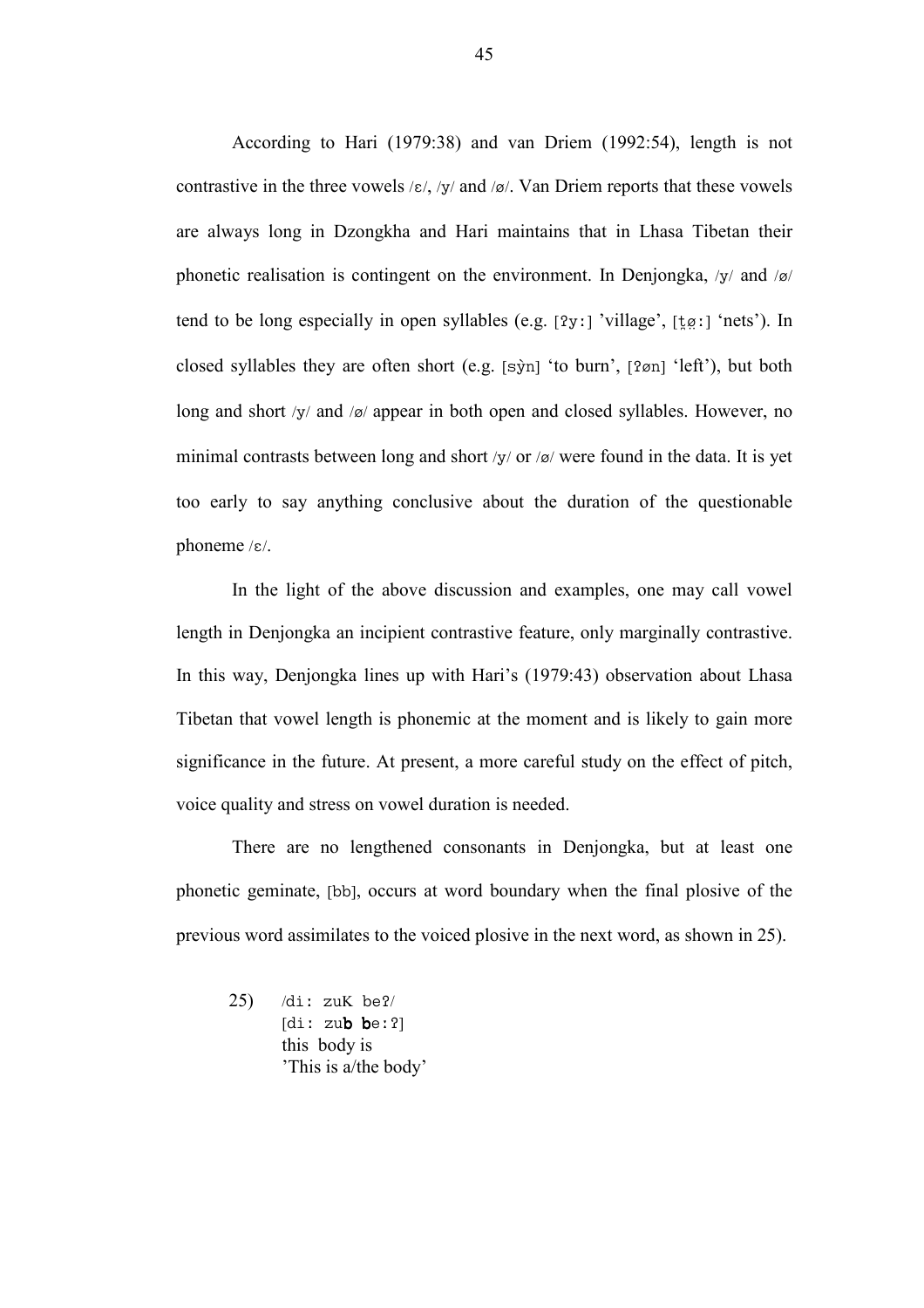According to Hari (1979:38) and van Driem (1992:54), length is not contrastive in the three vowels /ɛ/, /y/ and /ø/. Van Driem reports that these vowels are always long in Dzongkha and Hari maintains that in Lhasa Tibetan their phonetic realisation is contingent on the environment. In Denjongka, /y/ and /ø/ tend to be long especially in open syllables (e.g. [ʔyː] 'village', [ʈø̰ː] 'nets'). In closed syllables they are often short (e.g. [sỳn] 'to burn', [ʔøn] 'left'), but both long and short /y/ and /ø/ appear in both open and closed syllables. However, no minimal contrasts between long and short /y/ or /ø/ were found in the data. It is yet too early to say anything conclusive about the duration of the questionable phoneme /ɛ/.

In the light of the above discussion and examples, one may call vowel length in Denjongka an incipient contrastive feature, only marginally contrastive. In this way, Denjongka lines up with Hari's (1979:43) observation about Lhasa Tibetan that vowel length is phonemic at the moment and is likely to gain more significance in the future. At present, a more careful study on the effect of pitch, voice quality and stress on vowel duration is needed.

There are no lengthened consonants in Denjongka, but at least one phonetic geminate, [bb], occurs at word boundary when the final plosive of the previous word assimilates to the voiced plosive in the next word, as shown in 25).

25) /diː zuK beʔ/
[diː zu**b** **b**eːʔ]
this body is
'This is a/the body'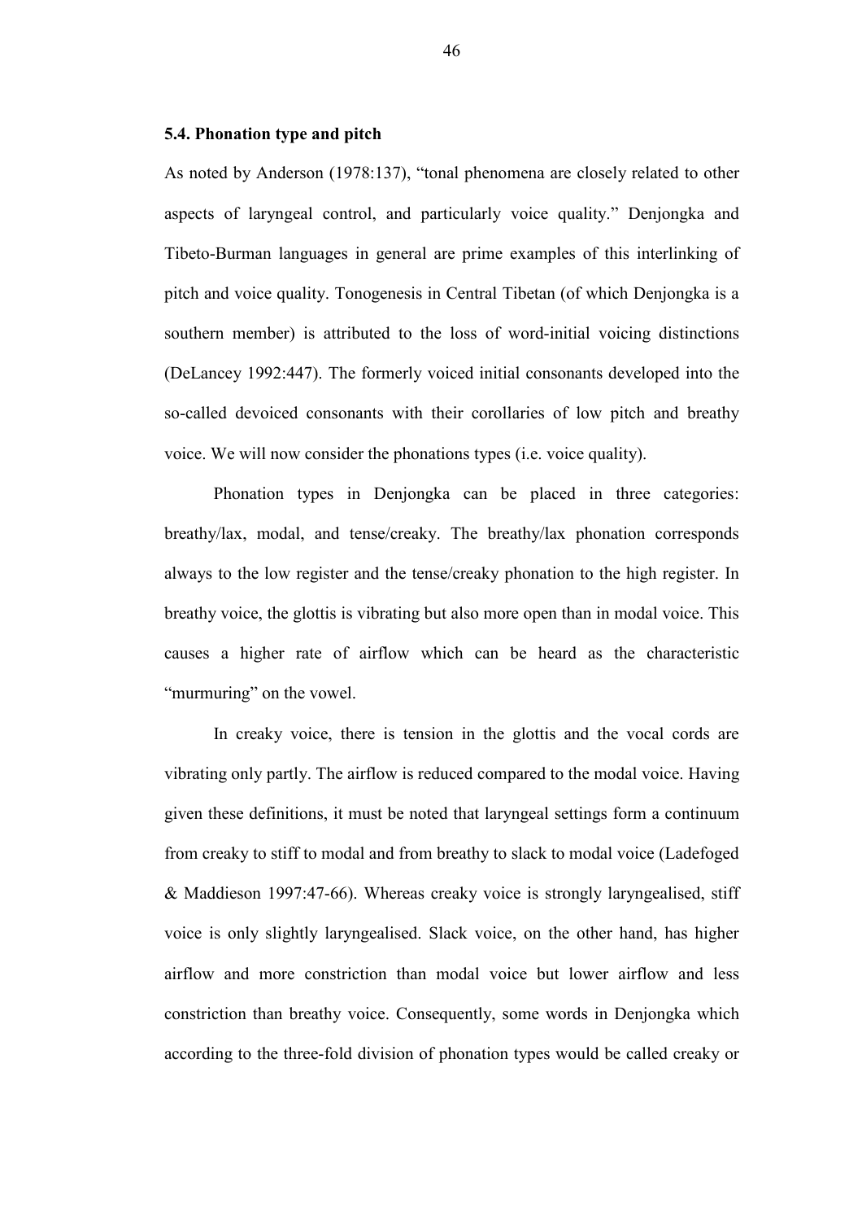### 5.4. Phonation type and pitch

As noted by Anderson (1978:137), "tonal phenomena are closely related to other aspects of laryngeal control, and particularly voice quality." Denjongka and Tibeto-Burman languages in general are prime examples of this interlinking of pitch and voice quality. Tonogenesis in Central Tibetan (of which Denjongka is a southern member) is attributed to the loss of word-initial voicing distinctions (DeLancey 1992:447). The formerly voiced initial consonants developed into the so-called devoiced consonants with their corollaries of low pitch and breathy voice. We will now consider the phonations types (i.e. voice quality).

Phonation types in Denjongka can be placed in three categories: breathy/lax, modal, and tense/creaky. The breathy/lax phonation corresponds always to the low register and the tense/creaky phonation to the high register. In breathy voice, the glottis is vibrating but also more open than in modal voice. This causes a higher rate of airflow which can be heard as the characteristic "murmuring" on the vowel.

In creaky voice, there is tension in the glottis and the vocal cords are vibrating only partly. The airflow is reduced compared to the modal voice. Having given these definitions, it must be noted that laryngeal settings form a continuum from creaky to stiff to modal and from breathy to slack to modal voice (Ladefoged & Maddieson 1997:47-66). Whereas creaky voice is strongly laryngealised, stiff voice is only slightly laryngealised. Slack voice, on the other hand, has higher airflow and more constriction than modal voice but lower airflow and less constriction than breathy voice. Consequently, some words in Denjongka which according to the three-fold division of phonation types would be called creaky or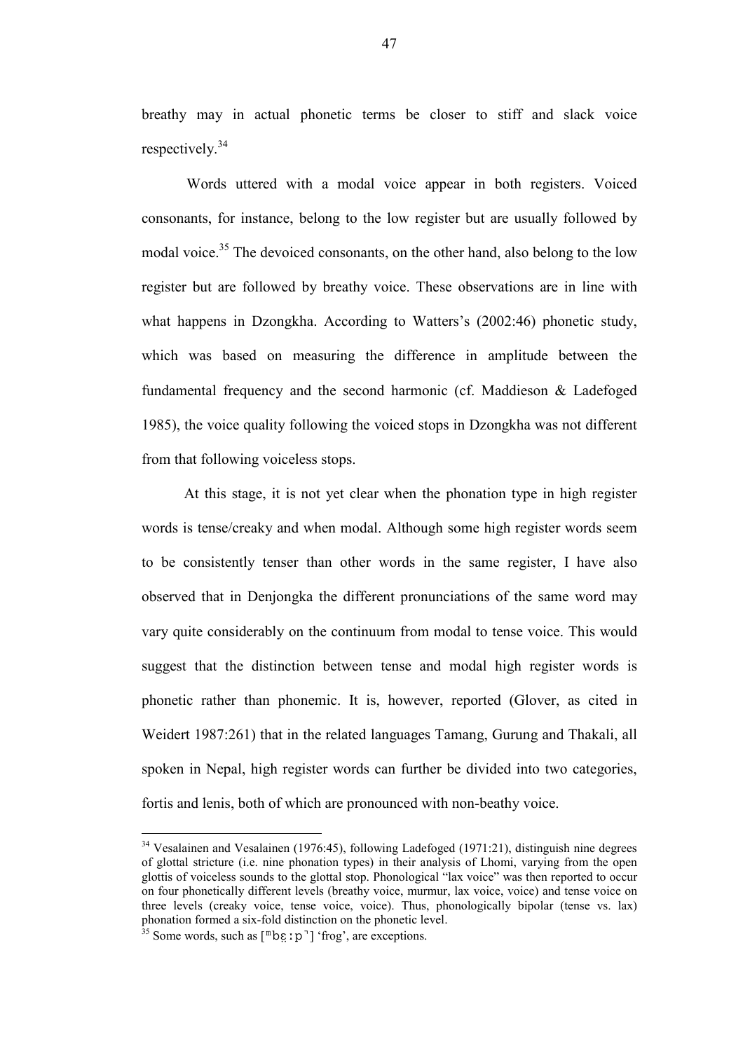breathy may in actual phonetic terms be closer to stiff and slack voice respectively.[34]

Words uttered with a modal voice appear in both registers. Voiced consonants, for instance, belong to the low register but are usually followed by modal voice.[35] The devoiced consonants, on the other hand, also belong to the low register but are followed by breathy voice. These observations are in line with what happens in Dzongkha. According to Watters's (2002:46) phonetic study, which was based on measuring the difference in amplitude between the fundamental frequency and the second harmonic (cf. Maddieson & Ladefoged 1985), the voice quality following the voiced stops in Dzongkha was not different from that following voiceless stops.

At this stage, it is not yet clear when the phonation type in high register words is tense/creaky and when modal. Although some high register words seem to be consistently tenser than other words in the same register, I have also observed that in Denjongka the different pronunciations of the same word may vary quite considerably on the continuum from modal to tense voice. This would suggest that the distinction between tense and modal high register words is phonetic rather than phonemic. It is, however, reported (Glover, as cited in Weidert 1987:261) that in the related languages Tamang, Gurung and Thakali, all spoken in Nepal, high register words can further be divided into two categories, fortis and lenis, both of which are pronounced with non-beathy voice.

---

[34] Vesalainen and Vesalainen (1976:45), following Ladefoged (1971:21), distinguish nine degrees of glottal stricture (i.e. nine phonation types) in their analysis of Lhomi, varying from the open glottis of voiceless sounds to the glottal stop. Phonological "lax voice" was then reported to occur on four phonetically different levels (breathy voice, murmur, lax voice, voice) and tense voice on three levels (creaky voice, tense voice, voice). Thus, phonologically bipolar (tense vs. lax) phonation formed a six-fold distinction on the phonetic level.

[35] Some words, such as [ᵐbɛ̰ːp̚] 'frog', are exceptions.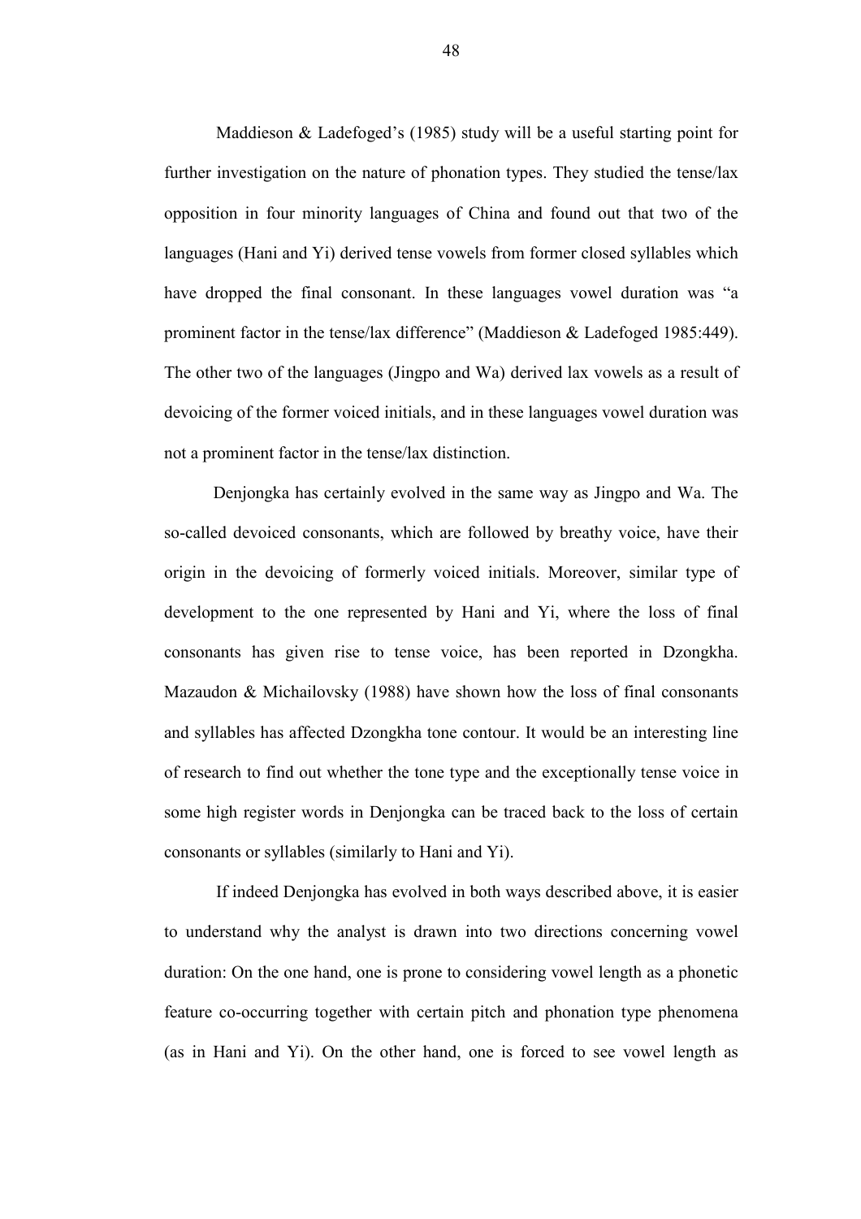Maddieson & Ladefoged's (1985) study will be a useful starting point for further investigation on the nature of phonation types. They studied the tense/lax opposition in four minority languages of China and found out that two of the languages (Hani and Yi) derived tense vowels from former closed syllables which have dropped the final consonant. In these languages vowel duration was "a prominent factor in the tense/lax difference" (Maddieson & Ladefoged 1985:449). The other two of the languages (Jingpo and Wa) derived lax vowels as a result of devoicing of the former voiced initials, and in these languages vowel duration was not a prominent factor in the tense/lax distinction.

Denjongka has certainly evolved in the same way as Jingpo and Wa. The so-called devoiced consonants, which are followed by breathy voice, have their origin in the devoicing of formerly voiced initials. Moreover, similar type of development to the one represented by Hani and Yi, where the loss of final consonants has given rise to tense voice, has been reported in Dzongkha. Mazaudon & Michailovsky (1988) have shown how the loss of final consonants and syllables has affected Dzongkha tone contour. It would be an interesting line of research to find out whether the tone type and the exceptionally tense voice in some high register words in Denjongka can be traced back to the loss of certain consonants or syllables (similarly to Hani and Yi).

If indeed Denjongka has evolved in both ways described above, it is easier to understand why the analyst is drawn into two directions concerning vowel duration: On the one hand, one is prone to considering vowel length as a phonetic feature co-occurring together with certain pitch and phonation type phenomena (as in Hani and Yi). On the other hand, one is forced to see vowel length as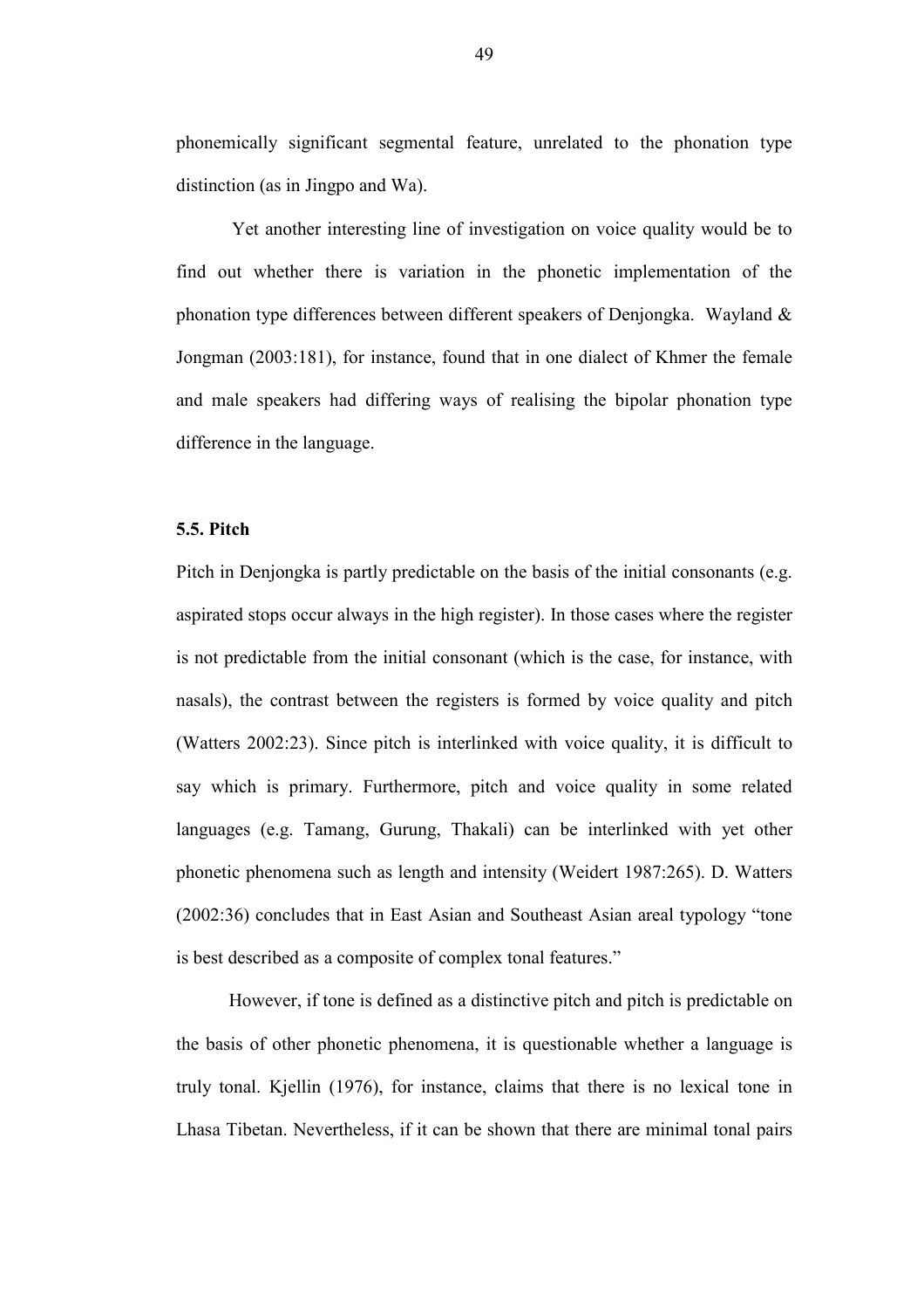phonemically significant segmental feature, unrelated to the phonation type distinction (as in Jingpo and Wa).

Yet another interesting line of investigation on voice quality would be to find out whether there is variation in the phonetic implementation of the phonation type differences between different speakers of Denjongka. Wayland & Jongman (2003:181), for instance, found that in one dialect of Khmer the female and male speakers had differing ways of realising the bipolar phonation type difference in the language.

### 5.5. Pitch

Pitch in Denjongka is partly predictable on the basis of the initial consonants (e.g. aspirated stops occur always in the high register). In those cases where the register is not predictable from the initial consonant (which is the case, for instance, with nasals), the contrast between the registers is formed by voice quality and pitch (Watters 2002:23). Since pitch is interlinked with voice quality, it is difficult to say which is primary. Furthermore, pitch and voice quality in some related languages (e.g. Tamang, Gurung, Thakali) can be interlinked with yet other phonetic phenomena such as length and intensity (Weidert 1987:265). D. Watters (2002:36) concludes that in East Asian and Southeast Asian areal typology "tone is best described as a composite of complex tonal features."

However, if tone is defined as a distinctive pitch and pitch is predictable on the basis of other phonetic phenomena, it is questionable whether a language is truly tonal. Kjellin (1976), for instance, claims that there is no lexical tone in Lhasa Tibetan. Nevertheless, if it can be shown that there are minimal tonal pairs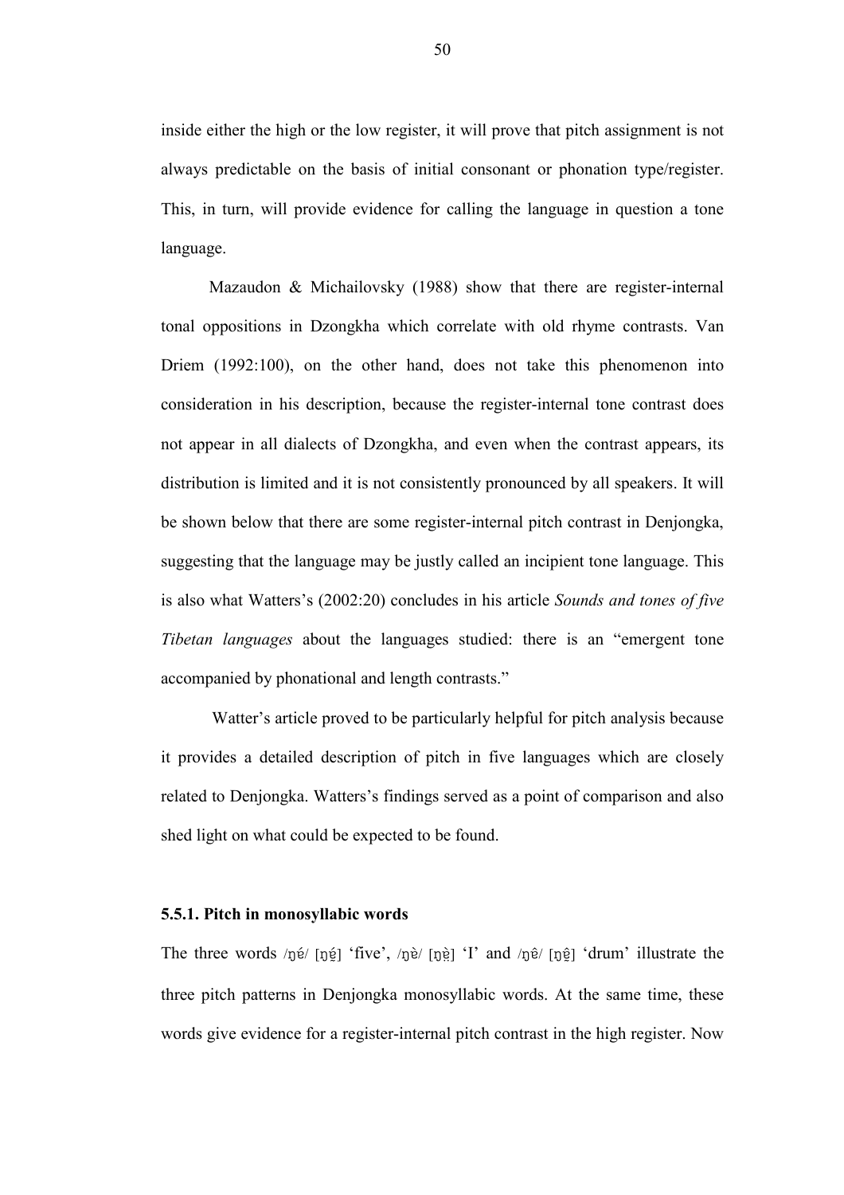inside either the high or the low register, it will prove that pitch assignment is not always predictable on the basis of initial consonant or phonation type/register. This, in turn, will provide evidence for calling the language in question a tone language.

Mazaudon & Michailovsky (1988) show that there are register-internal tonal oppositions in Dzongkha which correlate with old rhyme contrasts. Van Driem (1992:100), on the other hand, does not take this phenomenon into consideration in his description, because the register-internal tone contrast does not appear in all dialects of Dzongkha, and even when the contrast appears, its distribution is limited and it is not consistently pronounced by all speakers. It will be shown below that there are some register-internal pitch contrast in Denjongka, suggesting that the language may be justly called an incipient tone language. This is also what Watters's (2002:20) concludes in his article *Sounds and tones of five Tibetan languages* about the languages studied: there is an "emergent tone accompanied by phonational and length contrasts."

Watter's article proved to be particularly helpful for pitch analysis because it provides a detailed description of pitch in five languages which are closely related to Denjongka. Watters's findings served as a point of comparison and also shed light on what could be expected to be found.

### 5.5.1. Pitch in monosyllabic words

The three words /ŋé/ [ŋḛ́] 'five', /ŋè/ [ŋḛ̀] 'I' and /ŋê/ [ŋḛ̂] 'drum' illustrate the three pitch patterns in Denjongka monosyllabic words. At the same time, these words give evidence for a register-internal pitch contrast in the high register. Now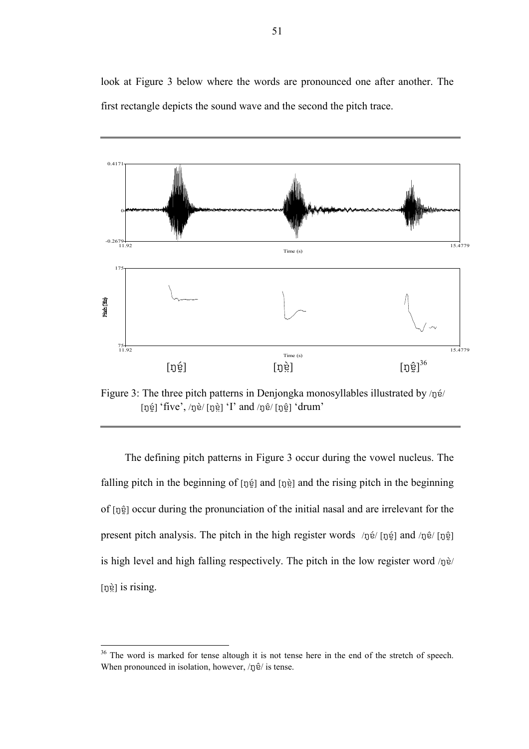look at Figure 3 below where the words are pronounced one after another. The first rectangle depicts the sound wave and the second the pitch trace.

[ŋé̤]　　　　　[ŋè̤]　　　　　[ŋê̤][36]

Figure 3: The three pitch patterns in Denjongka monosyllables illustrated by /ŋé/ [ŋé̤] 'five', /ŋè/ [ŋè̤] 'I' and /ŋê/ [ŋê̤] 'drum'

The defining pitch patterns in Figure 3 occur during the vowel nucleus. The falling pitch in the beginning of [ŋé̤] and [ŋè̤] and the rising pitch in the beginning of [ŋê̤] occur during the pronunciation of the initial nasal and are irrelevant for the present pitch analysis. The pitch in the high register words /ŋé/ [ŋé̤] and /ŋê/ [ŋê̤] is high level and high falling respectively. The pitch in the low register word /ŋè/ [ŋè̤] is rising.

[36] The word is marked for tense altough it is not tense here in the end of the stretch of speech. When pronounced in isolation, however, /ŋê/ is tense.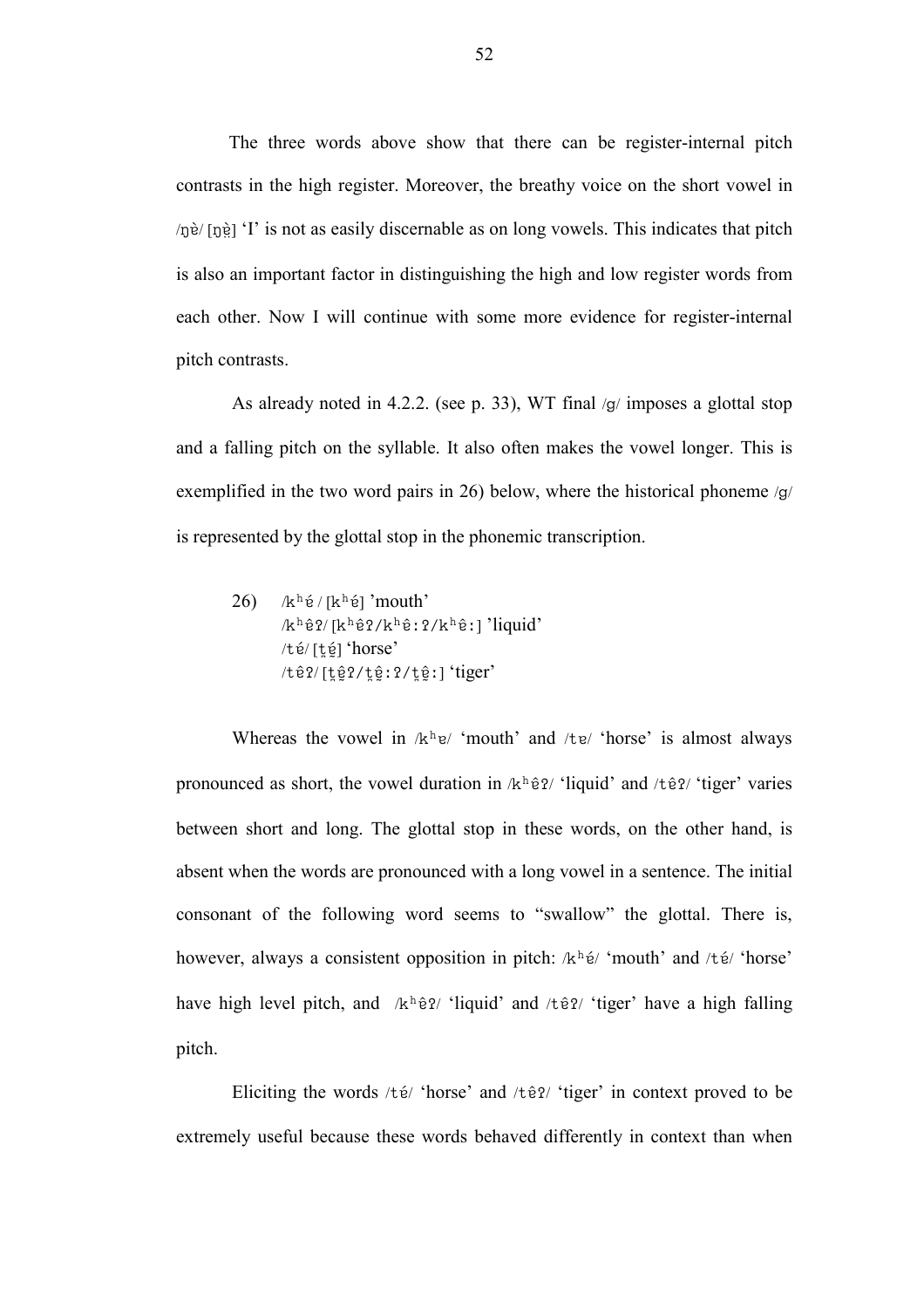The three words above show that there can be register-internal pitch contrasts in the high register. Moreover, the breathy voice on the short vowel in /ŋὲ/ [ŋὲ̤] 'I' is not as easily discernable as on long vowels. This indicates that pitch is also an important factor in distinguishing the high and low register words from each other. Now I will continue with some more evidence for register-internal pitch contrasts.

As already noted in 4.2.2. (see p. 33), WT final /g/ imposes a glottal stop and a falling pitch on the syllable. It also often makes the vowel longer. This is exemplified in the two word pairs in 26) below, where the historical phoneme /g/ is represented by the glottal stop in the phonemic transcription.

26) /kʰɐ́ / [kʰɐ́] 'mouth'
/kʰɐ̂ʔ/ [kʰɐ̂ʔ/kʰɐ̂:ʔ/kʰɐ̂:] 'liquid'
/tɐ́/ [t̪ɐ̰́] 'horse'
/tɐ̂ʔ/ [t̪ɐ̰̂ʔ/t̪ɐ̰̂:ʔ/t̪ɐ̰̂:] 'tiger'

Whereas the vowel in /kʰɐ/ 'mouth' and /tɐ/ 'horse' is almost always pronounced as short, the vowel duration in /kʰɐ̂ʔ/ 'liquid' and /tɐ̂ʔ/ 'tiger' varies between short and long. The glottal stop in these words, on the other hand, is absent when the words are pronounced with a long vowel in a sentence. The initial consonant of the following word seems to "swallow" the glottal. There is, however, always a consistent opposition in pitch: /kʰɐ́/ 'mouth' and /tɐ́/ 'horse' have high level pitch, and /kʰɐ̂ʔ/ 'liquid' and /tɐ̂ʔ/ 'tiger' have a high falling pitch.

Eliciting the words /tɐ́/ 'horse' and /tɐ̂ʔ/ 'tiger' in context proved to be extremely useful because these words behaved differently in context than when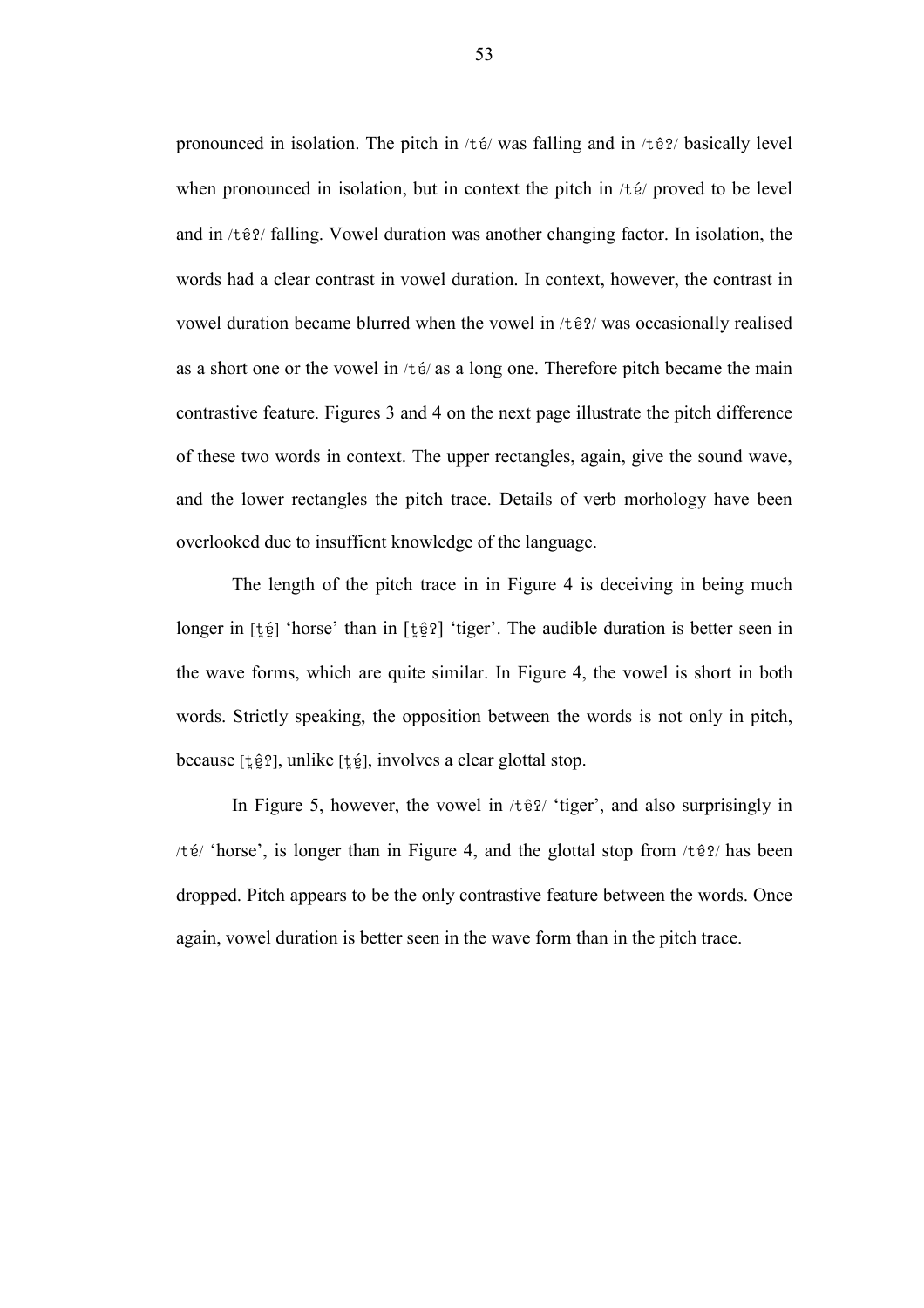pronounced in isolation. The pitch in /té/ was falling and in /têʔ/ basically level when pronounced in isolation, but in context the pitch in /té/ proved to be level and in /têʔ/ falling. Vowel duration was another changing factor. In isolation, the words had a clear contrast in vowel duration. In context, however, the contrast in vowel duration became blurred when the vowel in /têʔ/ was occasionally realised as a short one or the vowel in /té/ as a long one. Therefore pitch became the main contrastive feature. Figures 3 and 4 on the next page illustrate the pitch difference of these two words in context. The upper rectangles, again, give the sound wave, and the lower rectangles the pitch trace. Details of verb morhology have been overlooked due to insuffient knowledge of the language.

The length of the pitch trace in in Figure 4 is deceiving in being much longer in [t̪ḛ́] 'horse' than in [t̪ḛ̂ʔ] 'tiger'. The audible duration is better seen in the wave forms, which are quite similar. In Figure 4, the vowel is short in both words. Strictly speaking, the opposition between the words is not only in pitch, because [t̪ḛ̂ʔ], unlike [t̪ḛ́], involves a clear glottal stop.

In Figure 5, however, the vowel in /têʔ/ 'tiger', and also surprisingly in /té/ 'horse', is longer than in Figure 4, and the glottal stop from /têʔ/ has been dropped. Pitch appears to be the only contrastive feature between the words. Once again, vowel duration is better seen in the wave form than in the pitch trace.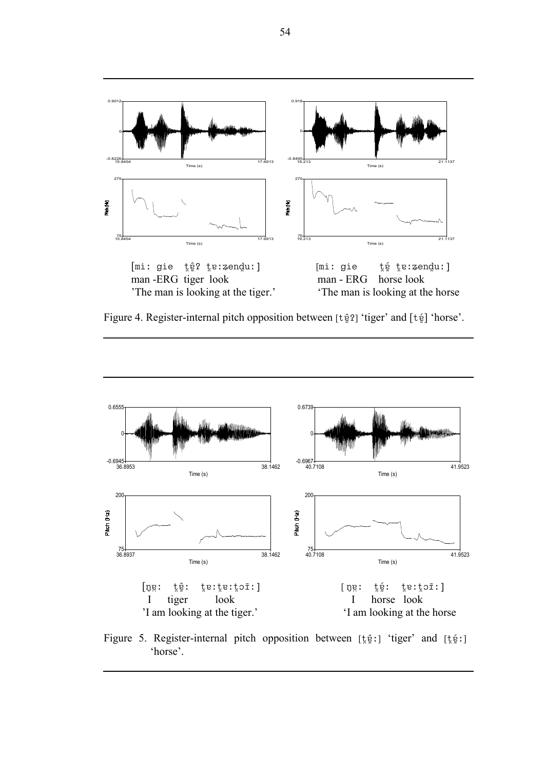[mi: gie ʈ̪ɐ̰̂ʔ ʈ̪ɐ:ʑendu:]
man -ERG tiger look
'The man is looking at the tiger.'

[mi: gie ʈ̪ɐ̰́ ʈ̪ɐ:ʑendu:]
man - ERG horse look
'The man is looking at the horse

Figure 4. Register-internal pitch opposition between [tɐ̰̂ʔ] 'tiger' and [tɐ̰́] 'horse'.

[ŋɐ̰: ʈ̪ɐ̰̂: ʈ̪ɐ:ʈ̪ɐ:ʈ̪ɔĩ:]
I tiger look
'I am looking at the tiger.'

[ŋɐ̰: ʈ̪ɐ̰́: ʈ̪ɐ:ʈ̪ɔĩ:]
I horse look
'I am looking at the horse

Figure 5. Register-internal pitch opposition between [ʈ̪ɐ̰̂:] 'tiger' and [ʈ̪ɐ̰́:] 'horse'.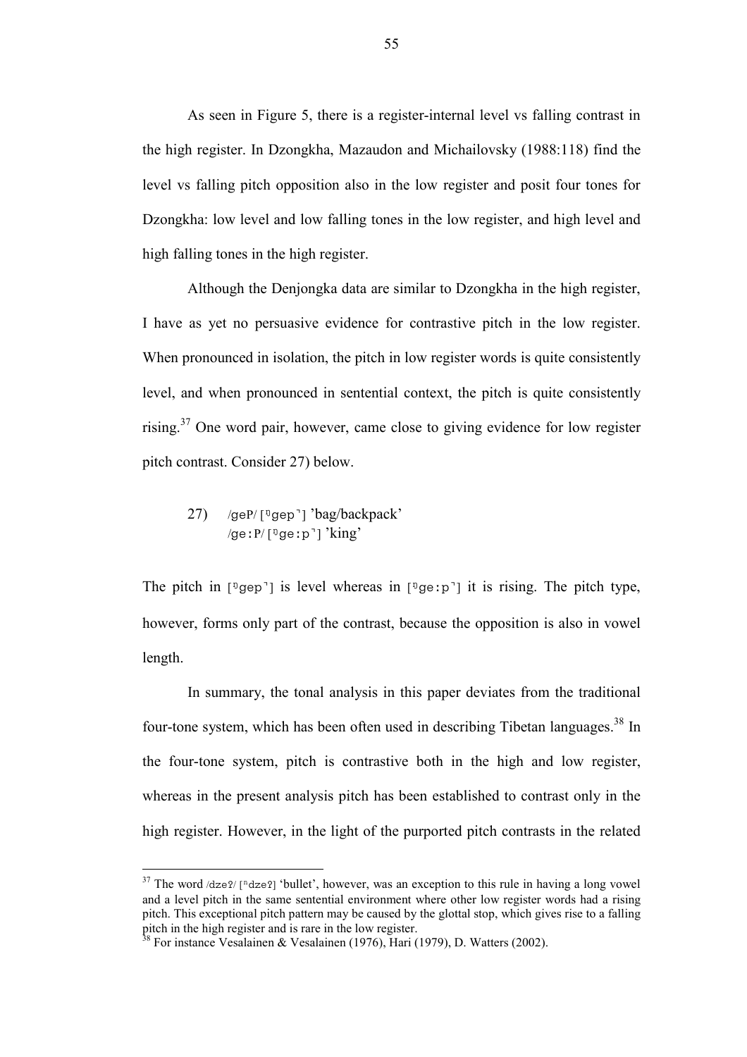As seen in Figure 5, there is a register-internal level vs falling contrast in the high register. In Dzongkha, Mazaudon and Michailovsky (1988:118) find the level vs falling pitch opposition also in the low register and posit four tones for Dzongkha: low level and low falling tones in the low register, and high level and high falling tones in the high register.

Although the Denjongka data are similar to Dzongkha in the high register, I have as yet no persuasive evidence for contrastive pitch in the low register. When pronounced in isolation, the pitch in low register words is quite consistently level, and when pronounced in sentential context, the pitch is quite consistently rising.[37] One word pair, however, came close to giving evidence for low register pitch contrast. Consider 27) below.

27) /geP/ [ŋgep˺] 'bag/backpack'
    /ge:P/ [ŋge:p˺] 'king'

The pitch in [ŋgep˺] is level whereas in [ŋge:p˺] it is rising. The pitch type, however, forms only part of the contrast, because the opposition is also in vowel length.

In summary, the tonal analysis in this paper deviates from the traditional four-tone system, which has been often used in describing Tibetan languages.[38] In the four-tone system, pitch is contrastive both in the high and low register, whereas in the present analysis pitch has been established to contrast only in the high register. However, in the light of the purported pitch contrasts in the related

---

[37] The word /dzeʔ/ [ndzeʔ] 'bullet', however, was an exception to this rule in having a long vowel and a level pitch in the same sentential environment where other low register words had a rising pitch. This exceptional pitch pattern may be caused by the glottal stop, which gives rise to a falling pitch in the high register and is rare in the low register.

[38] For instance Vesalainen & Vesalainen (1976), Hari (1979), D. Watters (2002).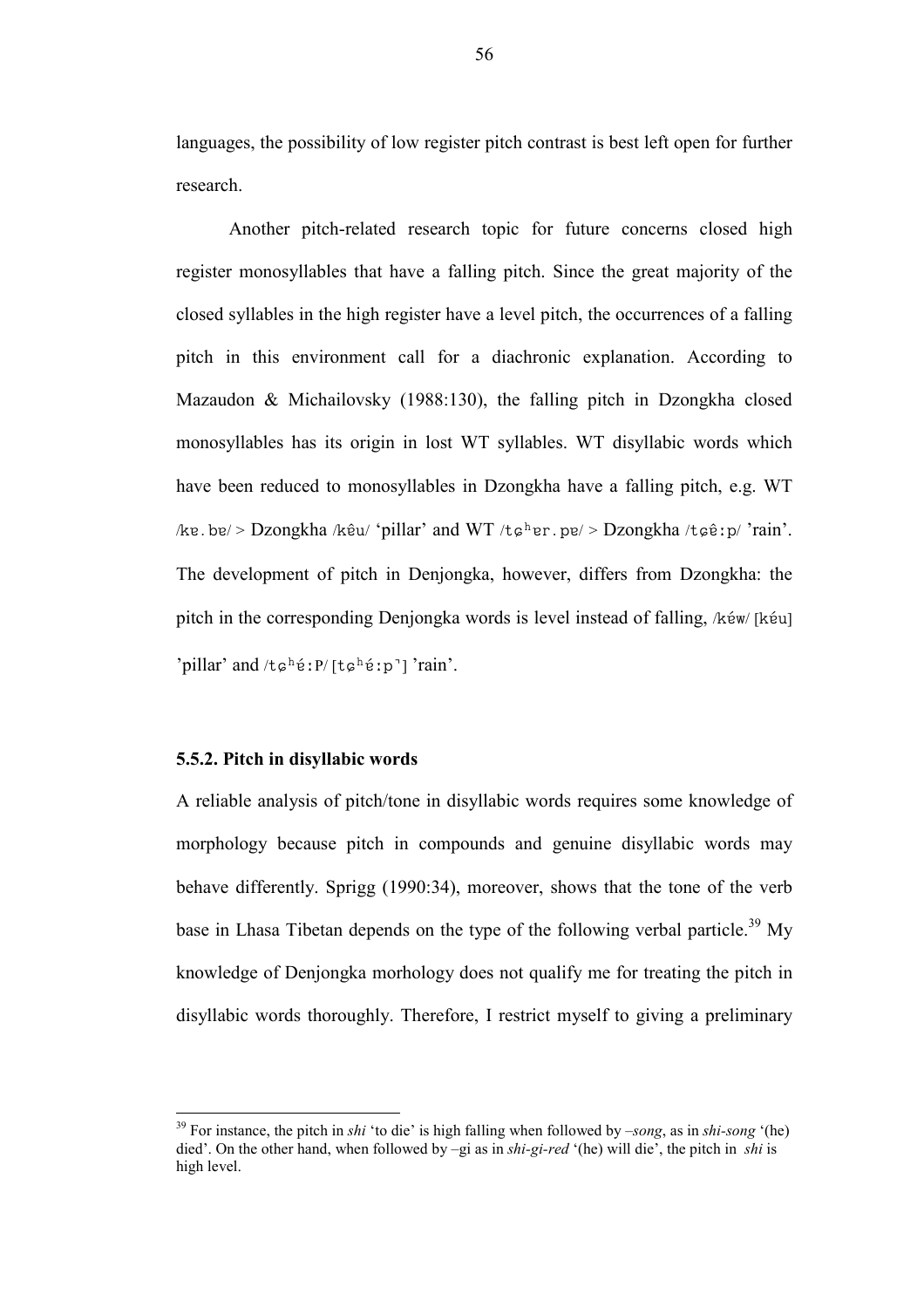languages, the possibility of low register pitch contrast is best left open for further research.

Another pitch-related research topic for future concerns closed high register monosyllables that have a falling pitch. Since the great majority of the closed syllables in the high register have a level pitch, the occurrences of a falling pitch in this environment call for a diachronic explanation. According to Mazaudon & Michailovsky (1988:130), the falling pitch in Dzongkha closed monosyllables has its origin in lost WT syllables. WT disyllabic words which have been reduced to monosyllables in Dzongkha have a falling pitch, e.g. WT /kɐ.bɐ/ > Dzongkha /kêu/ 'pillar' and WT /tɕʰɐr.pɐ/ > Dzongkha /tɕê:p/ 'rain'. The development of pitch in Denjongka, however, differs from Dzongkha: the pitch in the corresponding Denjongka words is level instead of falling, /kéw/ [kéu] 'pillar' and /tɕʰé:P/ [tɕʰé:p˺] 'rain'.

### 5.5.2. Pitch in disyllabic words

A reliable analysis of pitch/tone in disyllabic words requires some knowledge of morphology because pitch in compounds and genuine disyllabic words may behave differently. Sprigg (1990:34), moreover, shows that the tone of the verb base in Lhasa Tibetan depends on the type of the following verbal particle.[39] My knowledge of Denjongka morhology does not qualify me for treating the pitch in disyllabic words thoroughly. Therefore, I restrict myself to giving a preliminary

---

[39] For instance, the pitch in *shi* 'to die' is high falling when followed by *–song*, as in *shi-song* '(he) died'. On the other hand, when followed by –gi as in *shi-gi-red* '(he) will die', the pitch in *shi* is high level.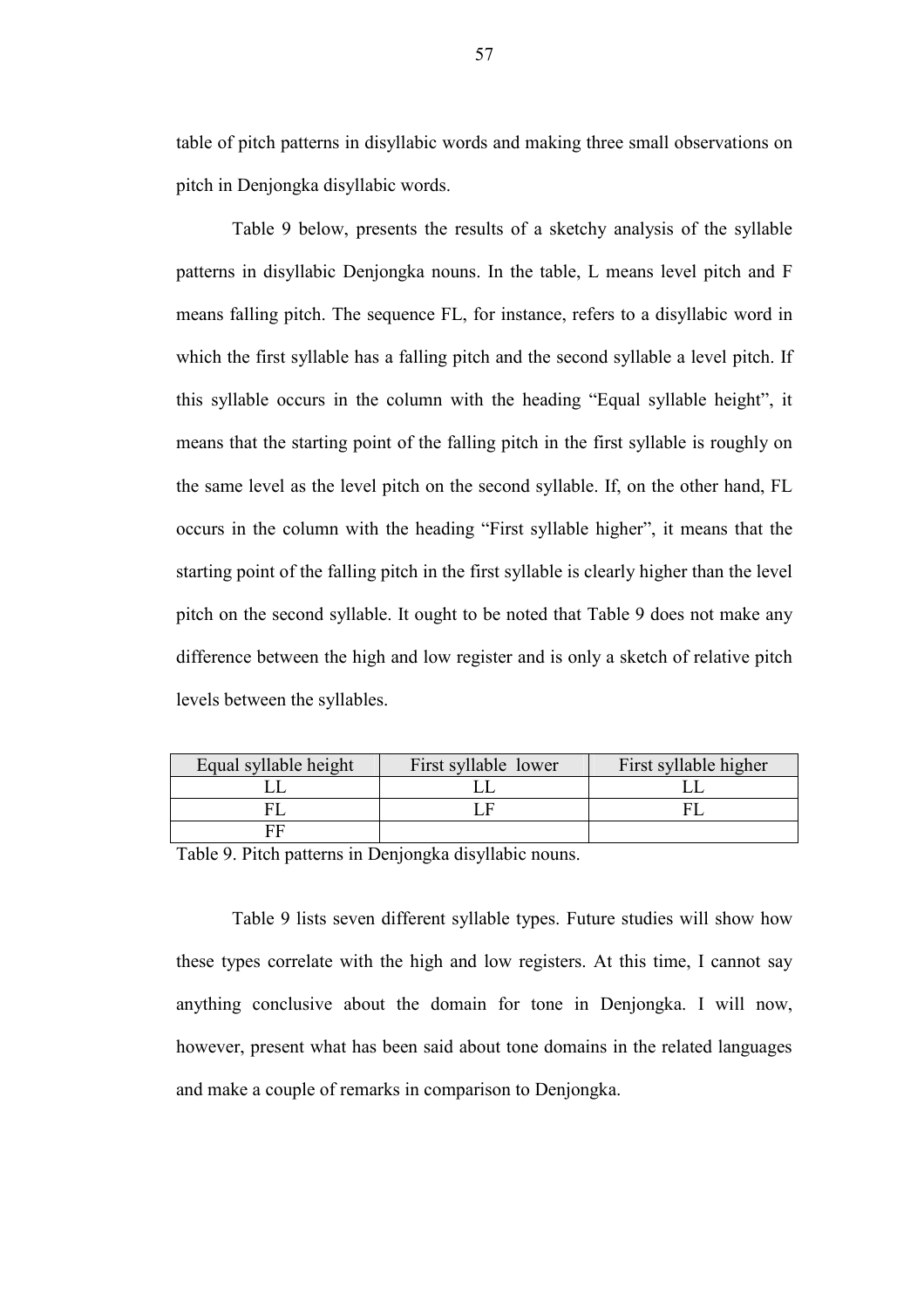table of pitch patterns in disyllabic words and making three small observations on pitch in Denjongka disyllabic words.

Table 9 below, presents the results of a sketchy analysis of the syllable patterns in disyllabic Denjongka nouns. In the table, L means level pitch and F means falling pitch. The sequence FL, for instance, refers to a disyllabic word in which the first syllable has a falling pitch and the second syllable a level pitch. If this syllable occurs in the column with the heading "Equal syllable height", it means that the starting point of the falling pitch in the first syllable is roughly on the same level as the level pitch on the second syllable. If, on the other hand, FL occurs in the column with the heading "First syllable higher", it means that the starting point of the falling pitch in the first syllable is clearly higher than the level pitch on the second syllable. It ought to be noted that Table 9 does not make any difference between the high and low register and is only a sketch of relative pitch levels between the syllables.

| Equal syllable height | First syllable lower | First syllable higher |
| --- | --- | --- |
| LL | LL | LL |
| FL | LF | FL |
| FF | | |

Table 9. Pitch patterns in Denjongka disyllabic nouns.

Table 9 lists seven different syllable types. Future studies will show how these types correlate with the high and low registers. At this time, I cannot say anything conclusive about the domain for tone in Denjongka. I will now, however, present what has been said about tone domains in the related languages and make a couple of remarks in comparison to Denjongka.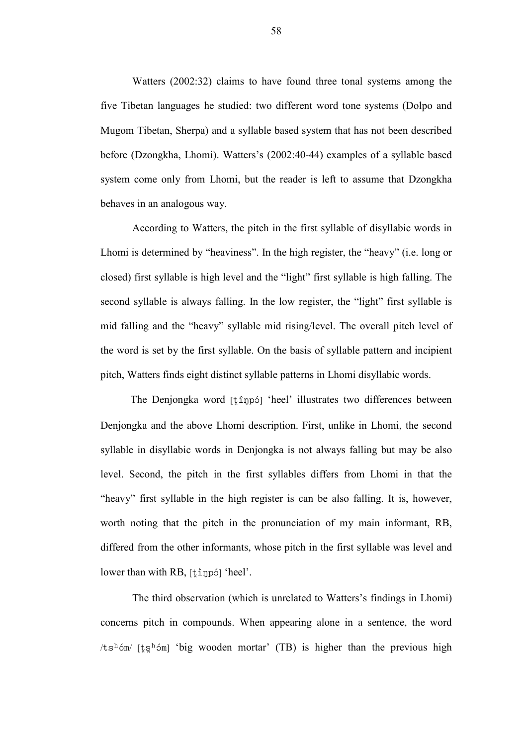Watters (2002:32) claims to have found three tonal systems among the five Tibetan languages he studied: two different word tone systems (Dolpo and Mugom Tibetan, Sherpa) and a syllable based system that has not been described before (Dzongkha, Lhomi). Watters's (2002:40-44) examples of a syllable based system come only from Lhomi, but the reader is left to assume that Dzongkha behaves in an analogous way.

According to Watters, the pitch in the first syllable of disyllabic words in Lhomi is determined by "heaviness". In the high register, the "heavy" (i.e. long or closed) first syllable is high level and the "light" first syllable is high falling. The second syllable is always falling. In the low register, the "light" first syllable is mid falling and the "heavy" syllable mid rising/level. The overall pitch level of the word is set by the first syllable. On the basis of syllable pattern and incipient pitch, Watters finds eight distinct syllable patterns in Lhomi disyllabic words.

The Denjongka word [t̪îŋpó] 'heel' illustrates two differences between Denjongka and the above Lhomi description. First, unlike in Lhomi, the second syllable in disyllabic words in Denjongka is not always falling but may be also level. Second, the pitch in the first syllables differs from Lhomi in that the "heavy" first syllable in the high register is can be also falling. It is, however, worth noting that the pitch in the pronunciation of my main informant, RB, differed from the other informants, whose pitch in the first syllable was level and lower than with RB, [t̪iŋpó] 'heel'.

The third observation (which is unrelated to Watters's findings in Lhomi) concerns pitch in compounds. When appearing alone in a sentence, the word /tsʰóm/ [t̪s̪ʰóm] 'big wooden mortar' (TB) is higher than the previous high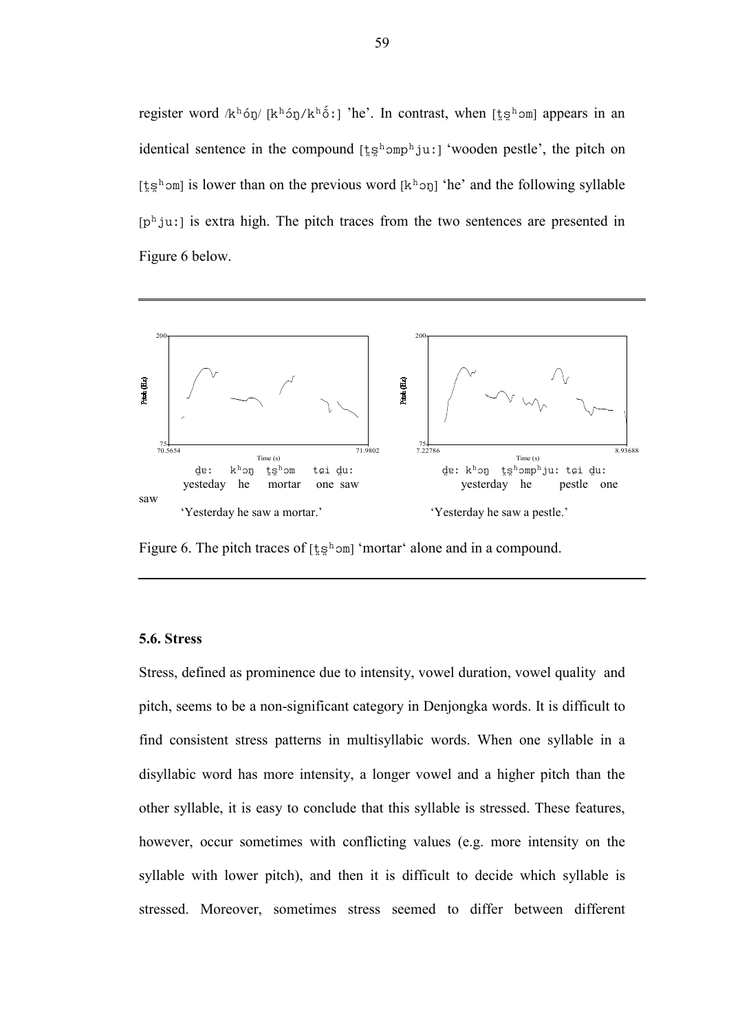register word /kʰóŋ/ [kʰóŋ/kʰő:] 'he'. In contrast, when [t̪ʂ̪ʰɔm] appears in an identical sentence in the compound [t̪ʂ̪ʰɔmpʰju:] 'wooden pestle', the pitch on [t̪ʂ̪ʰɔm] is lower than on the previous word [kʰɔŋ] 'he' and the following syllable [pʰju:] is extra high. The pitch traces from the two sentences are presented in Figure 6 below.

d̥ɐ: kʰɔŋ t̪ʂ̪ʰɔm tɕi d̥u:
yesteday he mortar one saw

'Yesterday he saw a mortar.'

d̥ɐ: kʰɔŋ t̪ʂ̪ʰɔmpʰju: tɕi d̥u:
yesterday he pestle one saw

'Yesterday he saw a pestle.'

Figure 6. The pitch traces of [t̪ʂ̪ʰɔm] 'mortar' alone and in a compound.

## 5.6. Stress

Stress, defined as prominence due to intensity, vowel duration, vowel quality and pitch, seems to be a non-significant category in Denjongka words. It is difficult to find consistent stress patterns in multisyllabic words. When one syllable in a disyllabic word has more intensity, a longer vowel and a higher pitch than the other syllable, it is easy to conclude that this syllable is stressed. These features, however, occur sometimes with conflicting values (e.g. more intensity on the syllable with lower pitch), and then it is difficult to decide which syllable is stressed. Moreover, sometimes stress seemed to differ between different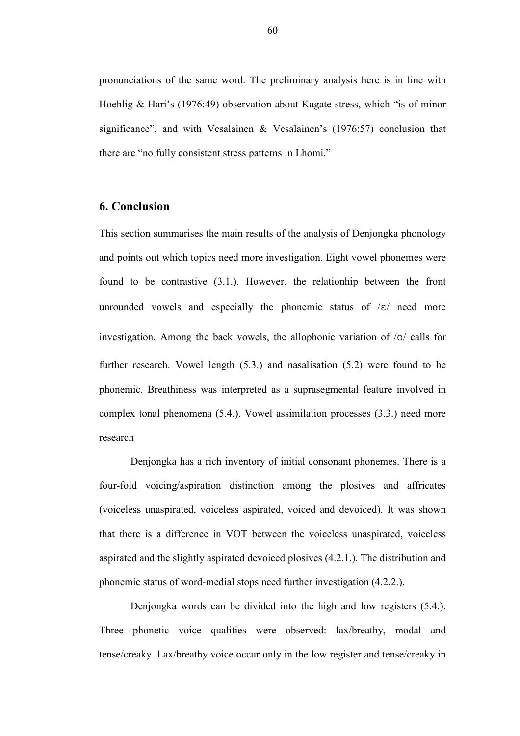pronunciations of the same word. The preliminary analysis here is in line with Hoehlig & Hari's (1976:49) observation about Kagate stress, which "is of minor significance", and with Vesalainen & Vesalainen's (1976:57) conclusion that there are "no fully consistent stress patterns in Lhomi."

## 6. Conclusion

This section summarises the main results of the analysis of Denjongka phonology and points out which topics need more investigation. Eight vowel phonemes were found to be contrastive (3.1.). However, the relationhip between the front unrounded vowels and especially the phonemic status of /ɛ/ need more investigation. Among the back vowels, the allophonic variation of /o/ calls for further research. Vowel length (5.3.) and nasalisation (5.2) were found to be phonemic. Breathiness was interpreted as a suprasegmental feature involved in complex tonal phenomena (5.4.). Vowel assimilation processes (3.3.) need more research

Denjongka has a rich inventory of initial consonant phonemes. There is a four-fold voicing/aspiration distinction among the plosives and affricates (voiceless unaspirated, voiceless aspirated, voiced and devoiced). It was shown that there is a difference in VOT between the voiceless unaspirated, voiceless aspirated and the slightly aspirated devoiced plosives (4.2.1.). The distribution and phonemic status of word-medial stops need further investigation (4.2.2.).

Denjongka words can be divided into the high and low registers (5.4.). Three phonetic voice qualities were observed: lax/breathy, modal and tense/creaky. Lax/breathy voice occur only in the low register and tense/creaky in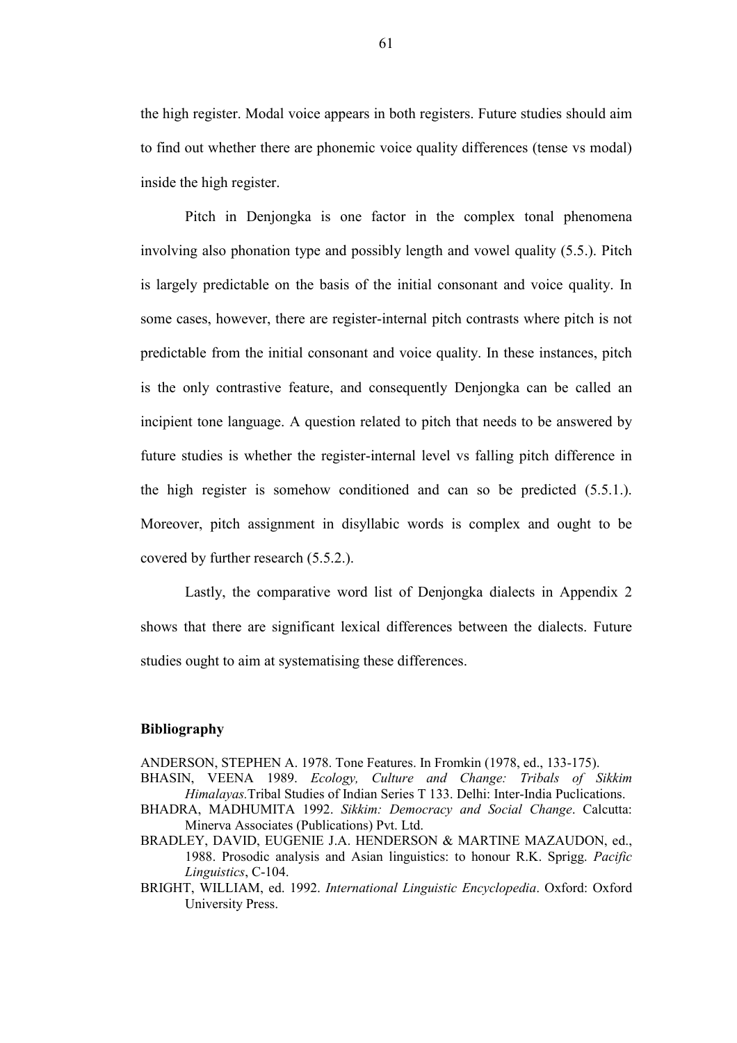the high register. Modal voice appears in both registers. Future studies should aim to find out whether there are phonemic voice quality differences (tense vs modal) inside the high register.

Pitch in Denjongka is one factor in the complex tonal phenomena involving also phonation type and possibly length and vowel quality (5.5.). Pitch is largely predictable on the basis of the initial consonant and voice quality. In some cases, however, there are register-internal pitch contrasts where pitch is not predictable from the initial consonant and voice quality. In these instances, pitch is the only contrastive feature, and consequently Denjongka can be called an incipient tone language. A question related to pitch that needs to be answered by future studies is whether the register-internal level vs falling pitch difference in the high register is somehow conditioned and can so be predicted (5.5.1.). Moreover, pitch assignment in disyllabic words is complex and ought to be covered by further research (5.5.2.).

Lastly, the comparative word list of Denjongka dialects in Appendix 2 shows that there are significant lexical differences between the dialects. Future studies ought to aim at systematising these differences.

**Bibliography**

ANDERSON, STEPHEN A. 1978. Tone Features. In Fromkin (1978, ed., 133-175).

BHASIN, VEENA 1989. *Ecology, Culture and Change: Tribals of Sikkim Himalayas*.Tribal Studies of Indian Series T 133. Delhi: Inter-India Puclications.

BHADRA, MADHUMITA 1992. *Sikkim: Democracy and Social Change*. Calcutta: Minerva Associates (Publications) Pvt. Ltd.

BRADLEY, DAVID, EUGENIE J.A. HENDERSON & MARTINE MAZAUDON, ed., 1988. Prosodic analysis and Asian linguistics: to honour R.K. Sprigg. *Pacific Linguistics*, C-104.

BRIGHT, WILLIAM, ed. 1992. *International Linguistic Encyclopedia*. Oxford: Oxford University Press.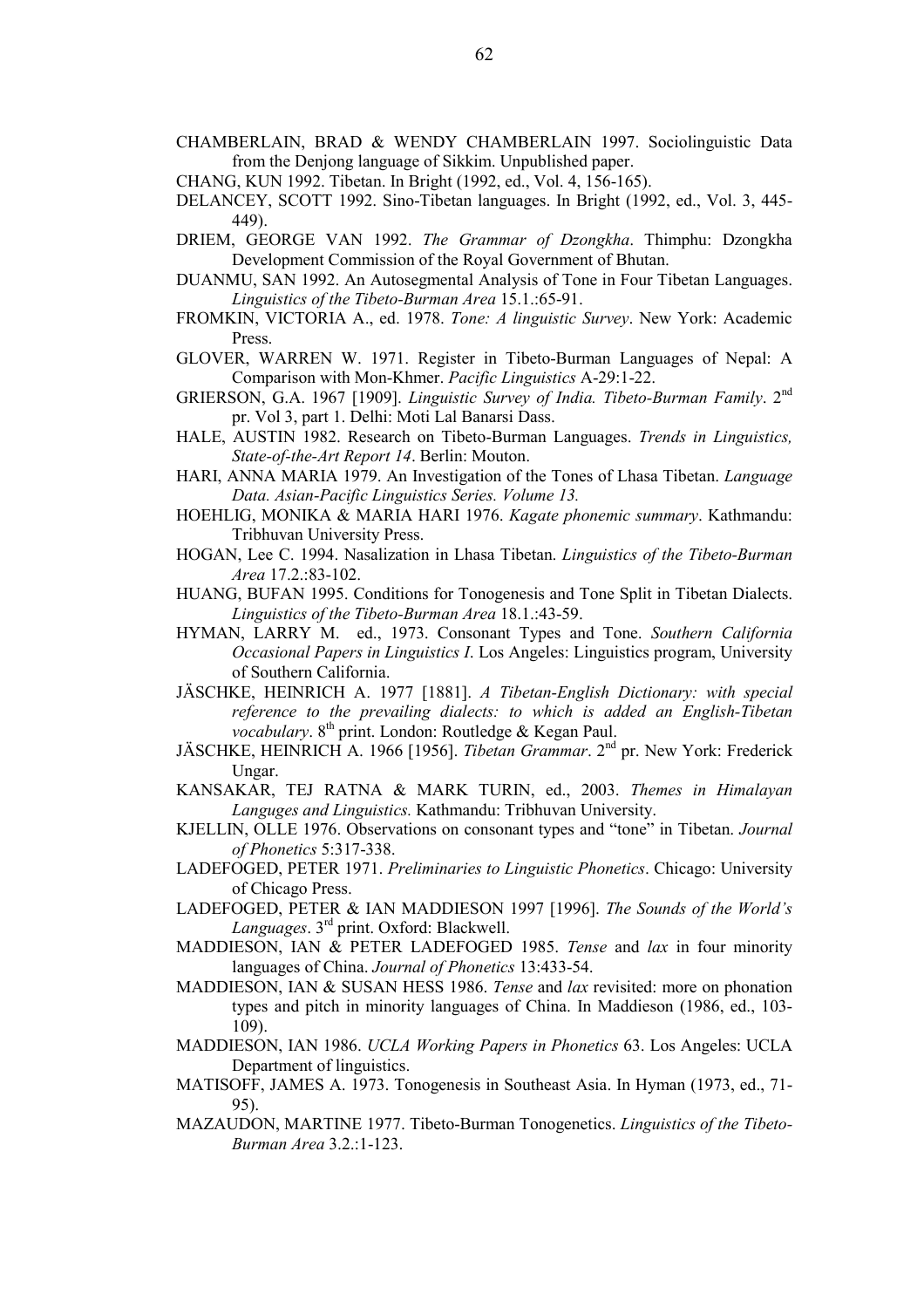CHAMBERLAIN, BRAD & WENDY CHAMBERLAIN 1997. Sociolinguistic Data from the Denjong language of Sikkim. Unpublished paper.

CHANG, KUN 1992. Tibetan. In Bright (1992, ed., Vol. 4, 156-165).

DELANCEY, SCOTT 1992. Sino-Tibetan languages. In Bright (1992, ed., Vol. 3, 445-449).

DRIEM, GEORGE VAN 1992. *The Grammar of Dzongkha*. Thimphu: Dzongkha Development Commission of the Royal Government of Bhutan.

DUANMU, SAN 1992. An Autosegmental Analysis of Tone in Four Tibetan Languages. *Linguistics of the Tibeto-Burman Area* 15.1.:65-91.

FROMKIN, VICTORIA A., ed. 1978. *Tone: A linguistic Survey*. New York: Academic Press.

GLOVER, WARREN W. 1971. Register in Tibeto-Burman Languages of Nepal: A Comparison with Mon-Khmer. *Pacific Linguistics* A-29:1-22.

GRIERSON, G.A. 1967 [1909]. *Linguistic Survey of India. Tibeto-Burman Family*. 2nd pr. Vol 3, part 1. Delhi: Moti Lal Banarsi Dass.

HALE, AUSTIN 1982. Research on Tibeto-Burman Languages. *Trends in Linguistics, State-of-the-Art Report 14*. Berlin: Mouton.

HARI, ANNA MARIA 1979. An Investigation of the Tones of Lhasa Tibetan. *Language Data. Asian-Pacific Linguistics Series. Volume 13.*

HOEHLIG, MONIKA & MARIA HARI 1976. *Kagate phonemic summary*. Kathmandu: Tribhuvan University Press.

HOGAN, Lee C. 1994. Nasalization in Lhasa Tibetan. *Linguistics of the Tibeto-Burman Area* 17.2.:83-102.

HUANG, BUFAN 1995. Conditions for Tonogenesis and Tone Split in Tibetan Dialects. *Linguistics of the Tibeto-Burman Area* 18.1.:43-59.

HYMAN, LARRY M. ed., 1973. Consonant Types and Tone. *Southern California Occasional Papers in Linguistics I*. Los Angeles: Linguistics program, University of Southern California.

JÄSCHKE, HEINRICH A. 1977 [1881]. *A Tibetan-English Dictionary: with special reference to the prevailing dialects: to which is added an English-Tibetan vocabulary*. 8th print. London: Routledge & Kegan Paul.

JÄSCHKE, HEINRICH A. 1966 [1956]. *Tibetan Grammar*. 2nd pr. New York: Frederick Ungar.

KANSAKAR, TEJ RATNA & MARK TURIN, ed., 2003. *Themes in Himalayan Languges and Linguistics.* Kathmandu: Tribhuvan University.

KJELLIN, OLLE 1976. Observations on consonant types and "tone" in Tibetan. *Journal of Phonetics* 5:317-338.

LADEFOGED, PETER 1971. *Preliminaries to Linguistic Phonetics*. Chicago: University of Chicago Press.

LADEFOGED, PETER & IAN MADDIESON 1997 [1996]. *The Sounds of the World's Languages*. 3rd print. Oxford: Blackwell.

MADDIESON, IAN & PETER LADEFOGED 1985. *Tense* and *lax* in four minority languages of China. *Journal of Phonetics* 13:433-54.

MADDIESON, IAN & SUSAN HESS 1986. *Tense* and *lax* revisited: more on phonation types and pitch in minority languages of China. In Maddieson (1986, ed., 103-109).

MADDIESON, IAN 1986. *UCLA Working Papers in Phonetics* 63. Los Angeles: UCLA Department of linguistics.

MATISOFF, JAMES A. 1973. Tonogenesis in Southeast Asia. In Hyman (1973, ed., 71-95).

MAZAUDON, MARTINE 1977. Tibeto-Burman Tonogenetics. *Linguistics of the Tibeto-Burman Area* 3.2.:1-123.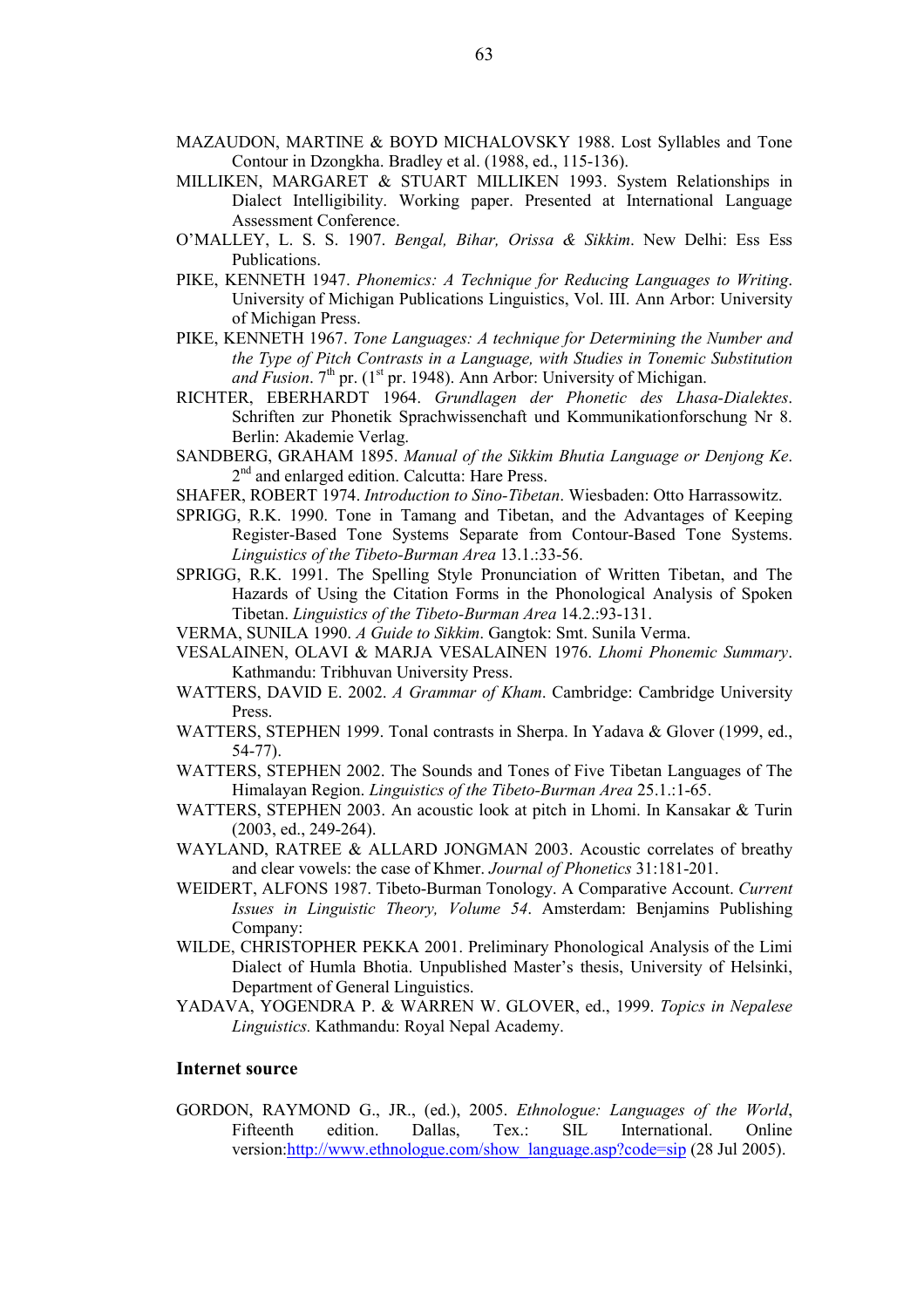MAZAUDON, MARTINE & BOYD MICHALOVSKY 1988. Lost Syllables and Tone Contour in Dzongkha. Bradley et al. (1988, ed., 115-136).

MILLIKEN, MARGARET & STUART MILLIKEN 1993. System Relationships in Dialect Intelligibility. Working paper. Presented at International Language Assessment Conference.

O'MALLEY, L. S. S. 1907. *Bengal, Bihar, Orissa & Sikkim*. New Delhi: Ess Ess Publications.

PIKE, KENNETH 1947. *Phonemics: A Technique for Reducing Languages to Writing*. University of Michigan Publications Linguistics, Vol. III. Ann Arbor: University of Michigan Press.

PIKE, KENNETH 1967. *Tone Languages: A technique for Determining the Number and the Type of Pitch Contrasts in a Language, with Studies in Tonemic Substitution and Fusion*. 7th pr. (1st pr. 1948). Ann Arbor: University of Michigan.

RICHTER, EBERHARDT 1964. *Grundlagen der Phonetic des Lhasa-Dialektes*. Schriften zur Phonetik Sprachwissenschaft und Kommunikationforschung Nr 8. Berlin: Akademie Verlag.

SANDBERG, GRAHAM 1895. *Manual of the Sikkim Bhutia Language or Denjong Ke*. 2nd and enlarged edition. Calcutta: Hare Press.

SHAFER, ROBERT 1974. *Introduction to Sino-Tibetan*. Wiesbaden: Otto Harrassowitz.

SPRIGG, R.K. 1990. Tone in Tamang and Tibetan, and the Advantages of Keeping Register-Based Tone Systems Separate from Contour-Based Tone Systems. *Linguistics of the Tibeto-Burman Area* 13.1.:33-56.

SPRIGG, R.K. 1991. The Spelling Style Pronunciation of Written Tibetan, and The Hazards of Using the Citation Forms in the Phonological Analysis of Spoken Tibetan. *Linguistics of the Tibeto-Burman Area* 14.2.:93-131.

VERMA, SUNILA 1990. *A Guide to Sikkim*. Gangtok: Smt. Sunila Verma.

VESALAINEN, OLAVI & MARJA VESALAINEN 1976. *Lhomi Phonemic Summary*. Kathmandu: Tribhuvan University Press.

WATTERS, DAVID E. 2002. *A Grammar of Kham*. Cambridge: Cambridge University Press.

WATTERS, STEPHEN 1999. Tonal contrasts in Sherpa. In Yadava & Glover (1999, ed., 54-77).

WATTERS, STEPHEN 2002. The Sounds and Tones of Five Tibetan Languages of The Himalayan Region. *Linguistics of the Tibeto-Burman Area* 25.1.:1-65.

WATTERS, STEPHEN 2003. An acoustic look at pitch in Lhomi. In Kansakar & Turin (2003, ed., 249-264).

WAYLAND, RATREE & ALLARD JONGMAN 2003. Acoustic correlates of breathy and clear vowels: the case of Khmer. *Journal of Phonetics* 31:181-201.

WEIDERT, ALFONS 1987. Tibeto-Burman Tonology. A Comparative Account. *Current Issues in Linguistic Theory, Volume 54*. Amsterdam: Benjamins Publishing Company:

WILDE, CHRISTOPHER PEKKA 2001. Preliminary Phonological Analysis of the Limi Dialect of Humla Bhotia. Unpublished Master's thesis, University of Helsinki, Department of General Linguistics.

YADAVA, YOGENDRA P. & WARREN W. GLOVER, ed., 1999. *Topics in Nepalese Linguistics.* Kathmandu: Royal Nepal Academy.

## Internet source

GORDON, RAYMOND G., JR., (ed.), 2005. *Ethnologue: Languages of the World*, Fifteenth edition. Dallas, Tex.: SIL International. Online version:http://www.ethnologue.com/show_language.asp?code=sip (28 Jul 2005).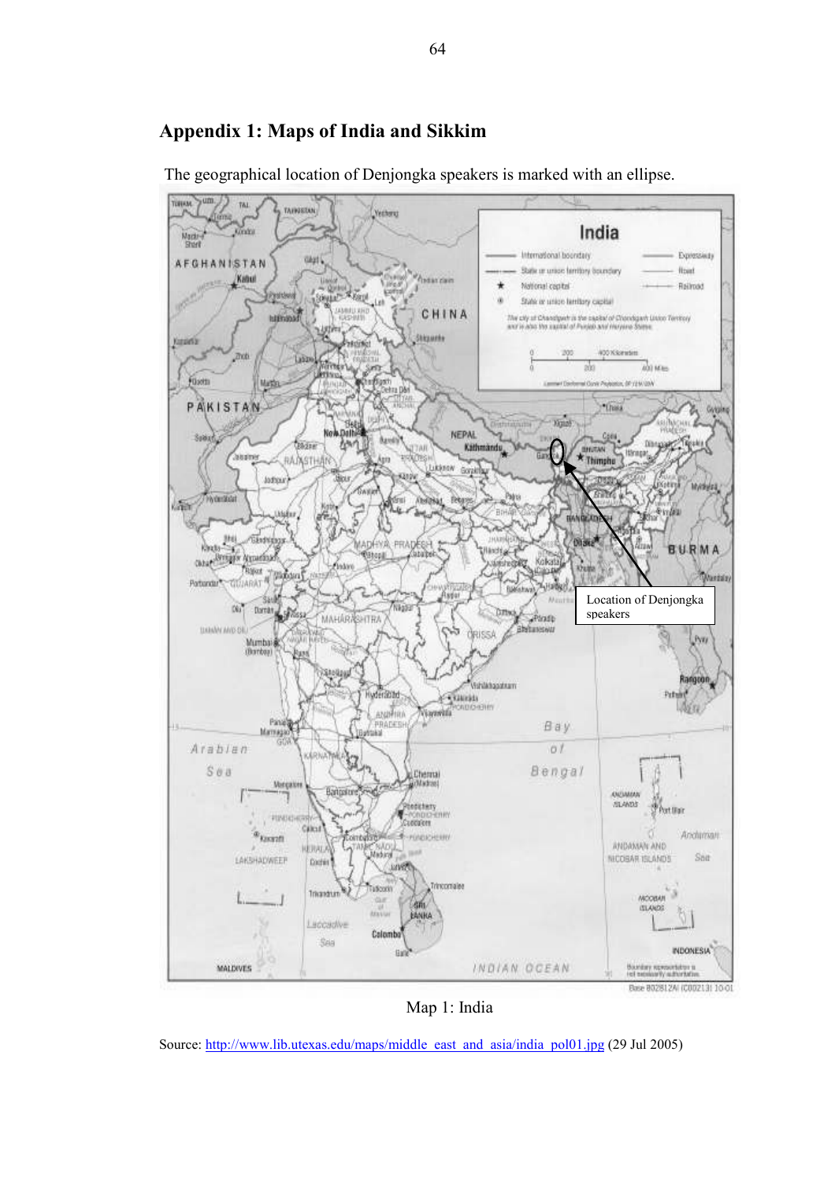## Appendix 1: Maps of India and Sikkim

The geographical location of Denjongka speakers is marked with an ellipse.

Map 1: India

Source: http://www.lib.utexas.edu/maps/middle_east_and_asia/india_pol01.jpg (29 Jul 2005)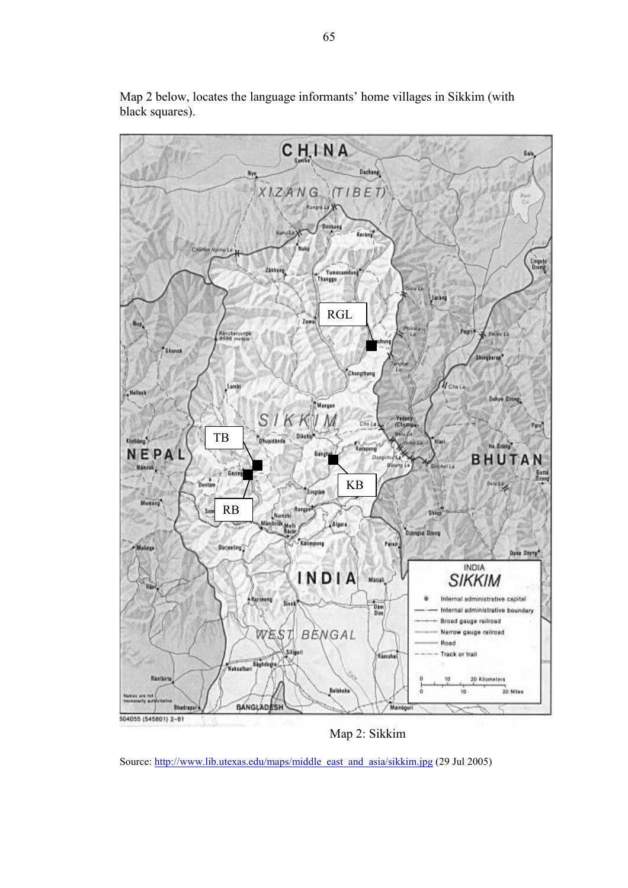Map 2 below, locates the language informants' home villages in Sikkim (with black squares).

Map 2: Sikkim

Source: http://www.lib.utexas.edu/maps/middle_east_and_asia/sikkim.jpg (29 Jul 2005)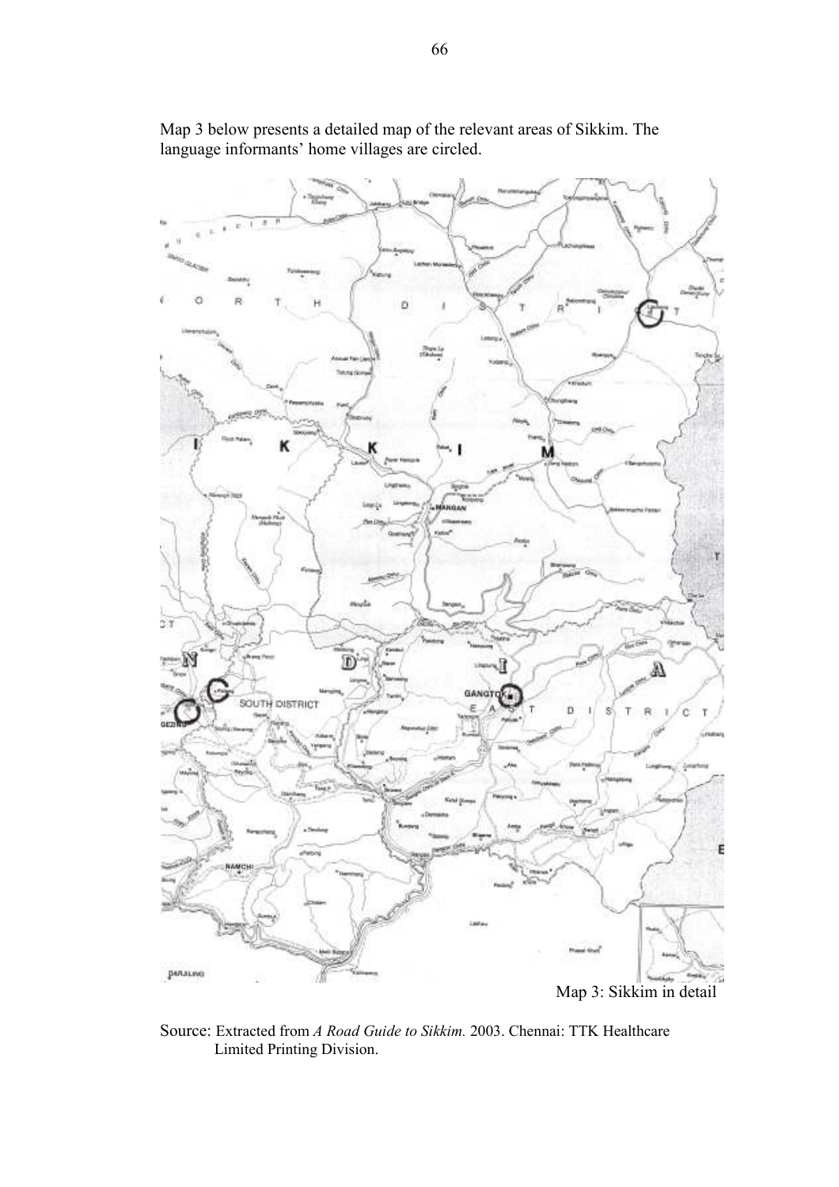Map 3 below presents a detailed map of the relevant areas of Sikkim. The language informants' home villages are circled.

Map 3: Sikkim in detail

Source: Extracted from *A Road Guide to Sikkim.* 2003. Chennai: TTK Healthcare Limited Printing Division.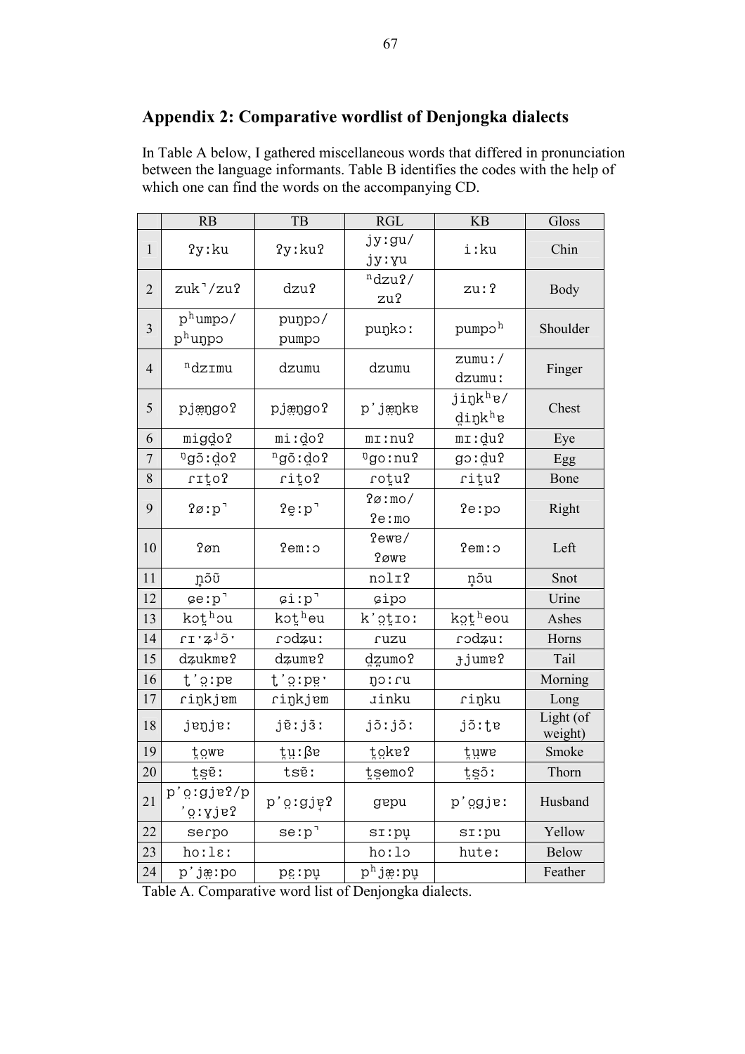## Appendix 2: Comparative wordlist of Denjongka dialects

In Table A below, I gathered miscellaneous words that differed in pronunciation between the language informants. Table B identifies the codes with the help of which one can find the words on the accompanying CD.

| | RB | TB | RGL | KB | Gloss |
|---|---|---|---|---|---|
| 1 | ʔyːku | ʔyːkuʔ | jyːgu/ jyːɣu | iːku | Chin |
| 2 | zuk˺/zuʔ | dzuʔ | ⁿdzuʔ/ zuʔ | zuːʔ | Body |
| 3 | pʰumpɔ/ pʰuŋpɔ | puŋpɔ/ pumpɔ | puŋkɔː | pumpɔʰ | Shoulder |
| 4 | ⁿdzɪmu | dzumu | dzumu | zumuː/ dzumuː | Finger |
| 5 | pjæ̰ŋgoʔ | pjæ̰ŋgoʔ | p'jæ̰ŋkɐ | jiŋkʰɐ/ d̪iŋkʰɐ | Chest |
| 6 | migd̪oʔ | miːd̪oʔ | mɪːnuʔ | mɪːd̪uʔ | Eye |
| 7 | ᵑgõːd̪oʔ | ⁿgõːd̪oʔ | ᵑgoːnuʔ | gɔːd̪uʔ | Egg |
| 8 | ɾɪt̪oʔ | ɾit̪oʔ | ɾot̪uʔ | ɾit̪uʔ | Bone |
| 9 | ʔøːp˺ | ʔe̱ːp˺ | ʔøːmo/ ʔeːmo | ʔeːpɔ | Right |
| 10 | ʔøn | ʔemːɔ | ʔewɐ/ ʔøwɐ | ʔemːɔ | Left |
| 11 | n̥õʊ̃ | | nɔlɪʔ | n̥õu | Snot |
| 12 | ɕeːp˺ | ɕiːp˺ | ɕipɔ | | Urine |
| 13 | kɔt̪ʰɔu | kɔt̪ʰeu | k'o̰t̪ɪoː | ko̰t̪ʰeou | Ashes |
| 14 | ɾɪˑʑʲõˑ | ɾɔdʑuː | ɾuzu | ɾɔdʑuː | Horns |
| 15 | dʑukmɐʔ | dʑumɐʔ | d̪z̪umoʔ | ɟjumɐʔ | Tail |
| 16 | ʈ'o̰ːpɐ | ʈ'o̰ːpɐ̰ˑ | ŋɔːɾu | | Morning |
| 17 | ɾiŋkjɐm | ɾiŋkjɐm | ɹinku | ɾiŋku | Long |
| 18 | jɐɲjɐː | jẽːjɜ̃ː | jõːjõː | jõːʈɐ | Light (of weight) |
| 19 | t̪o̰wɐ | t̪ṵːβɐ | t̪o̰kɐʔ | t̪ṵwɐ | Smoke |
| 20 | t̪s̪ẽː | tsẽː | t̪s̪emoʔ | t̪s̪õː | Thorn |
| 21 | p'o̰ːgjɐʔ/p'o̰ːɣjɐʔ | p'o̰ːgjɐ̰ʔ | gɐpu | p'o̰gjɐː | Husband |
| 22 | seɾpo | seːp˺ | sɪːpṵ | sɪːpu | Yellow |
| 23 | hoːlɛː | | hoːlɔ | huteː | Below |
| 24 | p'jæ̰ːpo | pɛ̰ːpṵ | pʰjæ̰ːpṵ | | Feather |

Table A. Comparative word list of Denjongka dialects.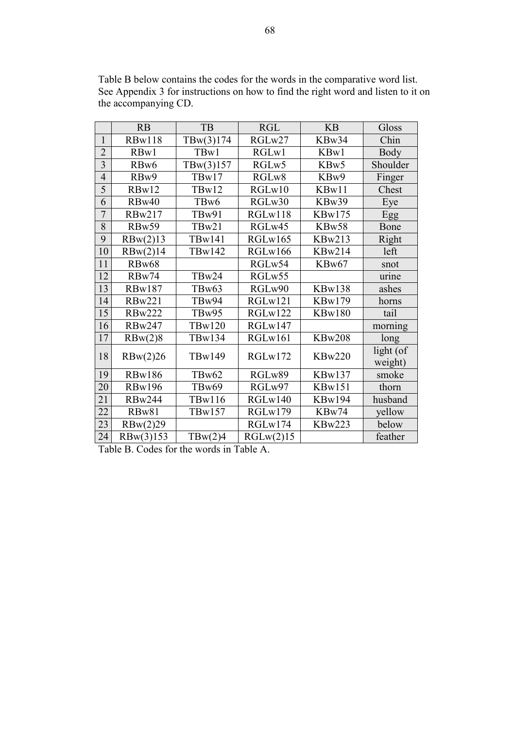Table B below contains the codes for the words in the comparative word list. See Appendix 3 for instructions on how to find the right word and listen to it on the accompanying CD.

| | RB | TB | RGL | KB | Gloss |
|---|---|---|---|---|---|
| 1 | RBw118 | TBw(3)174 | RGLw27 | KBw34 | Chin |
| 2 | RBw1 | TBw1 | RGLw1 | KBw1 | Body |
| 3 | RBw6 | TBw(3)157 | RGLw5 | KBw5 | Shoulder |
| 4 | RBw9 | TBw17 | RGLw8 | KBw9 | Finger |
| 5 | RBw12 | TBw12 | RGLw10 | KBw11 | Chest |
| 6 | RBw40 | TBw6 | RGLw30 | KBw39 | Eye |
| 7 | RBw217 | TBw91 | RGLw118 | KBw175 | Egg |
| 8 | RBw59 | TBw21 | RGLw45 | KBw58 | Bone |
| 9 | RBw(2)13 | TBw141 | RGLw165 | KBw213 | Right |
| 10 | RBw(2)14 | TBw142 | RGLw166 | KBw214 | left |
| 11 | RBw68 | | RGLw54 | KBw67 | snot |
| 12 | RBw74 | TBw24 | RGLw55 | | urine |
| 13 | RBw187 | TBw63 | RGLw90 | KBw138 | ashes |
| 14 | RBw221 | TBw94 | RGLw121 | KBw179 | horns |
| 15 | RBw222 | TBw95 | RGLw122 | KBw180 | tail |
| 16 | RBw247 | TBw120 | RGLw147 | | morning |
| 17 | RBw(2)8 | TBw134 | RGLw161 | KBw208 | long |
| 18 | RBw(2)26 | TBw149 | RGLw172 | KBw220 | light (of weight) |
| 19 | RBw186 | TBw62 | RGLw89 | KBw137 | smoke |
| 20 | RBw196 | TBw69 | RGLw97 | KBw151 | thorn |
| 21 | RBw244 | TBw116 | RGLw140 | KBw194 | husband |
| 22 | RBw81 | TBw157 | RGLw179 | KBw74 | yellow |
| 23 | RBw(2)29 | | RGLw174 | KBw223 | below |
| 24 | RBw(3)153 | TBw(2)4 | RGLw(2)15 | | feather |

Table B. Codes for the words in Table A.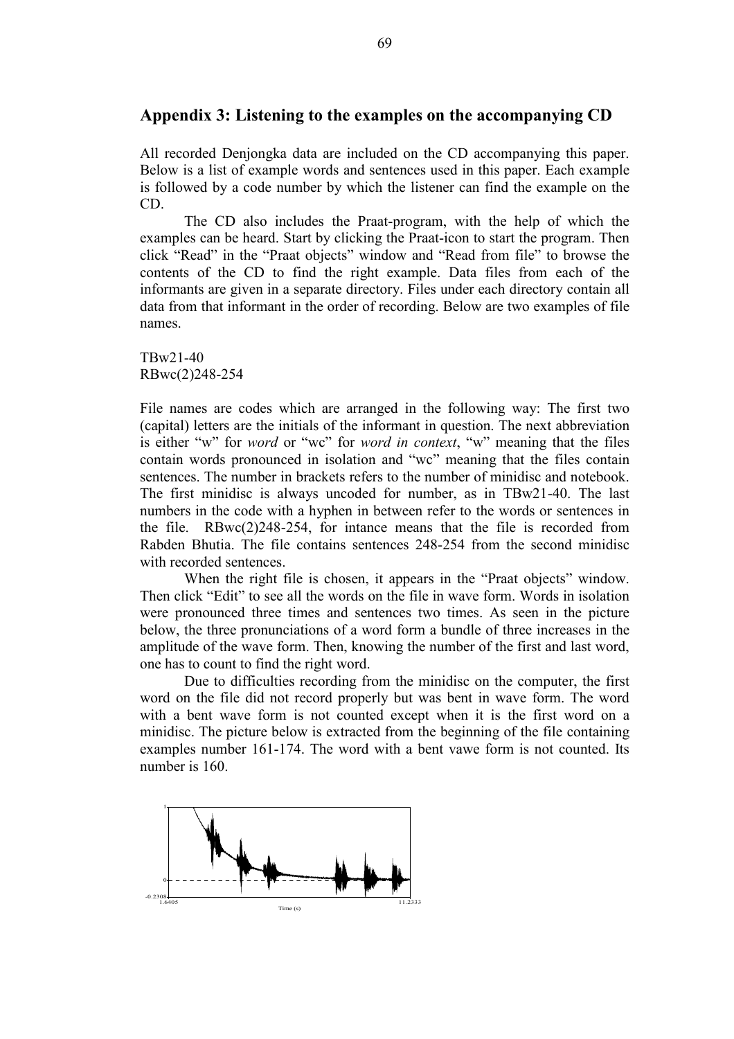## Appendix 3: Listening to the examples on the accompanying CD

All recorded Denjongka data are included on the CD accompanying this paper. Below is a list of example words and sentences used in this paper. Each example is followed by a code number by which the listener can find the example on the CD.

The CD also includes the Praat-program, with the help of which the examples can be heard. Start by clicking the Praat-icon to start the program. Then click "Read" in the "Praat objects" window and "Read from file" to browse the contents of the CD to find the right example. Data files from each of the informants are given in a separate directory. Files under each directory contain all data from that informant in the order of recording. Below are two examples of file names.

TBw21-40
RBwc(2)248-254

File names are codes which are arranged in the following way: The first two (capital) letters are the initials of the informant in question. The next abbreviation is either "w" for *word* or "wc" for *word in context*, "w" meaning that the files contain words pronounced in isolation and "wc" meaning that the files contain sentences. The number in brackets refers to the number of minidisc and notebook. The first minidisc is always uncoded for number, as in TBw21-40. The last numbers in the code with a hyphen in between refer to the words or sentences in the file. RBwc(2)248-254, for intance means that the file is recorded from Rabden Bhutia. The file contains sentences 248-254 from the second minidisc with recorded sentences.

When the right file is chosen, it appears in the "Praat objects" window. Then click "Edit" to see all the words on the file in wave form. Words in isolation were pronounced three times and sentences two times. As seen in the picture below, the three pronunciations of a word form a bundle of three increases in the amplitude of the wave form. Then, knowing the number of the first and last word, one has to count to find the right word.

Due to difficulties recording from the minidisc on the computer, the first word on the file did not record properly but was bent in wave form. The word with a bent wave form is not counted except when it is the first word on a minidisc. The picture below is extracted from the beginning of the file containing examples number 161-174. The word with a bent vawe form is not counted. Its number is 160.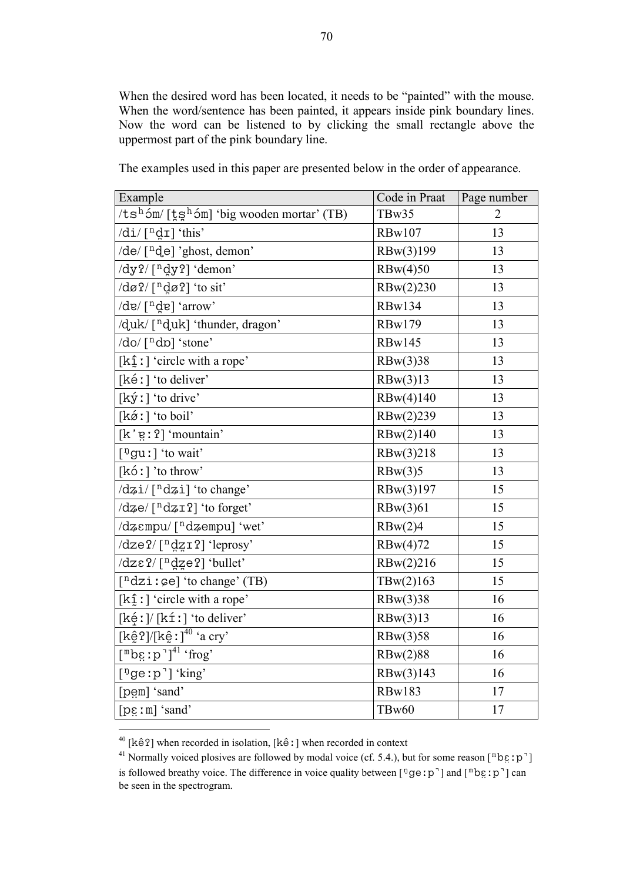When the desired word has been located, it needs to be "painted" with the mouse. When the word/sentence has been painted, it appears inside pink boundary lines. Now the word can be listened to by clicking the small rectangle above the uppermost part of the pink boundary line.

The examples used in this paper are presented below in the order of appearance.

| Example | Code in Praat | Page number |
|---|---|---|
| /tsʰóm/ [t̪s̪ʰóm] 'big wooden mortar' (TB) | TBw35 | 2 |
| /di/ [ⁿd̪ɪ] 'this' | RBw107 | 13 |
| /de/ [ⁿd̪e] 'ghost, demon' | RBw(3)199 | 13 |
| /dyʔ/ [ⁿd̪yʔ] 'demon' | RBw(4)50 | 13 |
| /døʔ/ [ⁿd̪øʔ] 'to sit' | RBw(2)230 | 13 |
| /dɐ/ [ⁿd̪ɐ] 'arrow' | RBw134 | 13 |
| /d̪uk/ [ⁿd̪uk] 'thunder, dragon' | RBw179 | 13 |
| /do/ [ⁿdɒ] 'stone' | RBw145 | 13 |
| [kî̤ː] 'circle with a rope' | RBw(3)38 | 13 |
| [kéː] 'to deliver' | RBw(3)13 | 13 |
| [kýː] 'to drive' | RBw(4)140 | 13 |
| [kǿː] 'to boil' | RBw(2)239 | 13 |
| [k'ɐ̤ːʔ] 'mountain' | RBw(2)140 | 13 |
| [ᵑguː] 'to wait' | RBw(3)218 | 13 |
| [kóː] 'to throw' | RBw(3)5 | 13 |
| /dʑi/ [ⁿdʑi] 'to change' | RBw(3)197 | 15 |
| /dʑe/ [ⁿdʑɪʔ] 'to forget' | RBw(3)61 | 15 |
| /dʑɛmpu/ [ⁿdʑempu] 'wet' | RBw(2)4 | 15 |
| /dzeʔ/ [ⁿd̪z̪ɪʔ] 'leprosy' | RBw(4)72 | 15 |
| /dzɛʔ/ [ⁿd̪z̪eʔ] 'bullet' | RBw(2)216 | 15 |
| [ⁿdziːɕe] 'to change' (TB) | TBw(2)163 | 15 |
| [kî̤ː] 'circle with a rope' | RBw(3)38 | 16 |
| [kẹ́ː]/ [kíː] 'to deliver' | RBw(3)13 | 16 |
| [kê̤ʔ]/[kê̤ː][40] 'a cry' | RBw(3)58 | 16 |
| [ᵐbɛ̤ːp̚][41] 'frog' | RBw(2)88 | 16 |
| [ᵑgeːp̚] 'king' | RBw(3)143 | 16 |
| [pe̤m] 'sand' | RBw183 | 17 |
| [pɛ̤ːm] 'sand' | TBw60 | 17 |

[40] [kê̤ʔ] when recorded in isolation, [kê̤ː] when recorded in context

[41] Normally voiced plosives are followed by modal voice (cf. 5.4.), but for some reason [ᵐbɛ̤ːp̚] is followed breathy voice. The difference in voice quality between [ᵑgeːp̚] and [ᵐbɛ̤ːp̚] can be seen in the spectrogram.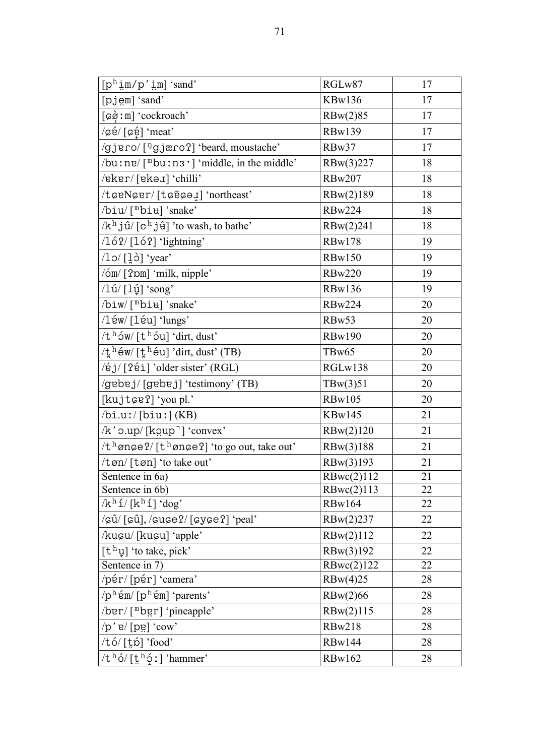| [pʰi̤m/p'i̤m] 'sand' | RGLw87 | 17 |
|---|---|---|
| [pje̤m] 'sand' | KBw136 | 17 |
| [ɕø̤̀ːm] 'cockroach' | RBw(2)85 | 17 |
| /ɕé/ [ɕé̤] 'meat' | RBw139 | 17 |
| /gjɐro/ [ᵑgjæroʔ] 'beard, moustache' | RBw37 | 17 |
| /buːnɐ/ [ᵐbuːnɜˑ] 'middle, in the middle' | RBw(3)227 | 18 |
| /ɐkɐr/ [ɐkəɹ] 'chilli' | RBw207 | 18 |
| /tɕɐNɕɐr/ [tɕɐ̃ɕəɹ̥] 'northeast' | RBw(2)189 | 18 |
| /biu/ [ᵐbiʉ] 'snake' | RBw224 | 18 |
| /kʰjû/ [cʰjʉ̂] 'to wash, to bathe' | RBw(2)241 | 18 |
| /lóʔ/ [lóʔ] 'lightning' | RBw178 | 19 |
| /lɔ/ [l̪ɔ̀] 'year' | RBw150 | 19 |
| /óm/ [ʔɒm] 'milk, nipple' | RBw220 | 19 |
| /lú/ [lṳ́] 'song' | RBw136 | 19 |
| /biw/ [ᵐbiʉ] 'snake' | RBw224 | 20 |
| /léw/ [léu] 'lungs' | RBw53 | 20 |
| /tʰów/ [tʰóu] 'dirt, dust' | RBw190 | 20 |
| /t̪ʰéw/ [t̪ʰéu] 'dirt, dust' (TB) | TBw65 | 20 |
| /éj/ [ʔéi] 'older sister' (RGL) | RGLw138 | 20 |
| /gɐbɐj/ [gɐbɐj] 'testimony' (TB) | TBw(3)51 | 20 |
| [kujtɕɐʔ] 'you pl.' | RBw105 | 20 |
| /bi.uː/ [biuː] (KB) | KBw145 | 21 |
| /k'ɔ.up/ [kɔ̣up˺] 'convex' | RBw(2)120 | 21 |
| /tʰønɕeʔ/ [tʰønɕeʔ] 'to go out, take out' | RBw(3)188 | 21 |
| /tøn/ [tøn] 'to take out' | RBw(3)193 | 21 |
| Sentence in 6a) | RBwc(2)112 | 21 |
| Sentence in 6b) | RBwc(2)113 | 22 |
| /kʰí/ [kʰí] 'dog' | RBw164 | 22 |
| /ɕû/ [ɕû], /ɕuɕeʔ/ [ɕyɕeʔ] 'peal' | RBw(2)237 | 22 |
| /kuɕu/ [kuɕu] 'apple' | RBw(2)112 | 22 |
| [tʰṳ] 'to take, pick' | RBw(3)192 | 22 |
| Sentence in 7) | RBwc(2)122 | 22 |
| /pér/ [pér] 'camera' | RBw(4)25 | 28 |
| /pʰém/ [pʰém] 'parents' | RBw(2)66 | 28 |
| /bɐr/ [ᵐbɐ̤r] 'pineapple' | RBw(2)115 | 28 |
| /p'ɐ/ [pɐ̰] 'cow' | RBw218 | 28 |
| /tó/ [t̪ɒ́] 'food' | RBw144 | 28 |
| /tʰó/ [t̪ʰɔ̤́ː] 'hammer' | RBw162 | 28 |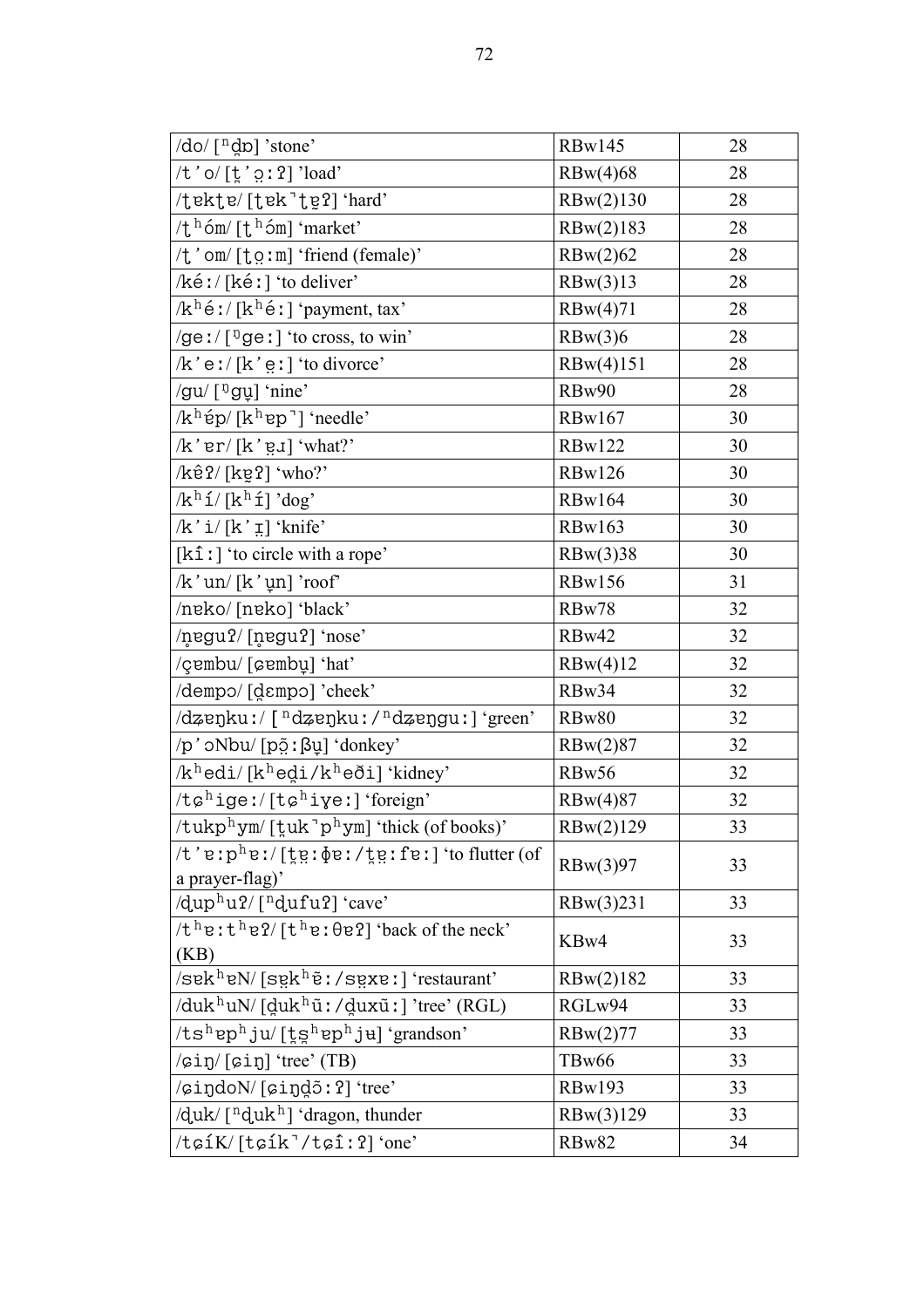| /do/ [ⁿd̪ɒ] 'stone' | RBw145 | 28 |
|---|---|---|
| /t'o/ [t̪'o̰ːʔ] 'load' | RBw(4)68 | 28 |
| /ʈɐkʈɐ/ [ʈɐk˺ʈɐ̰ʔ] 'hard' | RBw(2)130 | 28 |
| /ʈʰóm/ [ʈʰóm] 'market' | RBw(2)183 | 28 |
| /ʈ'om/ [ʈo̰ːm] 'friend (female)' | RBw(2)62 | 28 |
| /kéː/ [kéː] 'to deliver' | RBw(3)13 | 28 |
| /kʰéː/ [kʰéː] 'payment, tax' | RBw(4)71 | 28 |
| /geː/ [ᵑgeː] 'to cross, to win' | RBw(3)6 | 28 |
| /k'eː/ [k'ḛː] 'to divorce' | RBw(4)151 | 28 |
| /gu/ [ᵑgṵ] 'nine' | RBw90 | 28 |
| /kʰɐ́p/ [kʰɐp˺] 'needle' | RBw167 | 30 |
| /k'ɐr/ [k'ɐ̰ɹ] 'what?' | RBw122 | 30 |
| /kɐ̂ʔ/ [kɐ̰ʔ] 'who?' | RBw126 | 30 |
| /kʰí/ [kʰɪ́] 'dog' | RBw164 | 30 |
| /k'i/ [k'ɪ̰] 'knife' | RBw163 | 30 |
| [kîː] 'to circle with a rope' | RBw(3)38 | 30 |
| /k'un/ [k'ṵn] 'roof' | RBw156 | 31 |
| /nɐko/ [nɐko] 'black' | RBw78 | 32 |
| /n̥ɐguʔ/ [n̥ɐguʔ] 'nose' | RBw42 | 32 |
| /çɐmbu/ [ɕɐmbṵ] 'hat' | RBw(4)12 | 32 |
| /dempɔ/ [d̪ɛmpɔ] 'cheek' | RBw34 | 32 |
| /dʑɐŋkuː/ [ⁿdʑɐŋkuː/ⁿdʑɐŋguː] 'green' | RBw80 | 32 |
| /p'ɔNbu/ [pɔ̰̃ːβṵ] 'donkey' | RBw(2)87 | 32 |
| /kʰedi/ [kʰed̪i/kʰeði] 'kidney' | RBw56 | 32 |
| /tɕʰigeː/ [tɕʰiɣeː] 'foreign' | RBw(4)87 | 32 |
| /tukpʰym/ [t̪uk˺pʰym] 'thick (of books)' | RBw(2)129 | 33 |
| /t'ɐːpʰɐː/ [t̪ɐ̰ːɸɐː/t̪ɐ̰ːfɐː] 'to flutter (of a prayer-flag)' | RBw(3)97 | 33 |
| /d̪upʰuʔ/ [ⁿd̪ufuʔ] 'cave' | RBw(3)231 | 33 |
| /tʰɐːtʰɐʔ/ [tʰɐːθɐʔ] 'back of the neck' (KB) | KBw4 | 33 |
| /sɐkʰɐN/ [sɐ̰kʰɐ̃ː/sɐ̰xɐː] 'restaurant' | RBw(2)182 | 33 |
| /dukʰuN/ [d̪ukʰũː/d̪uxũː] 'tree' (RGL) | RGLw94 | 33 |
| /tsʰɐpʰju/ [t̪ʂʰɐpʰjʉ] 'grandson' | RBw(2)77 | 33 |
| /ɕiŋ/ [ɕiŋ] 'tree' (TB) | TBw66 | 33 |
| /ɕiŋdoN/ [ɕiŋd̪õːʔ] 'tree' | RBw193 | 33 |
| /d̪uk/ [ⁿd̪ukʰ] 'dragon, thunder | RBw(3)129 | 33 |
| /tɕíK/ [tɕík˺/tɕîːʔ] 'one' | RBw82 | 34 |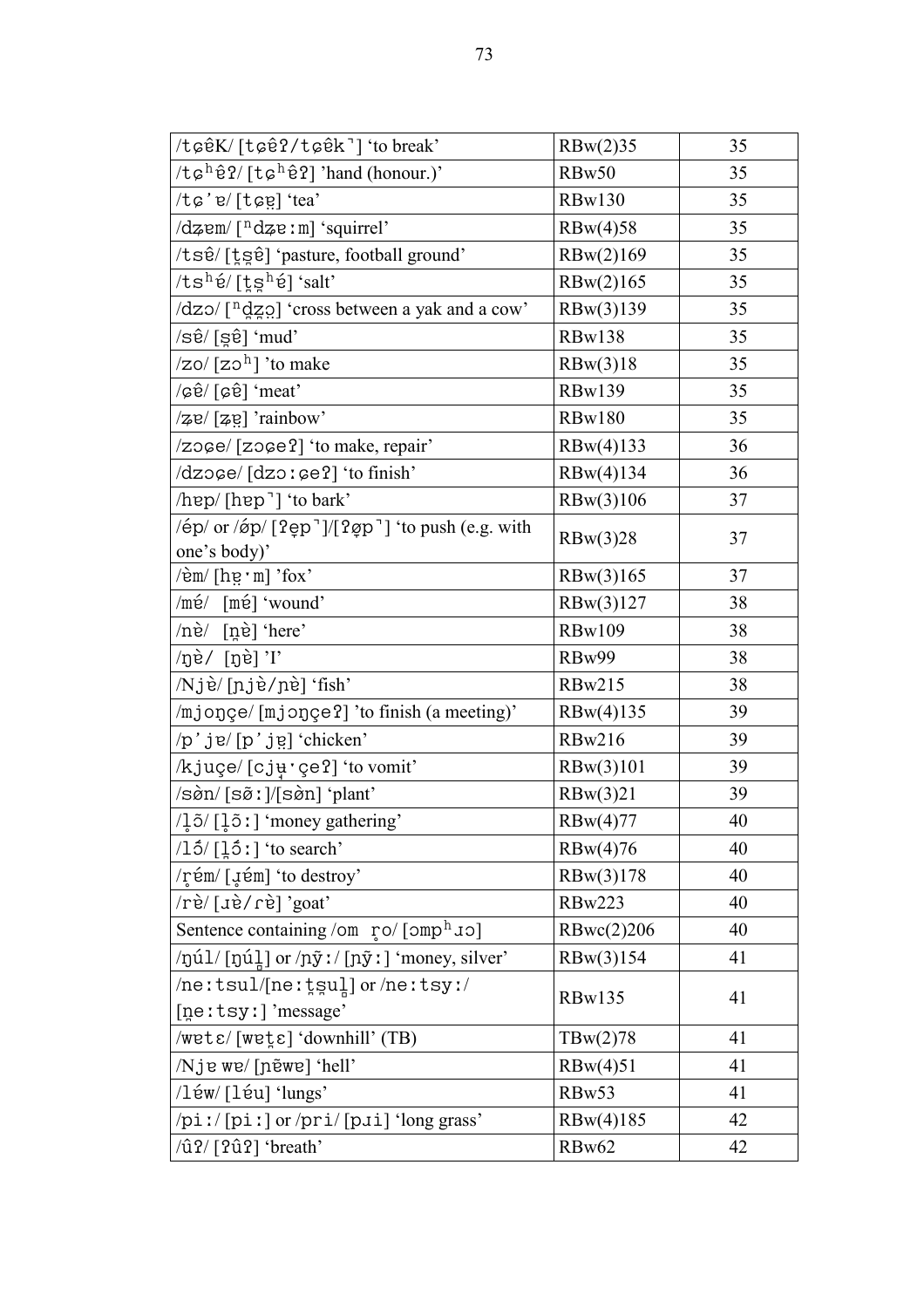| /tɕêK/ [tɕêʔ/tɕêk˺] 'to break' | RBw(2)35 | 35 |
|---|---|---|
| /tɕʰêʔ/ [tɕʰêʔ] 'hand (honour.)' | RBw50 | 35 |
| /tɕ'ɐ/ [tɕɐ̰] 'tea' | RBw130 | 35 |
| /dʑɐm/ [ⁿdʑɐːm] 'squirrel' | RBw(4)58 | 35 |
| /tsê/ [t̪s̪ê] 'pasture, football ground' | RBw(2)169 | 35 |
| /tsʰé/ [t̪s̪ʰé] 'salt' | RBw(2)165 | 35 |
| /dzɔ/ [ⁿd̪z̪ɔ̰] 'cross between a yak and a cow' | RBw(3)139 | 35 |
| /sê/ [s̪ê] 'mud' | RBw138 | 35 |
| /zo/ [zɔʰ] 'to make | RBw(3)18 | 35 |
| /ɕê/ [ɕê] 'meat' | RBw139 | 35 |
| /ʑɐ/ [ʑɐ̰] 'rainbow' | RBw180 | 35 |
| /zɔɕe/ [zɔɕeʔ] 'to make, repair' | RBw(4)133 | 36 |
| /dzɔɕe/ [dzɔːɕeʔ] 'to finish' | RBw(4)134 | 36 |
| /hɐp/ [hɐp˺] 'to bark' | RBw(3)106 | 37 |
| /ép/ or /ǿp/ [ʔe̞p˺]/[ʔø̞p˺] 'to push (e.g. with one's body)' | RBw(3)28 | 37 |
| /èm/ [he̞ˑm] 'fox' | RBw(3)165 | 37 |
| /mé/ [mé] 'wound' | RBw(3)127 | 38 |
| /nè/ [n̪è] 'here' | RBw109 | 38 |
| /ŋè/ [ŋè] 'I' | RBw99 | 38 |
| /Njè/ [ɲjè/ɲè] 'fish' | RBw215 | 38 |
| /mjoŋçe/ [mjɔŋçeʔ] 'to finish (a meeting)' | RBw(4)135 | 39 |
| /p'jɐ/ [p'jɐ̰] 'chicken' | RBw216 | 39 |
| /kjuçe/ [cjʉ̰ˑçeʔ] 'to vomit' | RBw(3)101 | 39 |
| /sø̀n/ [sø̃ː]/[sø̀n] 'plant' | RBw(3)21 | 39 |
| /l̥õ/ [l̥õː] 'money gathering' | RBw(4)77 | 40 |
| /lő/ [l̥őː] 'to search' | RBw(4)76 | 40 |
| /r̥ém/ [ɹ̥ém] 'to destroy' | RBw(3)178 | 40 |
| /rè/ [ɹè/ɾè] 'goat' | RBw223 | 40 |
| Sentence containing /om r̥o/ [ɔmpʰɹɔ] | RBwc(2)206 | 40 |
| /ŋúl/ [ŋúl̥] or /ŋỹː/ [ŋỹː] 'money, silver' | RBw(3)154 | 41 |
| /neːtsul/[neːt̪s̪ul̥] or /neːtsyː/ [n̪eːtsyː] 'message' | RBw135 | 41 |
| /wɐtɛ/ [wɐt̪ɛ] 'downhill' (TB) | TBw(2)78 | 41 |
| /Njɐ wɐ/ [ɲɐ̃wɐ] 'hell' | RBw(4)51 | 41 |
| /léw/ [léu] 'lungs' | RBw53 | 41 |
| /piː/ [piː] or /pri/ [pɹi] 'long grass' | RBw(4)185 | 42 |
| /ûʔ/ [ʔûʔ] 'breath' | RBw62 | 42 |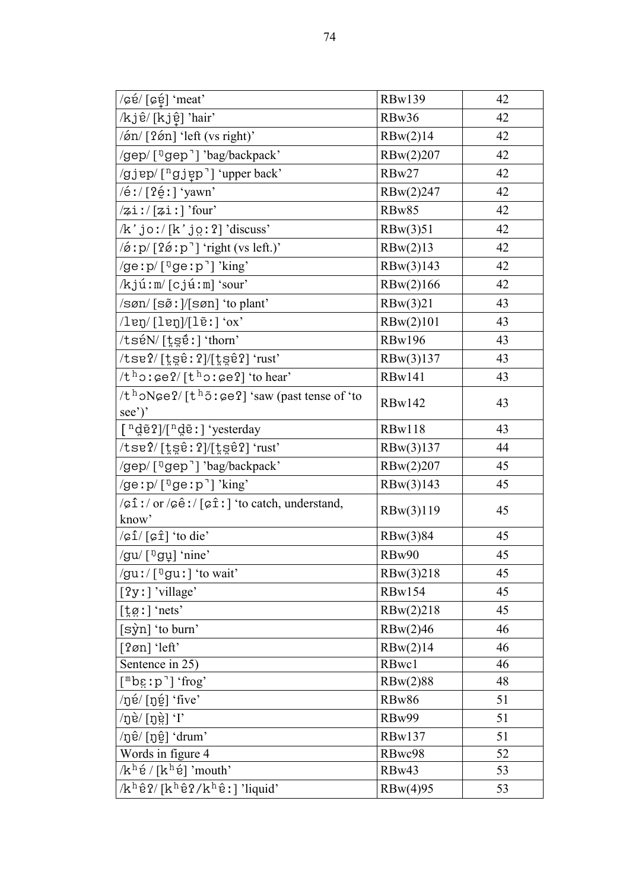| /ɕé/ [ɕé̟] 'meat' | RBw139 | 42 |
|---|---|---|
| /kjê/ [kjê̟] 'hair' | RBw36 | 42 |
| /ǿn/ [ʔǿn] 'left (vs right)' | RBw(2)14 | 42 |
| /gep/ [ᵑgep˺] 'bag/backpack' | RBw(2)207 | 42 |
| /gjɐp/ [ⁿgjɐ̟p˺] 'upper back' | RBw27 | 42 |
| /éː/ [ʔé̟ː] 'yawn' | RBw(2)247 | 42 |
| /ʑiː/ [ʑiː] 'four' | RBw85 | 42 |
| /k'joː/ [k'jo̞ːʔ] 'discuss' | RBw(3)51 | 42 |
| /ǿːp/ [ʔǿːp˺] 'right (vs left.)' | RBw(2)13 | 42 |
| /geːp/ [ᵑgeːp˺] 'king' | RBw(3)143 | 42 |
| /kjúːm/ [cjʉ́ːm] 'sour' | RBw(2)166 | 42 |
| /søn/ [sø̃ː]/[søn] 'to plant' | RBw(3)21 | 43 |
| /lɐŋ/ [lɐŋ]/[lɐ̃ː] 'ox' | RBw(2)101 | 43 |
| /tsɐ́N/ [ʈʂɐ̃́ː] 'thorn' | RBw196 | 43 |
| /tsɐʔ/ [ʈʂɐ̂ːʔ]/[ʈʂɐ̂ʔ] 'rust' | RBw(3)137 | 43 |
| /tʰɔːɕeʔ/ [tʰɔːɕeʔ] 'to hear' | RBw141 | 43 |
| /tʰɔNɕeʔ/ [tʰɔ̃ːɕeʔ] 'saw (past tense of 'to see')' | RBw142 | 43 |
| [ⁿd̪ɐ̃ʔ]/[ⁿd̪ɐ̃ː] 'yesterday | RBw118 | 43 |
| /tsɐʔ/ [ʈʂɐ̂ːʔ]/[ʈʂɐ̂ʔ] 'rust' | RBw(3)137 | 44 |
| /gep/ [ᵑgep˺] 'bag/backpack' | RBw(2)207 | 45 |
| /geːp/ [ᵑgeːp˺] 'king' | RBw(3)143 | 45 |
| /ɕîː/ or /ɕêː/ [ɕîː] 'to catch, understand, know' | RBw(3)119 | 45 |
| /ɕî/ [ɕî] 'to die' | RBw(3)84 | 45 |
| /gu/ [ᵑgu̞] 'nine' | RBw90 | 45 |
| /guː/ [ᵑguː] 'to wait' | RBw(3)218 | 45 |
| [ʔyː] 'village' | RBw154 | 45 |
| [ʈø̞ː] 'nets' | RBw(2)218 | 45 |
| [sỳn] 'to burn' | RBw(2)46 | 46 |
| [ʔøn] 'left' | RBw(2)14 | 46 |
| Sentence in 25) | RBwc1 | 46 |
| [ᵐbɛ̝ːp˺] 'frog' | RBw(2)88 | 48 |
| /ŋé/ [ŋé̞] 'five' | RBw86 | 51 |
| /ŋè/ [ŋè̞] 'I' | RBw99 | 51 |
| /ŋê/ [ŋê̞] 'drum' | RBw137 | 51 |
| Words in figure 4 | RBwc98 | 52 |
| /kʰé / [kʰé] 'mouth' | RBw43 | 53 |
| /kʰêʔ/ [kʰêʔ/kʰêː] 'liquid' | RBw(4)95 | 53 |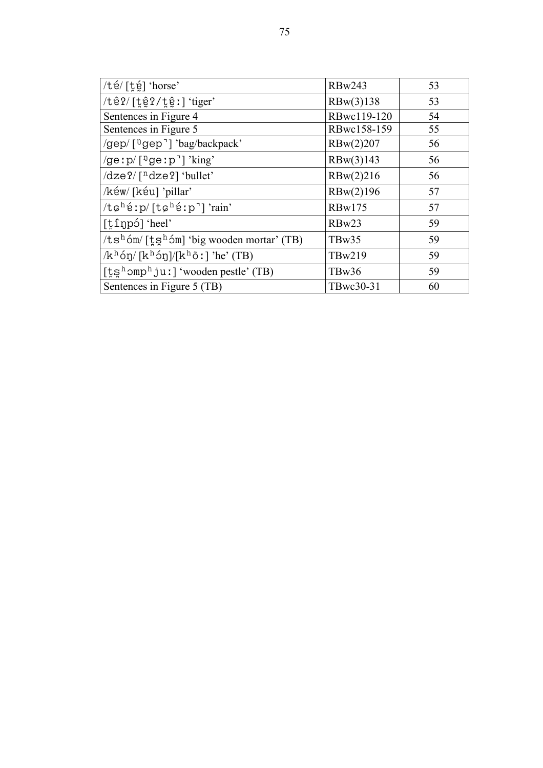| | | |
|---|---|---|
| /té/ [t̪ḛ́] 'horse' | RBw243 | 53 |
| /têʔ/ [t̪ḛ̂ʔ/t̪ḛ̂:] 'tiger' | RBw(3)138 | 53 |
| Sentences in Figure 4 | RBwc119-120 | 54 |
| Sentences in Figure 5 | RBwc158-159 | 55 |
| /gep/ [ᵑgep˺] 'bag/backpack' | RBw(2)207 | 56 |
| /ge:p/ [ᵑge:p˺] 'king' | RBw(3)143 | 56 |
| /dzeʔ/ [ⁿdzeʔ] 'bullet' | RBw(2)216 | 56 |
| /kéw/ [kéu] 'pillar' | RBw(2)196 | 57 |
| /tɕʰé:p/ [tɕʰé:p˺] 'rain' | RBw175 | 57 |
| [t̪îŋpó] 'heel' | RBw23 | 59 |
| /tsʰóm/ [t̪s̪ʰóm] 'big wooden mortar' (TB) | TBw35 | 59 |
| /kʰóŋ/ [kʰóŋ]/[kʰõ:] 'he' (TB) | TBw219 | 59 |
| [t̪s̪ʰɔmpʰju:] 'wooden pestle' (TB) | TBw36 | 59 |
| Sentences in Figure 5 (TB) | TBwc30-31 | 60 |